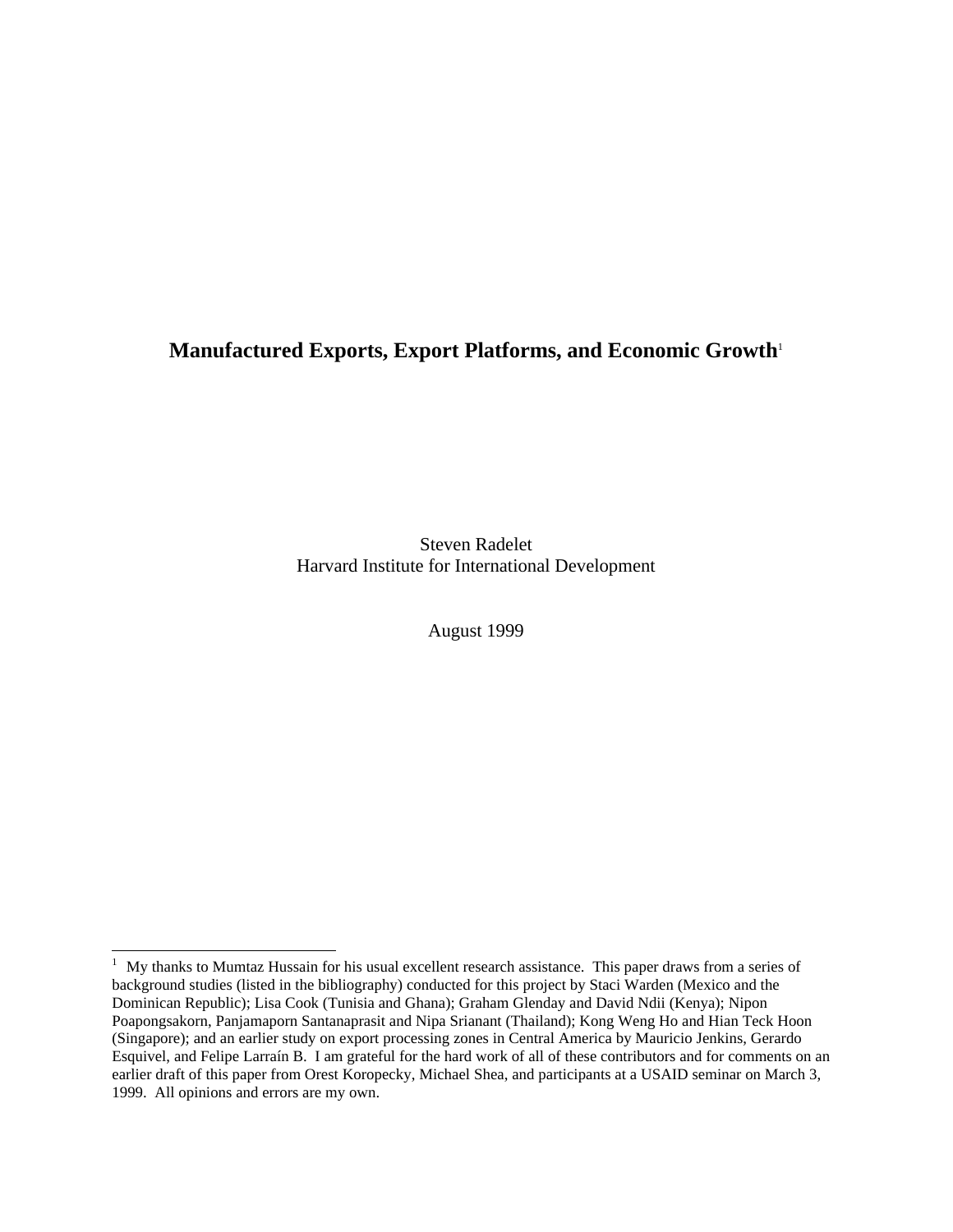# Manufactured Exports, Export Platforms, and Economic Growth[1]

Steven Radelet
Harvard Institute for International Development

August 1999

---

[1] My thanks to Mumtaz Hussain for his usual excellent research assistance. This paper draws from a series of background studies (listed in the bibliography) conducted for this project by Staci Warden (Mexico and the Dominican Republic); Lisa Cook (Tunisia and Ghana); Graham Glenday and David Ndii (Kenya); Nipon Poapongsakorn, Panjamaporn Santanaprasit and Nipa Srianant (Thailand); Kong Weng Ho and Hian Teck Hoon (Singapore); and an earlier study on export processing zones in Central America by Mauricio Jenkins, Gerardo Esquivel, and Felipe Larraín B. I am grateful for the hard work of all of these contributors and for comments on an earlier draft of this paper from Orest Koropecky, Michael Shea, and participants at a USAID seminar on March 3, 1999. All opinions and errors are my own.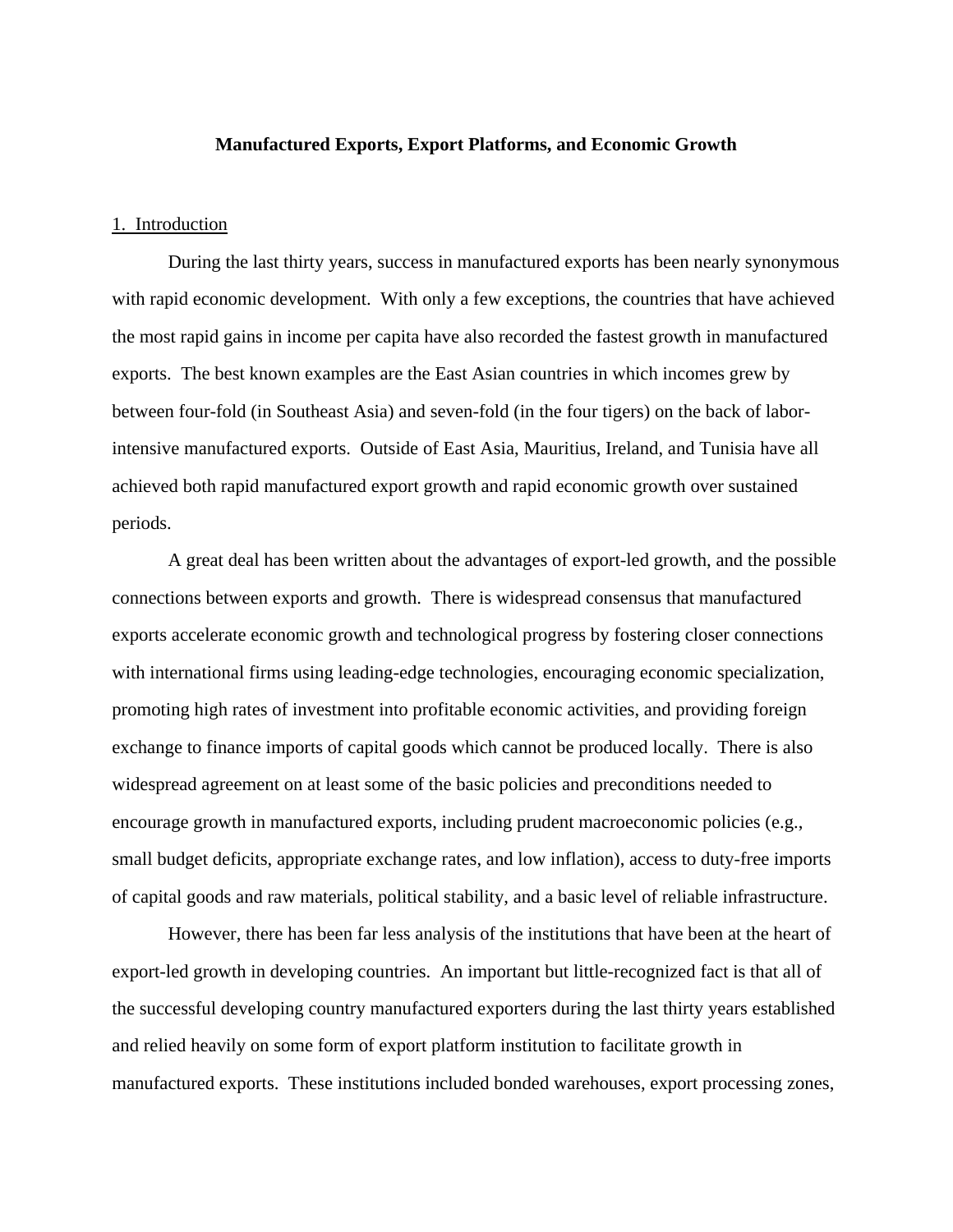**Manufactured Exports, Export Platforms, and Economic Growth**

1. Introduction

During the last thirty years, success in manufactured exports has been nearly synonymous with rapid economic development. With only a few exceptions, the countries that have achieved the most rapid gains in income per capita have also recorded the fastest growth in manufactured exports. The best known examples are the East Asian countries in which incomes grew by between four-fold (in Southeast Asia) and seven-fold (in the four tigers) on the back of labor-intensive manufactured exports. Outside of East Asia, Mauritius, Ireland, and Tunisia have all achieved both rapid manufactured export growth and rapid economic growth over sustained periods.

A great deal has been written about the advantages of export-led growth, and the possible connections between exports and growth. There is widespread consensus that manufactured exports accelerate economic growth and technological progress by fostering closer connections with international firms using leading-edge technologies, encouraging economic specialization, promoting high rates of investment into profitable economic activities, and providing foreign exchange to finance imports of capital goods which cannot be produced locally. There is also widespread agreement on at least some of the basic policies and preconditions needed to encourage growth in manufactured exports, including prudent macroeconomic policies (e.g., small budget deficits, appropriate exchange rates, and low inflation), access to duty-free imports of capital goods and raw materials, political stability, and a basic level of reliable infrastructure.

However, there has been far less analysis of the institutions that have been at the heart of export-led growth in developing countries. An important but little-recognized fact is that all of the successful developing country manufactured exporters during the last thirty years established and relied heavily on some form of export platform institution to facilitate growth in manufactured exports. These institutions included bonded warehouses, export processing zones,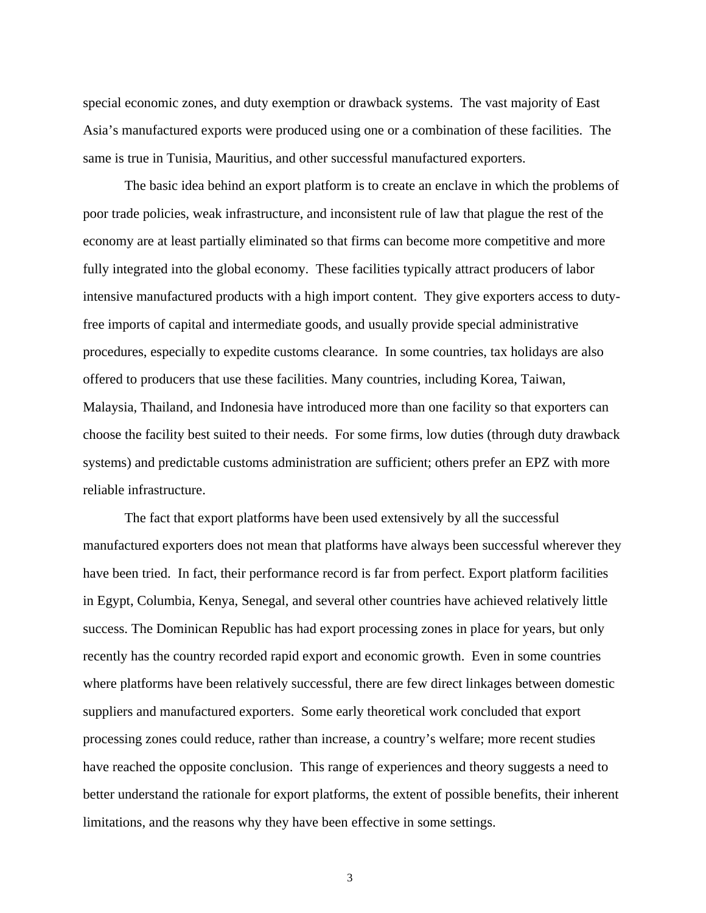special economic zones, and duty exemption or drawback systems. The vast majority of East Asia's manufactured exports were produced using one or a combination of these facilities. The same is true in Tunisia, Mauritius, and other successful manufactured exporters.

The basic idea behind an export platform is to create an enclave in which the problems of poor trade policies, weak infrastructure, and inconsistent rule of law that plague the rest of the economy are at least partially eliminated so that firms can become more competitive and more fully integrated into the global economy. These facilities typically attract producers of labor intensive manufactured products with a high import content. They give exporters access to duty-free imports of capital and intermediate goods, and usually provide special administrative procedures, especially to expedite customs clearance. In some countries, tax holidays are also offered to producers that use these facilities. Many countries, including Korea, Taiwan, Malaysia, Thailand, and Indonesia have introduced more than one facility so that exporters can choose the facility best suited to their needs. For some firms, low duties (through duty drawback systems) and predictable customs administration are sufficient; others prefer an EPZ with more reliable infrastructure.

The fact that export platforms have been used extensively by all the successful manufactured exporters does not mean that platforms have always been successful wherever they have been tried. In fact, their performance record is far from perfect. Export platform facilities in Egypt, Columbia, Kenya, Senegal, and several other countries have achieved relatively little success. The Dominican Republic has had export processing zones in place for years, but only recently has the country recorded rapid export and economic growth. Even in some countries where platforms have been relatively successful, there are few direct linkages between domestic suppliers and manufactured exporters. Some early theoretical work concluded that export processing zones could reduce, rather than increase, a country's welfare; more recent studies have reached the opposite conclusion. This range of experiences and theory suggests a need to better understand the rationale for export platforms, the extent of possible benefits, their inherent limitations, and the reasons why they have been effective in some settings.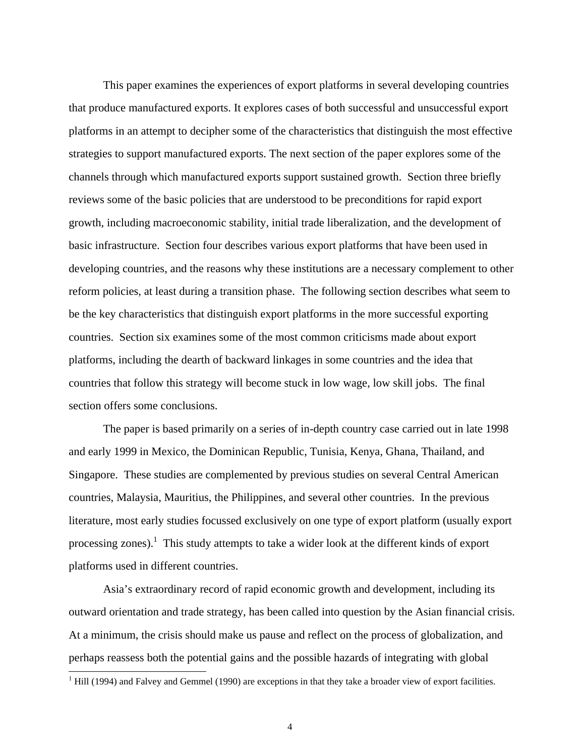This paper examines the experiences of export platforms in several developing countries that produce manufactured exports. It explores cases of both successful and unsuccessful export platforms in an attempt to decipher some of the characteristics that distinguish the most effective strategies to support manufactured exports. The next section of the paper explores some of the channels through which manufactured exports support sustained growth. Section three briefly reviews some of the basic policies that are understood to be preconditions for rapid export growth, including macroeconomic stability, initial trade liberalization, and the development of basic infrastructure. Section four describes various export platforms that have been used in developing countries, and the reasons why these institutions are a necessary complement to other reform policies, at least during a transition phase. The following section describes what seem to be the key characteristics that distinguish export platforms in the more successful exporting countries. Section six examines some of the most common criticisms made about export platforms, including the dearth of backward linkages in some countries and the idea that countries that follow this strategy will become stuck in low wage, low skill jobs. The final section offers some conclusions.

The paper is based primarily on a series of in-depth country case carried out in late 1998 and early 1999 in Mexico, the Dominican Republic, Tunisia, Kenya, Ghana, Thailand, and Singapore. These studies are complemented by previous studies on several Central American countries, Malaysia, Mauritius, the Philippines, and several other countries. In the previous literature, most early studies focussed exclusively on one type of export platform (usually export processing zones).[1] This study attempts to take a wider look at the different kinds of export platforms used in different countries.

Asia's extraordinary record of rapid economic growth and development, including its outward orientation and trade strategy, has been called into question by the Asian financial crisis. At a minimum, the crisis should make us pause and reflect on the process of globalization, and perhaps reassess both the potential gains and the possible hazards of integrating with global

[1] Hill (1994) and Falvey and Gemmel (1990) are exceptions in that they take a broader view of export facilities.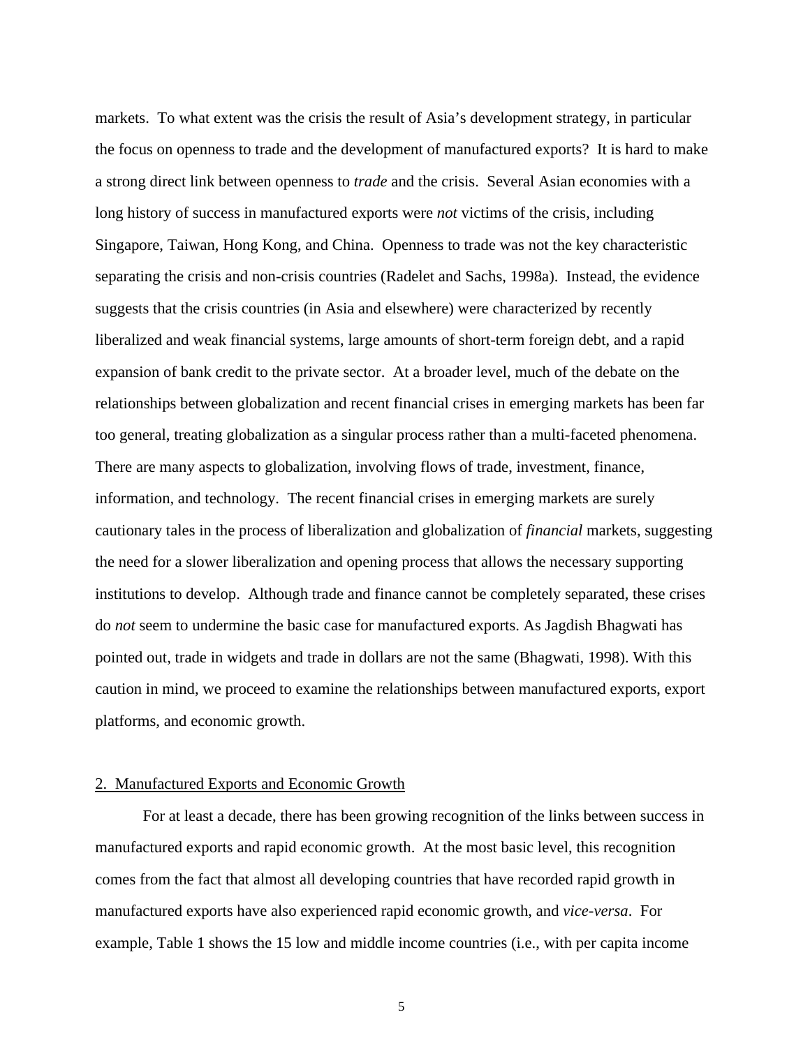markets. To what extent was the crisis the result of Asia's development strategy, in particular the focus on openness to trade and the development of manufactured exports? It is hard to make a strong direct link between openness to *trade* and the crisis. Several Asian economies with a long history of success in manufactured exports were *not* victims of the crisis, including Singapore, Taiwan, Hong Kong, and China. Openness to trade was not the key characteristic separating the crisis and non-crisis countries (Radelet and Sachs, 1998a). Instead, the evidence suggests that the crisis countries (in Asia and elsewhere) were characterized by recently liberalized and weak financial systems, large amounts of short-term foreign debt, and a rapid expansion of bank credit to the private sector. At a broader level, much of the debate on the relationships between globalization and recent financial crises in emerging markets has been far too general, treating globalization as a singular process rather than a multi-faceted phenomena. There are many aspects to globalization, involving flows of trade, investment, finance, information, and technology. The recent financial crises in emerging markets are surely cautionary tales in the process of liberalization and globalization of *financial* markets, suggesting the need for a slower liberalization and opening process that allows the necessary supporting institutions to develop. Although trade and finance cannot be completely separated, these crises do *not* seem to undermine the basic case for manufactured exports. As Jagdish Bhagwati has pointed out, trade in widgets and trade in dollars are not the same (Bhagwati, 1998). With this caution in mind, we proceed to examine the relationships between manufactured exports, export platforms, and economic growth.

## 2. Manufactured Exports and Economic Growth

For at least a decade, there has been growing recognition of the links between success in manufactured exports and rapid economic growth. At the most basic level, this recognition comes from the fact that almost all developing countries that have recorded rapid growth in manufactured exports have also experienced rapid economic growth, and *vice-versa*. For example, Table 1 shows the 15 low and middle income countries (i.e., with per capita income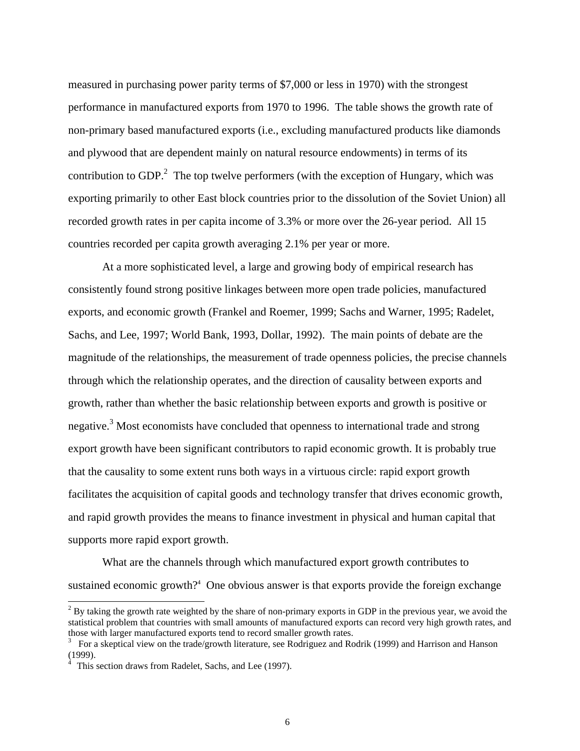measured in purchasing power parity terms of $7,000 or less in 1970) with the strongest performance in manufactured exports from 1970 to 1996. The table shows the growth rate of non-primary based manufactured exports (i.e., excluding manufactured products like diamonds and plywood that are dependent mainly on natural resource endowments) in terms of its contribution to GDP.[2] The top twelve performers (with the exception of Hungary, which was exporting primarily to other East block countries prior to the dissolution of the Soviet Union) all recorded growth rates in per capita income of 3.3% or more over the 26-year period. All 15 countries recorded per capita growth averaging 2.1% per year or more.

At a more sophisticated level, a large and growing body of empirical research has consistently found strong positive linkages between more open trade policies, manufactured exports, and economic growth (Frankel and Roemer, 1999; Sachs and Warner, 1995; Radelet, Sachs, and Lee, 1997; World Bank, 1993, Dollar, 1992). The main points of debate are the magnitude of the relationships, the measurement of trade openness policies, the precise channels through which the relationship operates, and the direction of causality between exports and growth, rather than whether the basic relationship between exports and growth is positive or negative.[3] Most economists have concluded that openness to international trade and strong export growth have been significant contributors to rapid economic growth. It is probably true that the causality to some extent runs both ways in a virtuous circle: rapid export growth facilitates the acquisition of capital goods and technology transfer that drives economic growth, and rapid growth provides the means to finance investment in physical and human capital that supports more rapid export growth.

What are the channels through which manufactured export growth contributes to sustained economic growth?[4] One obvious answer is that exports provide the foreign exchange

---

[2] By taking the growth rate weighted by the share of non-primary exports in GDP in the previous year, we avoid the statistical problem that countries with small amounts of manufactured exports can record very high growth rates, and those with larger manufactured exports tend to record smaller growth rates.

[3] For a skeptical view on the trade/growth literature, see Rodriguez and Rodrik (1999) and Harrison and Hanson (1999).

[4] This section draws from Radelet, Sachs, and Lee (1997).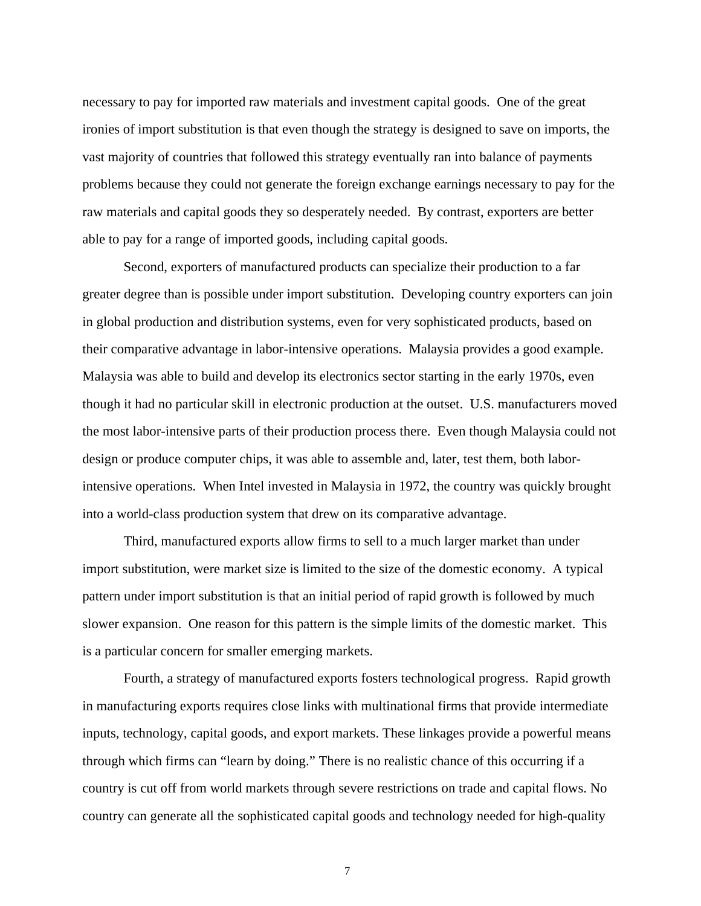necessary to pay for imported raw materials and investment capital goods. One of the great ironies of import substitution is that even though the strategy is designed to save on imports, the vast majority of countries that followed this strategy eventually ran into balance of payments problems because they could not generate the foreign exchange earnings necessary to pay for the raw materials and capital goods they so desperately needed. By contrast, exporters are better able to pay for a range of imported goods, including capital goods.

Second, exporters of manufactured products can specialize their production to a far greater degree than is possible under import substitution. Developing country exporters can join in global production and distribution systems, even for very sophisticated products, based on their comparative advantage in labor-intensive operations. Malaysia provides a good example. Malaysia was able to build and develop its electronics sector starting in the early 1970s, even though it had no particular skill in electronic production at the outset. U.S. manufacturers moved the most labor-intensive parts of their production process there. Even though Malaysia could not design or produce computer chips, it was able to assemble and, later, test them, both labor-intensive operations. When Intel invested in Malaysia in 1972, the country was quickly brought into a world-class production system that drew on its comparative advantage.

Third, manufactured exports allow firms to sell to a much larger market than under import substitution, were market size is limited to the size of the domestic economy. A typical pattern under import substitution is that an initial period of rapid growth is followed by much slower expansion. One reason for this pattern is the simple limits of the domestic market. This is a particular concern for smaller emerging markets.

Fourth, a strategy of manufactured exports fosters technological progress. Rapid growth in manufacturing exports requires close links with multinational firms that provide intermediate inputs, technology, capital goods, and export markets. These linkages provide a powerful means through which firms can "learn by doing." There is no realistic chance of this occurring if a country is cut off from world markets through severe restrictions on trade and capital flows. No country can generate all the sophisticated capital goods and technology needed for high-quality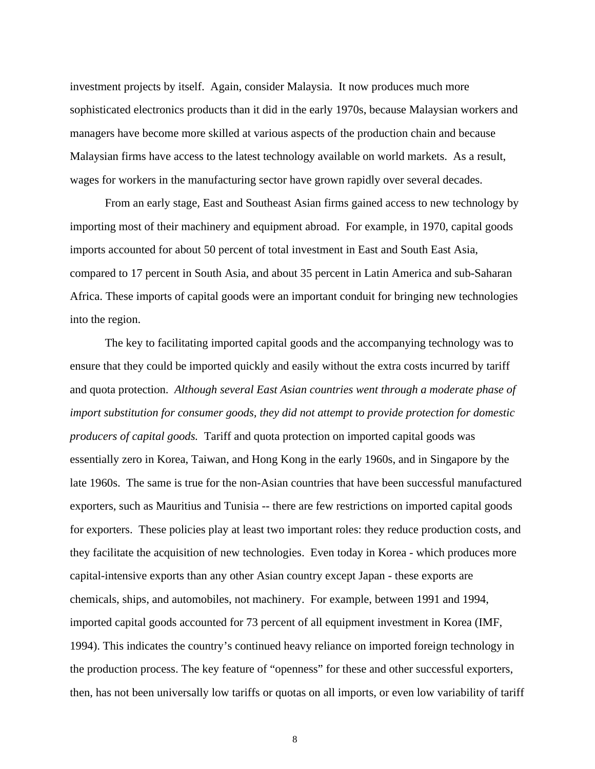investment projects by itself. Again, consider Malaysia. It now produces much more sophisticated electronics products than it did in the early 1970s, because Malaysian workers and managers have become more skilled at various aspects of the production chain and because Malaysian firms have access to the latest technology available on world markets. As a result, wages for workers in the manufacturing sector have grown rapidly over several decades.

From an early stage, East and Southeast Asian firms gained access to new technology by importing most of their machinery and equipment abroad. For example, in 1970, capital goods imports accounted for about 50 percent of total investment in East and South East Asia, compared to 17 percent in South Asia, and about 35 percent in Latin America and sub-Saharan Africa. These imports of capital goods were an important conduit for bringing new technologies into the region.

The key to facilitating imported capital goods and the accompanying technology was to ensure that they could be imported quickly and easily without the extra costs incurred by tariff and quota protection. *Although several East Asian countries went through a moderate phase of import substitution for consumer goods, they did not attempt to provide protection for domestic producers of capital goods.* Tariff and quota protection on imported capital goods was essentially zero in Korea, Taiwan, and Hong Kong in the early 1960s, and in Singapore by the late 1960s. The same is true for the non-Asian countries that have been successful manufactured exporters, such as Mauritius and Tunisia -- there are few restrictions on imported capital goods for exporters. These policies play at least two important roles: they reduce production costs, and they facilitate the acquisition of new technologies. Even today in Korea - which produces more capital-intensive exports than any other Asian country except Japan - these exports are chemicals, ships, and automobiles, not machinery. For example, between 1991 and 1994, imported capital goods accounted for 73 percent of all equipment investment in Korea (IMF, 1994). This indicates the country's continued heavy reliance on imported foreign technology in the production process. The key feature of "openness" for these and other successful exporters, then, has not been universally low tariffs or quotas on all imports, or even low variability of tariff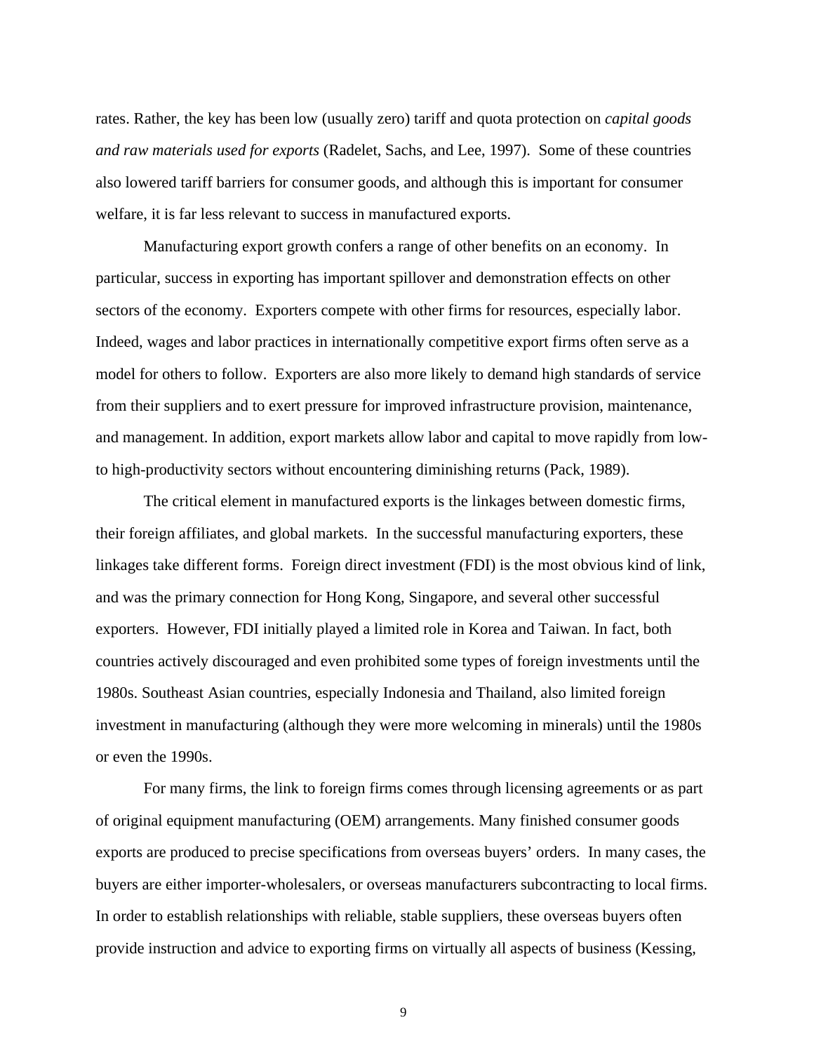rates. Rather, the key has been low (usually zero) tariff and quota protection on *capital goods and raw materials used for exports* (Radelet, Sachs, and Lee, 1997). Some of these countries also lowered tariff barriers for consumer goods, and although this is important for consumer welfare, it is far less relevant to success in manufactured exports.

Manufacturing export growth confers a range of other benefits on an economy. In particular, success in exporting has important spillover and demonstration effects on other sectors of the economy. Exporters compete with other firms for resources, especially labor. Indeed, wages and labor practices in internationally competitive export firms often serve as a model for others to follow. Exporters are also more likely to demand high standards of service from their suppliers and to exert pressure for improved infrastructure provision, maintenance, and management. In addition, export markets allow labor and capital to move rapidly from low- to high-productivity sectors without encountering diminishing returns (Pack, 1989).

The critical element in manufactured exports is the linkages between domestic firms, their foreign affiliates, and global markets. In the successful manufacturing exporters, these linkages take different forms. Foreign direct investment (FDI) is the most obvious kind of link, and was the primary connection for Hong Kong, Singapore, and several other successful exporters. However, FDI initially played a limited role in Korea and Taiwan. In fact, both countries actively discouraged and even prohibited some types of foreign investments until the 1980s. Southeast Asian countries, especially Indonesia and Thailand, also limited foreign investment in manufacturing (although they were more welcoming in minerals) until the 1980s or even the 1990s.

For many firms, the link to foreign firms comes through licensing agreements or as part of original equipment manufacturing (OEM) arrangements. Many finished consumer goods exports are produced to precise specifications from overseas buyers' orders. In many cases, the buyers are either importer-wholesalers, or overseas manufacturers subcontracting to local firms. In order to establish relationships with reliable, stable suppliers, these overseas buyers often provide instruction and advice to exporting firms on virtually all aspects of business (Kessing,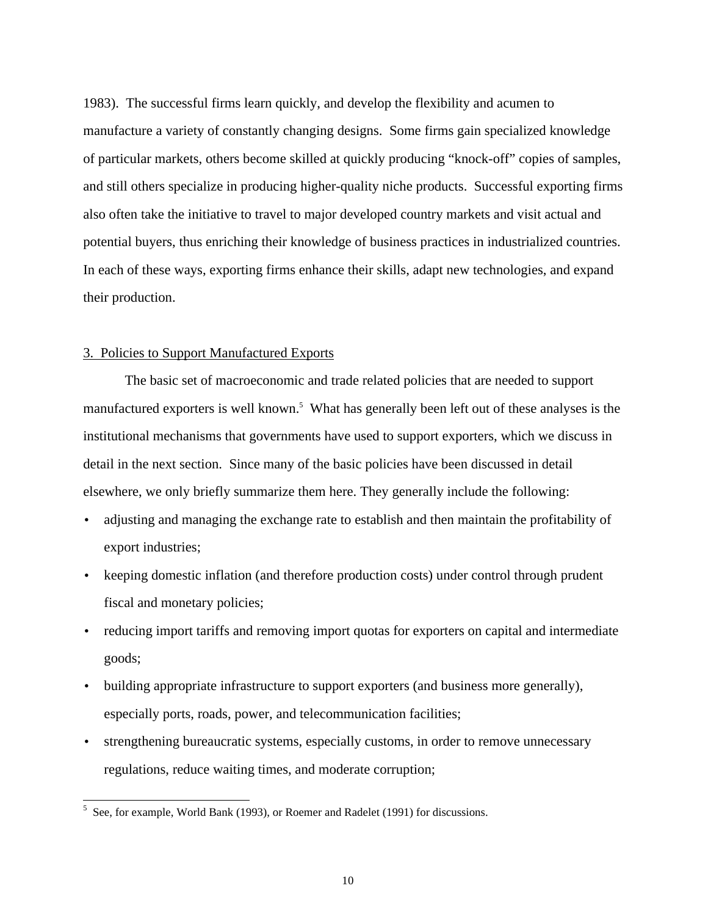1983). The successful firms learn quickly, and develop the flexibility and acumen to manufacture a variety of constantly changing designs. Some firms gain specialized knowledge of particular markets, others become skilled at quickly producing "knock-off" copies of samples, and still others specialize in producing higher-quality niche products. Successful exporting firms also often take the initiative to travel to major developed country markets and visit actual and potential buyers, thus enriching their knowledge of business practices in industrialized countries. In each of these ways, exporting firms enhance their skills, adapt new technologies, and expand their production.

## 3. Policies to Support Manufactured Exports

The basic set of macroeconomic and trade related policies that are needed to support manufactured exporters is well known.[5] What has generally been left out of these analyses is the institutional mechanisms that governments have used to support exporters, which we discuss in detail in the next section. Since many of the basic policies have been discussed in detail elsewhere, we only briefly summarize them here. They generally include the following:

- adjusting and managing the exchange rate to establish and then maintain the profitability of export industries;
- keeping domestic inflation (and therefore production costs) under control through prudent fiscal and monetary policies;
- reducing import tariffs and removing import quotas for exporters on capital and intermediate goods;
- building appropriate infrastructure to support exporters (and business more generally), especially ports, roads, power, and telecommunication facilities;
- strengthening bureaucratic systems, especially customs, in order to remove unnecessary regulations, reduce waiting times, and moderate corruption;

---

[5] See, for example, World Bank (1993), or Roemer and Radelet (1991) for discussions.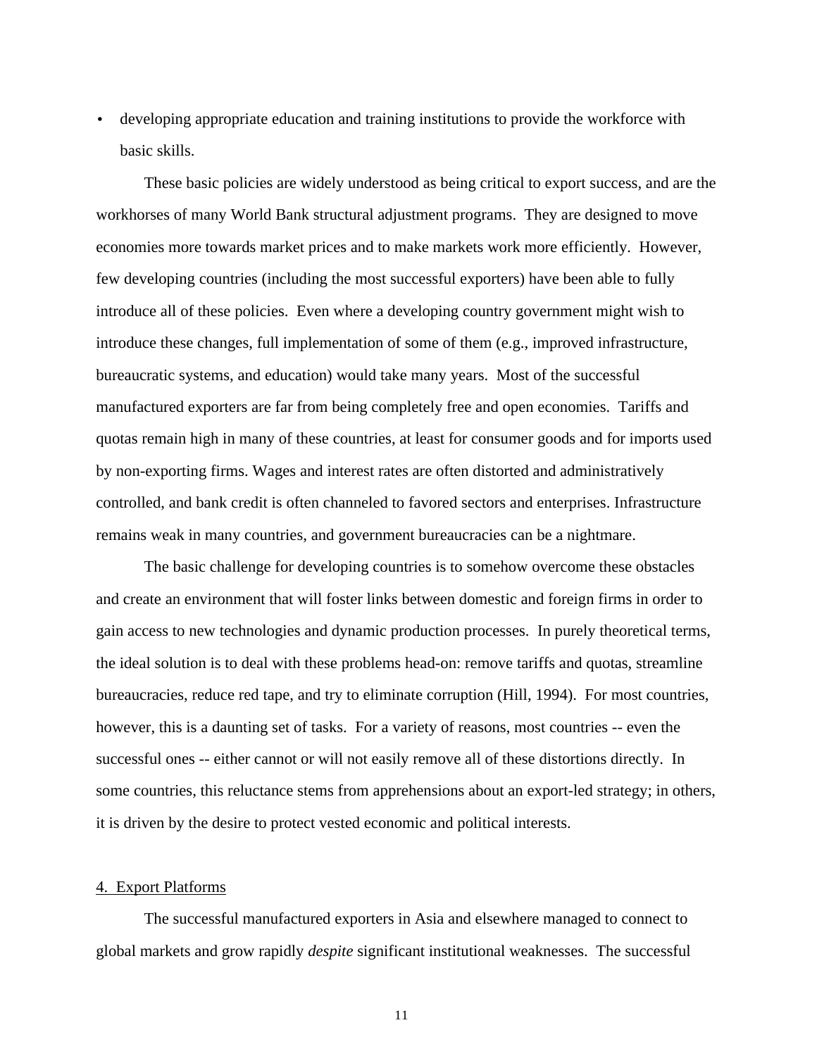- developing appropriate education and training institutions to provide the workforce with basic skills.

These basic policies are widely understood as being critical to export success, and are the workhorses of many World Bank structural adjustment programs. They are designed to move economies more towards market prices and to make markets work more efficiently. However, few developing countries (including the most successful exporters) have been able to fully introduce all of these policies. Even where a developing country government might wish to introduce these changes, full implementation of some of them (e.g., improved infrastructure, bureaucratic systems, and education) would take many years. Most of the successful manufactured exporters are far from being completely free and open economies. Tariffs and quotas remain high in many of these countries, at least for consumer goods and for imports used by non-exporting firms. Wages and interest rates are often distorted and administratively controlled, and bank credit is often channeled to favored sectors and enterprises. Infrastructure remains weak in many countries, and government bureaucracies can be a nightmare.

The basic challenge for developing countries is to somehow overcome these obstacles and create an environment that will foster links between domestic and foreign firms in order to gain access to new technologies and dynamic production processes. In purely theoretical terms, the ideal solution is to deal with these problems head-on: remove tariffs and quotas, streamline bureaucracies, reduce red tape, and try to eliminate corruption (Hill, 1994). For most countries, however, this is a daunting set of tasks. For a variety of reasons, most countries -- even the successful ones -- either cannot or will not easily remove all of these distortions directly. In some countries, this reluctance stems from apprehensions about an export-led strategy; in others, it is driven by the desire to protect vested economic and political interests.

## 4. Export Platforms

The successful manufactured exporters in Asia and elsewhere managed to connect to global markets and grow rapidly *despite* significant institutional weaknesses. The successful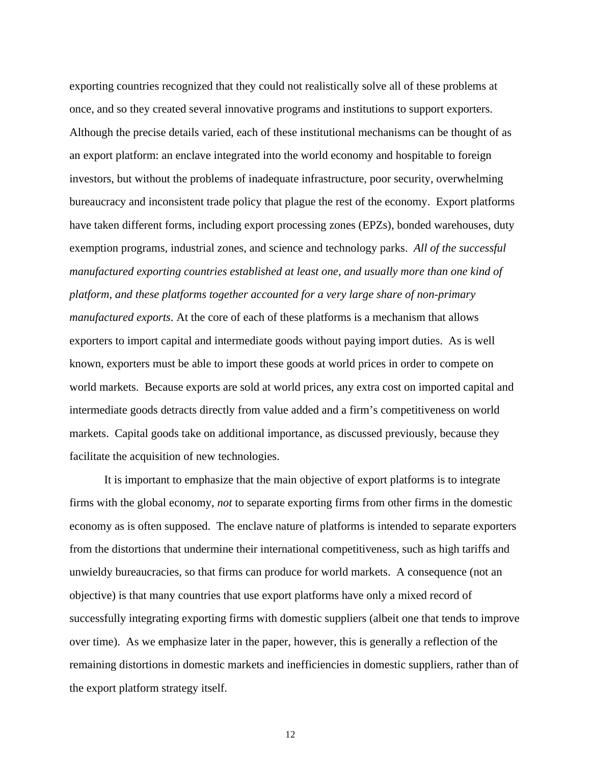exporting countries recognized that they could not realistically solve all of these problems at once, and so they created several innovative programs and institutions to support exporters. Although the precise details varied, each of these institutional mechanisms can be thought of as an export platform: an enclave integrated into the world economy and hospitable to foreign investors, but without the problems of inadequate infrastructure, poor security, overwhelming bureaucracy and inconsistent trade policy that plague the rest of the economy. Export platforms have taken different forms, including export processing zones (EPZs), bonded warehouses, duty exemption programs, industrial zones, and science and technology parks. *All of the successful manufactured exporting countries established at least one, and usually more than one kind of platform, and these platforms together accounted for a very large share of non-primary manufactured exports*. At the core of each of these platforms is a mechanism that allows exporters to import capital and intermediate goods without paying import duties. As is well known, exporters must be able to import these goods at world prices in order to compete on world markets. Because exports are sold at world prices, any extra cost on imported capital and intermediate goods detracts directly from value added and a firm's competitiveness on world markets. Capital goods take on additional importance, as discussed previously, because they facilitate the acquisition of new technologies.

It is important to emphasize that the main objective of export platforms is to integrate firms with the global economy, *not* to separate exporting firms from other firms in the domestic economy as is often supposed. The enclave nature of platforms is intended to separate exporters from the distortions that undermine their international competitiveness, such as high tariffs and unwieldy bureaucracies, so that firms can produce for world markets. A consequence (not an objective) is that many countries that use export platforms have only a mixed record of successfully integrating exporting firms with domestic suppliers (albeit one that tends to improve over time). As we emphasize later in the paper, however, this is generally a reflection of the remaining distortions in domestic markets and inefficiencies in domestic suppliers, rather than of the export platform strategy itself.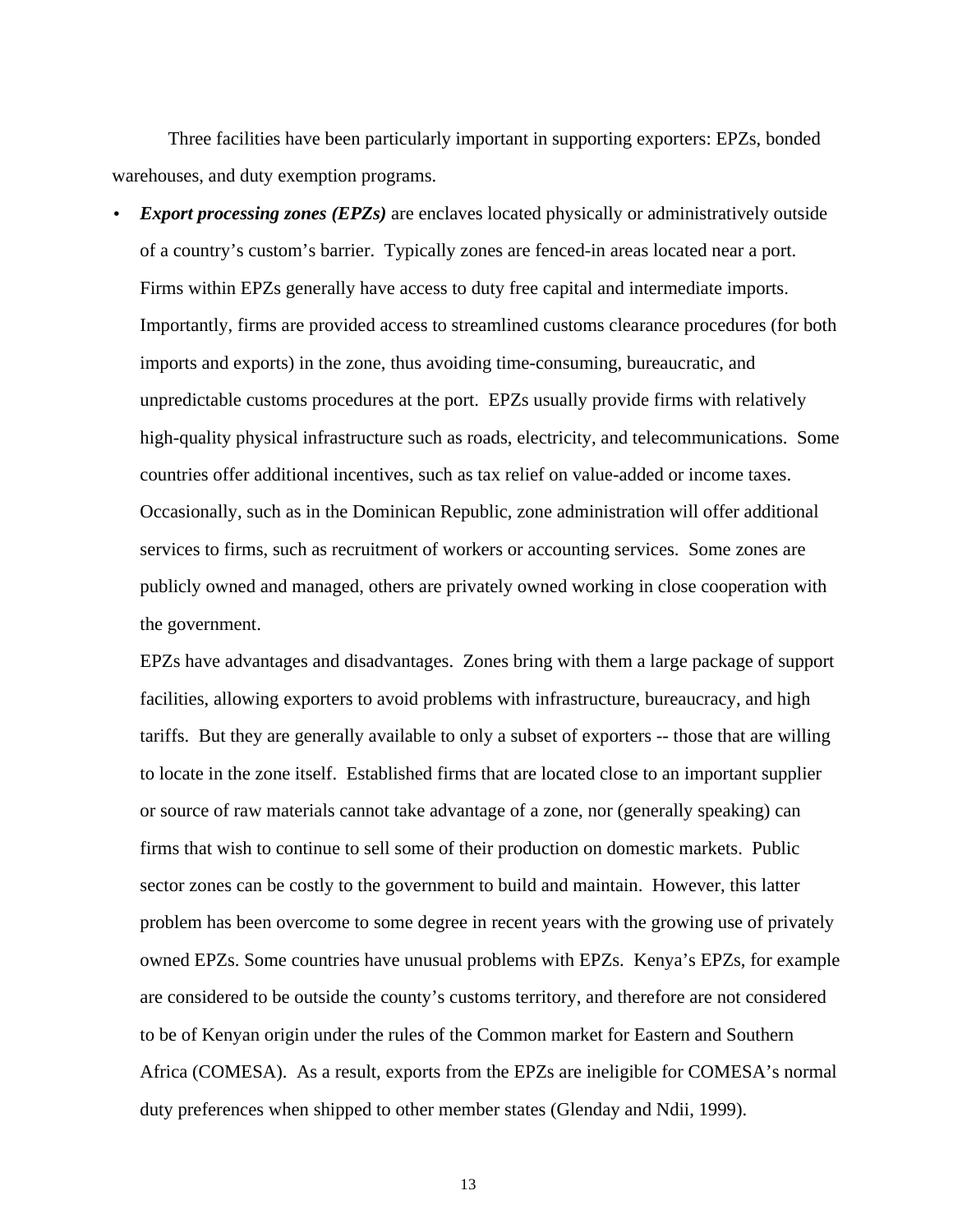Three facilities have been particularly important in supporting exporters: EPZs, bonded warehouses, and duty exemption programs.

- ***Export processing zones (EPZs)*** are enclaves located physically or administratively outside of a country's custom's barrier. Typically zones are fenced-in areas located near a port. Firms within EPZs generally have access to duty free capital and intermediate imports. Importantly, firms are provided access to streamlined customs clearance procedures (for both imports and exports) in the zone, thus avoiding time-consuming, bureaucratic, and unpredictable customs procedures at the port. EPZs usually provide firms with relatively high-quality physical infrastructure such as roads, electricity, and telecommunications. Some countries offer additional incentives, such as tax relief on value-added or income taxes. Occasionally, such as in the Dominican Republic, zone administration will offer additional services to firms, such as recruitment of workers or accounting services. Some zones are publicly owned and managed, others are privately owned working in close cooperation with the government.

  EPZs have advantages and disadvantages. Zones bring with them a large package of support facilities, allowing exporters to avoid problems with infrastructure, bureaucracy, and high tariffs. But they are generally available to only a subset of exporters -- those that are willing to locate in the zone itself. Established firms that are located close to an important supplier or source of raw materials cannot take advantage of a zone, nor (generally speaking) can firms that wish to continue to sell some of their production on domestic markets. Public sector zones can be costly to the government to build and maintain. However, this latter problem has been overcome to some degree in recent years with the growing use of privately owned EPZs. Some countries have unusual problems with EPZs. Kenya's EPZs, for example are considered to be outside the county's customs territory, and therefore are not considered to be of Kenyan origin under the rules of the Common market for Eastern and Southern Africa (COMESA). As a result, exports from the EPZs are ineligible for COMESA's normal duty preferences when shipped to other member states (Glenday and Ndii, 1999).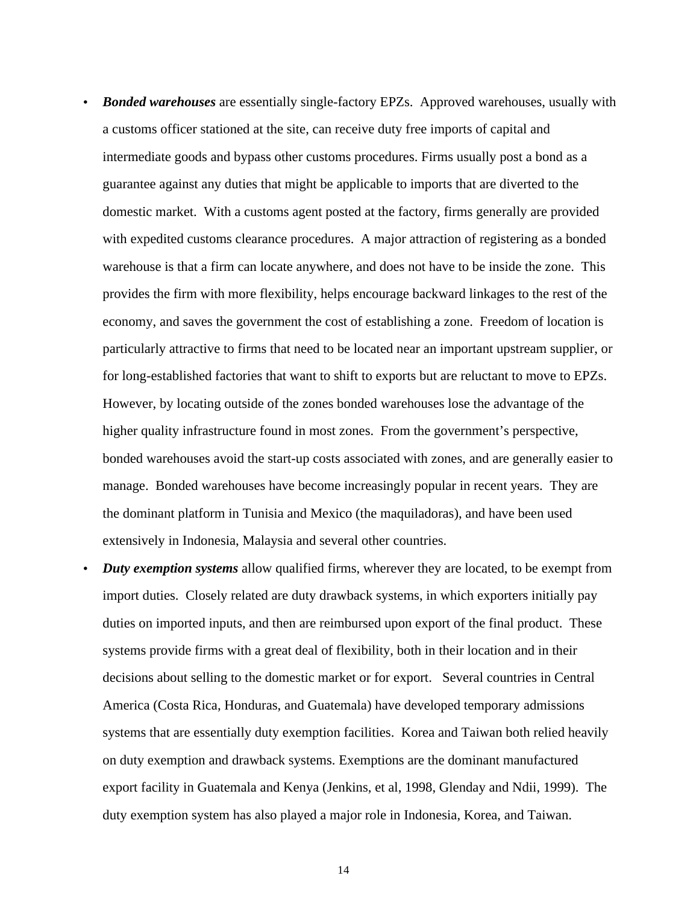- ***Bonded warehouses*** are essentially single-factory EPZs. Approved warehouses, usually with a customs officer stationed at the site, can receive duty free imports of capital and intermediate goods and bypass other customs procedures. Firms usually post a bond as a guarantee against any duties that might be applicable to imports that are diverted to the domestic market. With a customs agent posted at the factory, firms generally are provided with expedited customs clearance procedures. A major attraction of registering as a bonded warehouse is that a firm can locate anywhere, and does not have to be inside the zone. This provides the firm with more flexibility, helps encourage backward linkages to the rest of the economy, and saves the government the cost of establishing a zone. Freedom of location is particularly attractive to firms that need to be located near an important upstream supplier, or for long-established factories that want to shift to exports but are reluctant to move to EPZs. However, by locating outside of the zones bonded warehouses lose the advantage of the higher quality infrastructure found in most zones. From the government's perspective, bonded warehouses avoid the start-up costs associated with zones, and are generally easier to manage. Bonded warehouses have become increasingly popular in recent years. They are the dominant platform in Tunisia and Mexico (the maquiladoras), and have been used extensively in Indonesia, Malaysia and several other countries.
- ***Duty exemption systems*** allow qualified firms, wherever they are located, to be exempt from import duties. Closely related are duty drawback systems, in which exporters initially pay duties on imported inputs, and then are reimbursed upon export of the final product. These systems provide firms with a great deal of flexibility, both in their location and in their decisions about selling to the domestic market or for export. Several countries in Central America (Costa Rica, Honduras, and Guatemala) have developed temporary admissions systems that are essentially duty exemption facilities. Korea and Taiwan both relied heavily on duty exemption and drawback systems. Exemptions are the dominant manufactured export facility in Guatemala and Kenya (Jenkins, et al, 1998, Glenday and Ndii, 1999). The duty exemption system has also played a major role in Indonesia, Korea, and Taiwan.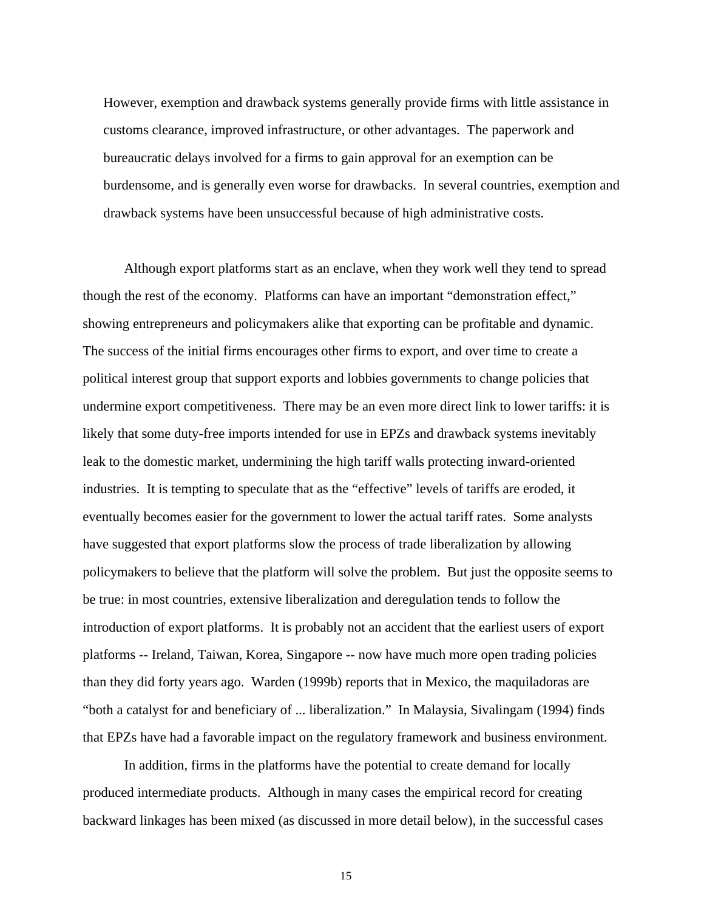However, exemption and drawback systems generally provide firms with little assistance in customs clearance, improved infrastructure, or other advantages. The paperwork and bureaucratic delays involved for a firms to gain approval for an exemption can be burdensome, and is generally even worse for drawbacks. In several countries, exemption and drawback systems have been unsuccessful because of high administrative costs.

Although export platforms start as an enclave, when they work well they tend to spread though the rest of the economy. Platforms can have an important "demonstration effect," showing entrepreneurs and policymakers alike that exporting can be profitable and dynamic. The success of the initial firms encourages other firms to export, and over time to create a political interest group that support exports and lobbies governments to change policies that undermine export competitiveness. There may be an even more direct link to lower tariffs: it is likely that some duty-free imports intended for use in EPZs and drawback systems inevitably leak to the domestic market, undermining the high tariff walls protecting inward-oriented industries. It is tempting to speculate that as the "effective" levels of tariffs are eroded, it eventually becomes easier for the government to lower the actual tariff rates. Some analysts have suggested that export platforms slow the process of trade liberalization by allowing policymakers to believe that the platform will solve the problem. But just the opposite seems to be true: in most countries, extensive liberalization and deregulation tends to follow the introduction of export platforms. It is probably not an accident that the earliest users of export platforms -- Ireland, Taiwan, Korea, Singapore -- now have much more open trading policies than they did forty years ago. Warden (1999b) reports that in Mexico, the maquiladoras are "both a catalyst for and beneficiary of ... liberalization." In Malaysia, Sivalingam (1994) finds that EPZs have had a favorable impact on the regulatory framework and business environment.

In addition, firms in the platforms have the potential to create demand for locally produced intermediate products. Although in many cases the empirical record for creating backward linkages has been mixed (as discussed in more detail below), in the successful cases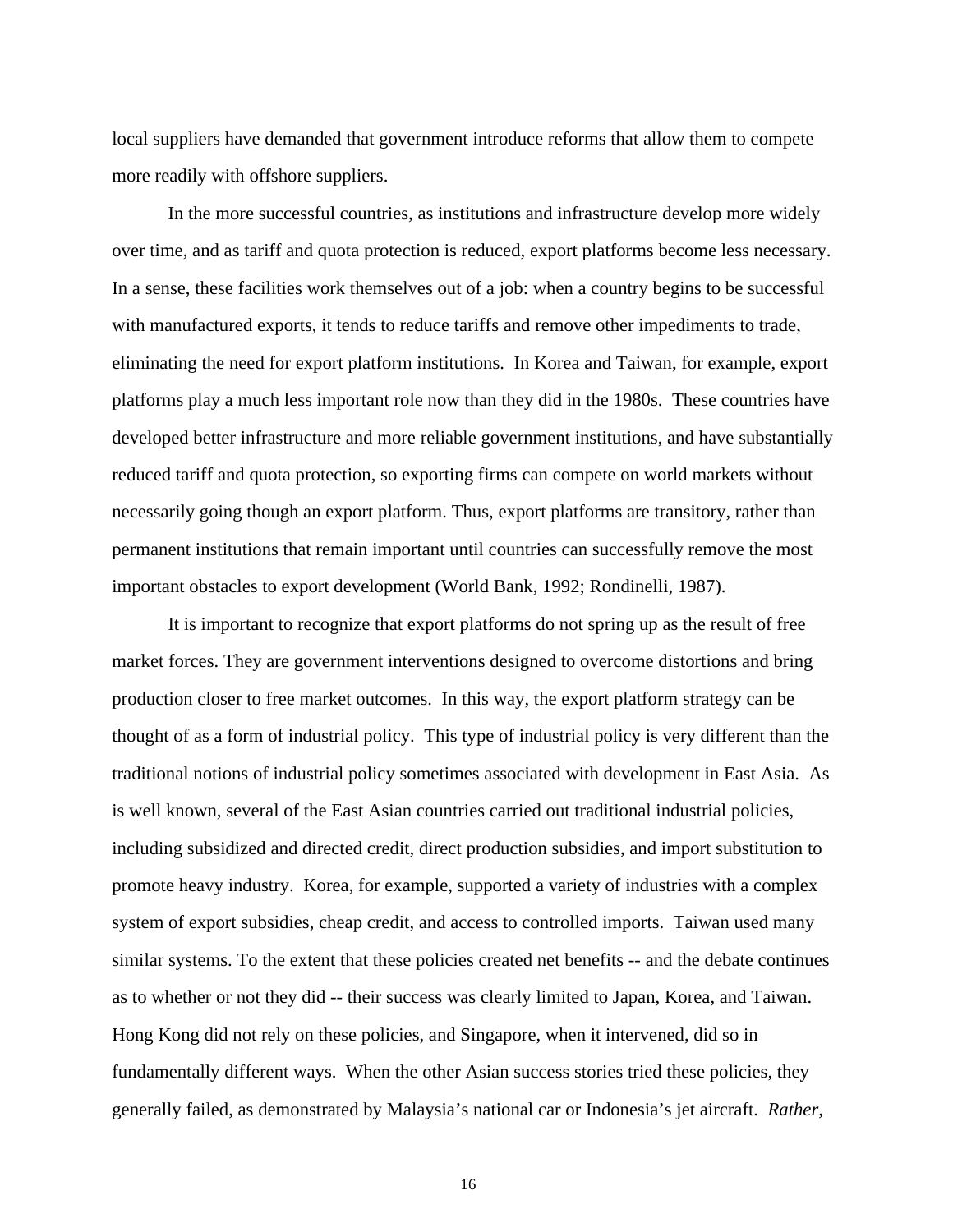local suppliers have demanded that government introduce reforms that allow them to compete more readily with offshore suppliers.

In the more successful countries, as institutions and infrastructure develop more widely over time, and as tariff and quota protection is reduced, export platforms become less necessary. In a sense, these facilities work themselves out of a job: when a country begins to be successful with manufactured exports, it tends to reduce tariffs and remove other impediments to trade, eliminating the need for export platform institutions. In Korea and Taiwan, for example, export platforms play a much less important role now than they did in the 1980s. These countries have developed better infrastructure and more reliable government institutions, and have substantially reduced tariff and quota protection, so exporting firms can compete on world markets without necessarily going though an export platform. Thus, export platforms are transitory, rather than permanent institutions that remain important until countries can successfully remove the most important obstacles to export development (World Bank, 1992; Rondinelli, 1987).

It is important to recognize that export platforms do not spring up as the result of free market forces. They are government interventions designed to overcome distortions and bring production closer to free market outcomes. In this way, the export platform strategy can be thought of as a form of industrial policy. This type of industrial policy is very different than the traditional notions of industrial policy sometimes associated with development in East Asia. As is well known, several of the East Asian countries carried out traditional industrial policies, including subsidized and directed credit, direct production subsidies, and import substitution to promote heavy industry. Korea, for example, supported a variety of industries with a complex system of export subsidies, cheap credit, and access to controlled imports. Taiwan used many similar systems. To the extent that these policies created net benefits -- and the debate continues as to whether or not they did -- their success was clearly limited to Japan, Korea, and Taiwan. Hong Kong did not rely on these policies, and Singapore, when it intervened, did so in fundamentally different ways. When the other Asian success stories tried these policies, they generally failed, as demonstrated by Malaysia's national car or Indonesia's jet aircraft. *Rather,*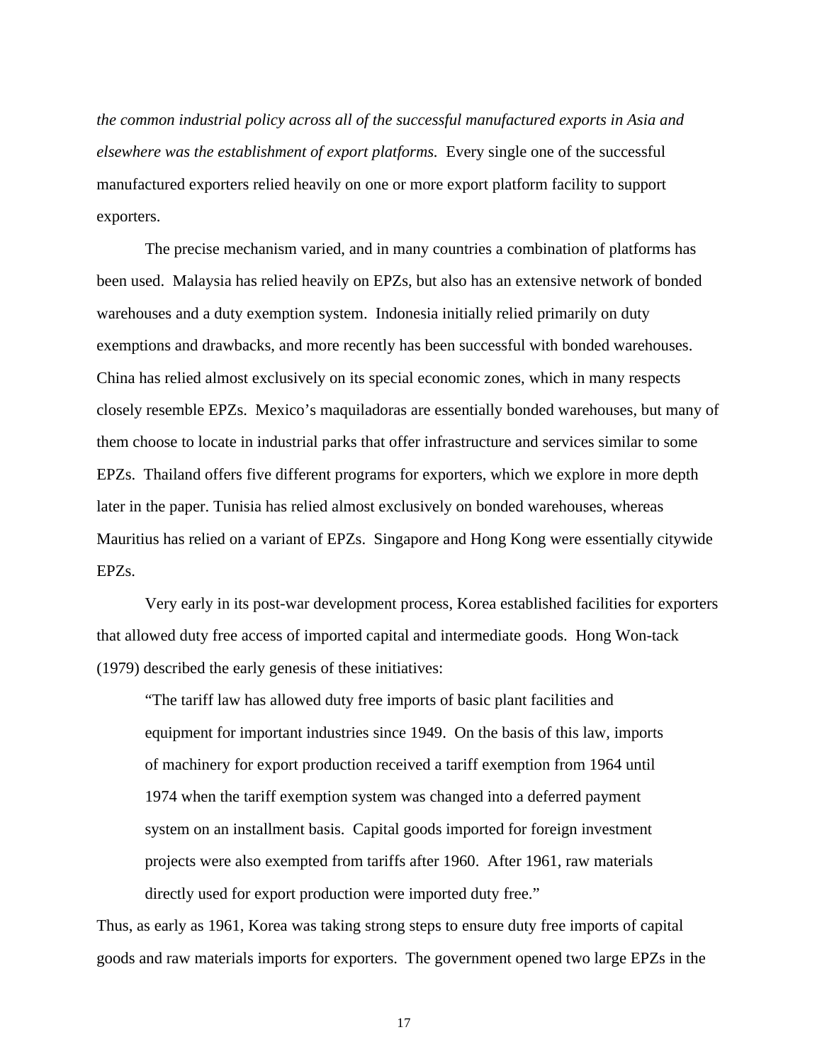*the common industrial policy across all of the successful manufactured exports in Asia and elsewhere was the establishment of export platforms.* Every single one of the successful manufactured exporters relied heavily on one or more export platform facility to support exporters.

The precise mechanism varied, and in many countries a combination of platforms has been used. Malaysia has relied heavily on EPZs, but also has an extensive network of bonded warehouses and a duty exemption system. Indonesia initially relied primarily on duty exemptions and drawbacks, and more recently has been successful with bonded warehouses. China has relied almost exclusively on its special economic zones, which in many respects closely resemble EPZs. Mexico's maquiladoras are essentially bonded warehouses, but many of them choose to locate in industrial parks that offer infrastructure and services similar to some EPZs. Thailand offers five different programs for exporters, which we explore in more depth later in the paper. Tunisia has relied almost exclusively on bonded warehouses, whereas Mauritius has relied on a variant of EPZs. Singapore and Hong Kong were essentially citywide EPZs.

Very early in its post-war development process, Korea established facilities for exporters that allowed duty free access of imported capital and intermediate goods. Hong Won-tack (1979) described the early genesis of these initiatives:

> "The tariff law has allowed duty free imports of basic plant facilities and equipment for important industries since 1949. On the basis of this law, imports of machinery for export production received a tariff exemption from 1964 until 1974 when the tariff exemption system was changed into a deferred payment system on an installment basis. Capital goods imported for foreign investment projects were also exempted from tariffs after 1960. After 1961, raw materials directly used for export production were imported duty free."

Thus, as early as 1961, Korea was taking strong steps to ensure duty free imports of capital goods and raw materials imports for exporters. The government opened two large EPZs in the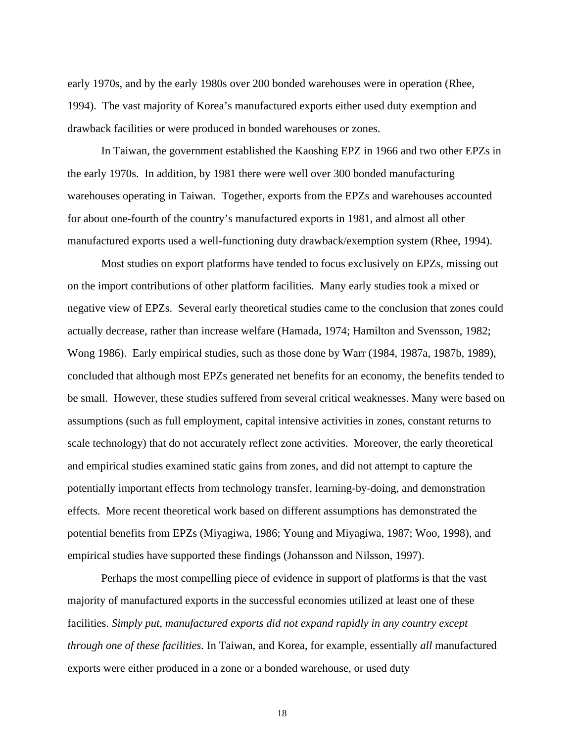early 1970s, and by the early 1980s over 200 bonded warehouses were in operation (Rhee, 1994). The vast majority of Korea's manufactured exports either used duty exemption and drawback facilities or were produced in bonded warehouses or zones.

In Taiwan, the government established the Kaoshing EPZ in 1966 and two other EPZs in the early 1970s. In addition, by 1981 there were well over 300 bonded manufacturing warehouses operating in Taiwan. Together, exports from the EPZs and warehouses accounted for about one-fourth of the country's manufactured exports in 1981, and almost all other manufactured exports used a well-functioning duty drawback/exemption system (Rhee, 1994).

Most studies on export platforms have tended to focus exclusively on EPZs, missing out on the import contributions of other platform facilities. Many early studies took a mixed or negative view of EPZs. Several early theoretical studies came to the conclusion that zones could actually decrease, rather than increase welfare (Hamada, 1974; Hamilton and Svensson, 1982; Wong 1986). Early empirical studies, such as those done by Warr (1984, 1987a, 1987b, 1989), concluded that although most EPZs generated net benefits for an economy, the benefits tended to be small. However, these studies suffered from several critical weaknesses. Many were based on assumptions (such as full employment, capital intensive activities in zones, constant returns to scale technology) that do not accurately reflect zone activities. Moreover, the early theoretical and empirical studies examined static gains from zones, and did not attempt to capture the potentially important effects from technology transfer, learning-by-doing, and demonstration effects. More recent theoretical work based on different assumptions has demonstrated the potential benefits from EPZs (Miyagiwa, 1986; Young and Miyagiwa, 1987; Woo, 1998), and empirical studies have supported these findings (Johansson and Nilsson, 1997).

Perhaps the most compelling piece of evidence in support of platforms is that the vast majority of manufactured exports in the successful economies utilized at least one of these facilities. *Simply put, manufactured exports did not expand rapidly in any country except through one of these facilities.* In Taiwan, and Korea, for example, essentially *all* manufactured exports were either produced in a zone or a bonded warehouse, or used duty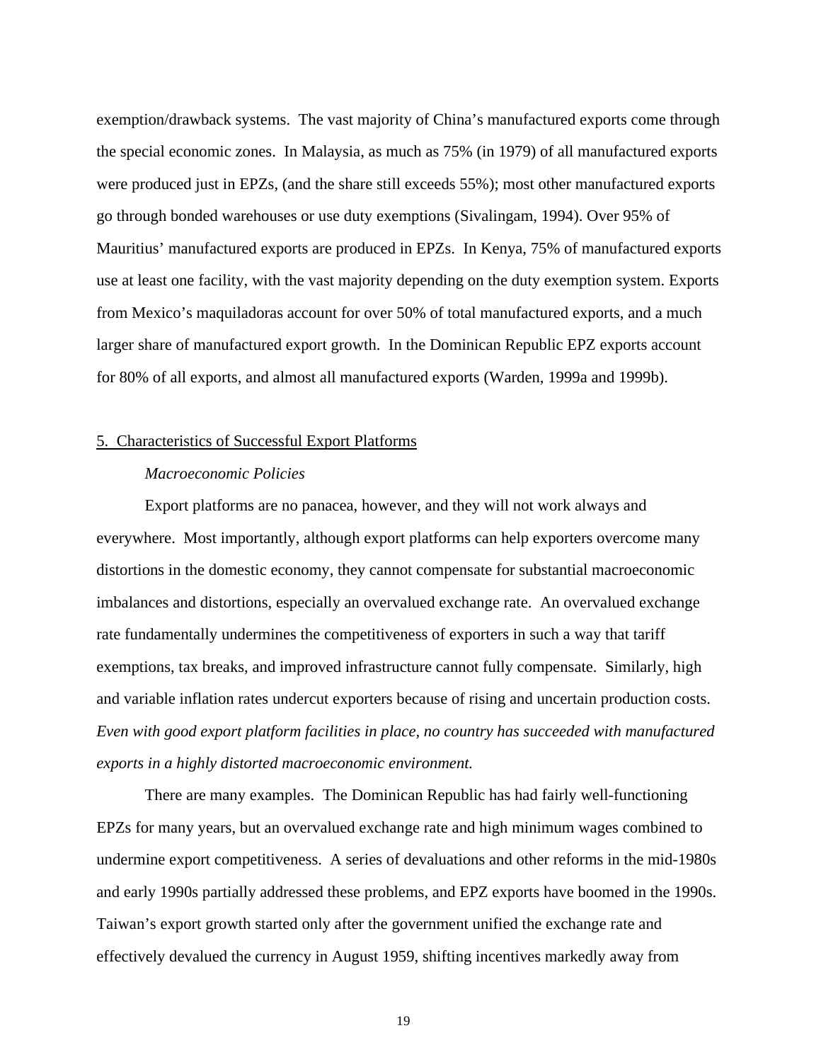exemption/drawback systems. The vast majority of China's manufactured exports come through the special economic zones. In Malaysia, as much as 75% (in 1979) of all manufactured exports were produced just in EPZs, (and the share still exceeds 55%); most other manufactured exports go through bonded warehouses or use duty exemptions (Sivalingam, 1994). Over 95% of Mauritius' manufactured exports are produced in EPZs. In Kenya, 75% of manufactured exports use at least one facility, with the vast majority depending on the duty exemption system. Exports from Mexico's maquiladoras account for over 50% of total manufactured exports, and a much larger share of manufactured export growth. In the Dominican Republic EPZ exports account for 80% of all exports, and almost all manufactured exports (Warden, 1999a and 1999b).

## 5. Characteristics of Successful Export Platforms

### *Macroeconomic Policies*

Export platforms are no panacea, however, and they will not work always and everywhere. Most importantly, although export platforms can help exporters overcome many distortions in the domestic economy, they cannot compensate for substantial macroeconomic imbalances and distortions, especially an overvalued exchange rate. An overvalued exchange rate fundamentally undermines the competitiveness of exporters in such a way that tariff exemptions, tax breaks, and improved infrastructure cannot fully compensate. Similarly, high and variable inflation rates undercut exporters because of rising and uncertain production costs. *Even with good export platform facilities in place, no country has succeeded with manufactured exports in a highly distorted macroeconomic environment.*

There are many examples. The Dominican Republic has had fairly well-functioning EPZs for many years, but an overvalued exchange rate and high minimum wages combined to undermine export competitiveness. A series of devaluations and other reforms in the mid-1980s and early 1990s partially addressed these problems, and EPZ exports have boomed in the 1990s. Taiwan's export growth started only after the government unified the exchange rate and effectively devalued the currency in August 1959, shifting incentives markedly away from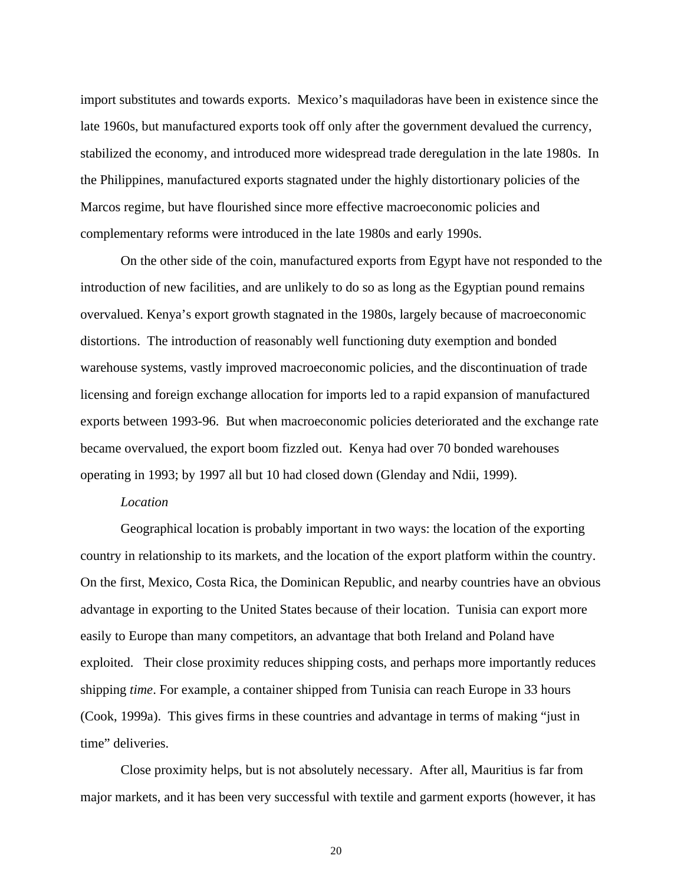import substitutes and towards exports. Mexico's maquiladoras have been in existence since the late 1960s, but manufactured exports took off only after the government devalued the currency, stabilized the economy, and introduced more widespread trade deregulation in the late 1980s. In the Philippines, manufactured exports stagnated under the highly distortionary policies of the Marcos regime, but have flourished since more effective macroeconomic policies and complementary reforms were introduced in the late 1980s and early 1990s.

On the other side of the coin, manufactured exports from Egypt have not responded to the introduction of new facilities, and are unlikely to do so as long as the Egyptian pound remains overvalued. Kenya's export growth stagnated in the 1980s, largely because of macroeconomic distortions. The introduction of reasonably well functioning duty exemption and bonded warehouse systems, vastly improved macroeconomic policies, and the discontinuation of trade licensing and foreign exchange allocation for imports led to a rapid expansion of manufactured exports between 1993-96. But when macroeconomic policies deteriorated and the exchange rate became overvalued, the export boom fizzled out. Kenya had over 70 bonded warehouses operating in 1993; by 1997 all but 10 had closed down (Glenday and Ndii, 1999).

*Location*

Geographical location is probably important in two ways: the location of the exporting country in relationship to its markets, and the location of the export platform within the country. On the first, Mexico, Costa Rica, the Dominican Republic, and nearby countries have an obvious advantage in exporting to the United States because of their location. Tunisia can export more easily to Europe than many competitors, an advantage that both Ireland and Poland have exploited. Their close proximity reduces shipping costs, and perhaps more importantly reduces shipping *time*. For example, a container shipped from Tunisia can reach Europe in 33 hours (Cook, 1999a). This gives firms in these countries and advantage in terms of making "just in time" deliveries.

Close proximity helps, but is not absolutely necessary. After all, Mauritius is far from major markets, and it has been very successful with textile and garment exports (however, it has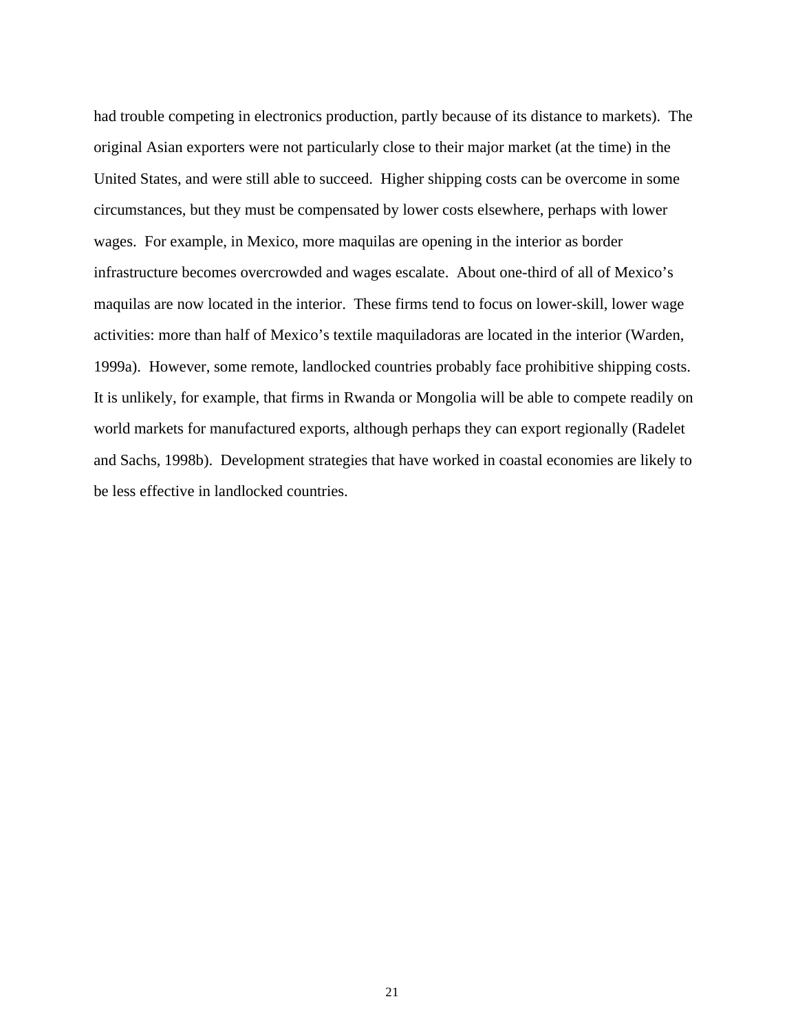had trouble competing in electronics production, partly because of its distance to markets). The original Asian exporters were not particularly close to their major market (at the time) in the United States, and were still able to succeed. Higher shipping costs can be overcome in some circumstances, but they must be compensated by lower costs elsewhere, perhaps with lower wages. For example, in Mexico, more maquilas are opening in the interior as border infrastructure becomes overcrowded and wages escalate. About one-third of all of Mexico's maquilas are now located in the interior. These firms tend to focus on lower-skill, lower wage activities: more than half of Mexico's textile maquiladoras are located in the interior (Warden, 1999a). However, some remote, landlocked countries probably face prohibitive shipping costs. It is unlikely, for example, that firms in Rwanda or Mongolia will be able to compete readily on world markets for manufactured exports, although perhaps they can export regionally (Radelet and Sachs, 1998b). Development strategies that have worked in coastal economies are likely to be less effective in landlocked countries.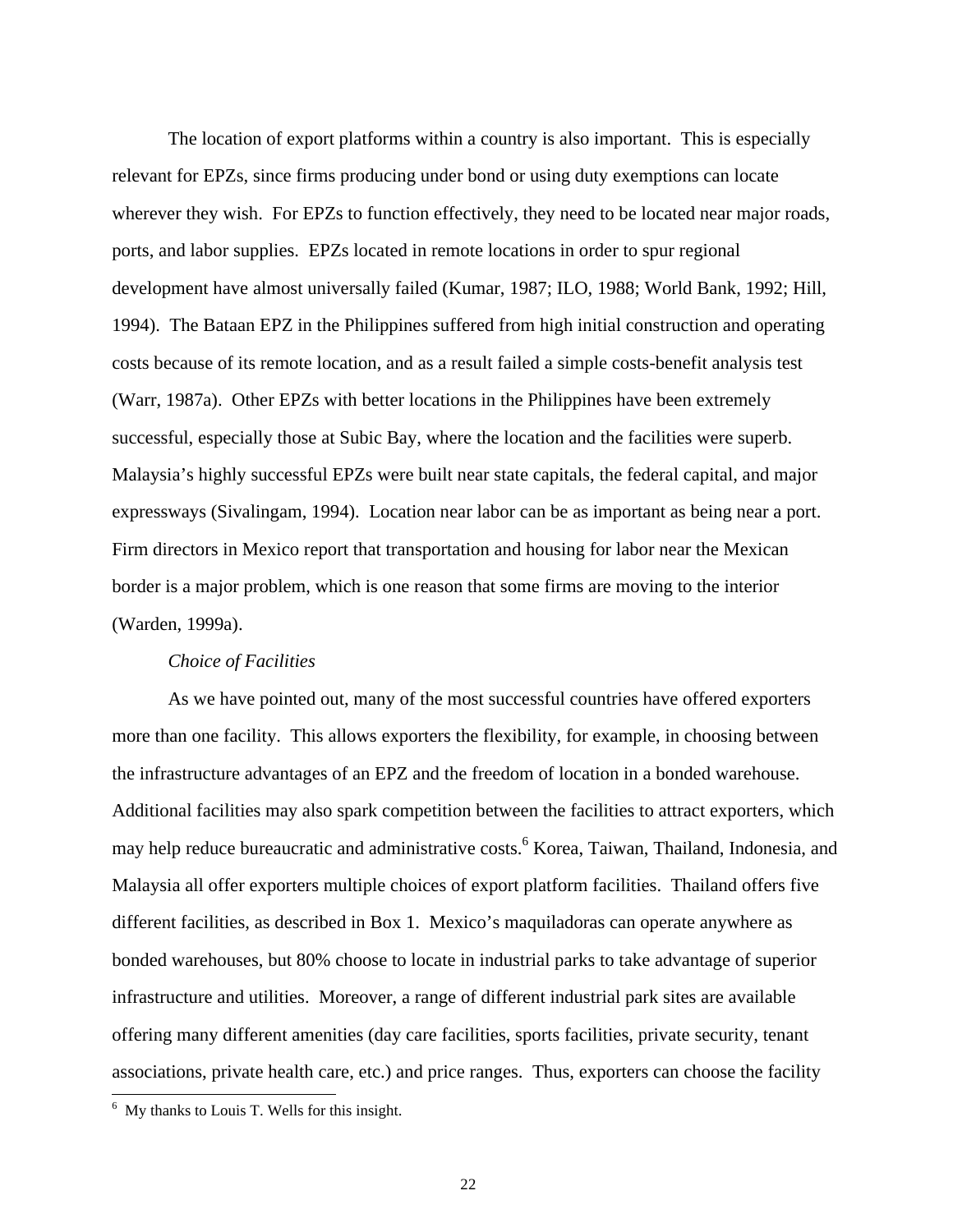The location of export platforms within a country is also important. This is especially relevant for EPZs, since firms producing under bond or using duty exemptions can locate wherever they wish. For EPZs to function effectively, they need to be located near major roads, ports, and labor supplies. EPZs located in remote locations in order to spur regional development have almost universally failed (Kumar, 1987; ILO, 1988; World Bank, 1992; Hill, 1994). The Bataan EPZ in the Philippines suffered from high initial construction and operating costs because of its remote location, and as a result failed a simple costs-benefit analysis test (Warr, 1987a). Other EPZs with better locations in the Philippines have been extremely successful, especially those at Subic Bay, where the location and the facilities were superb. Malaysia's highly successful EPZs were built near state capitals, the federal capital, and major expressways (Sivalingam, 1994). Location near labor can be as important as being near a port. Firm directors in Mexico report that transportation and housing for labor near the Mexican border is a major problem, which is one reason that some firms are moving to the interior (Warden, 1999a).

*Choice of Facilities*

As we have pointed out, many of the most successful countries have offered exporters more than one facility. This allows exporters the flexibility, for example, in choosing between the infrastructure advantages of an EPZ and the freedom of location in a bonded warehouse. Additional facilities may also spark competition between the facilities to attract exporters, which may help reduce bureaucratic and administrative costs.[6] Korea, Taiwan, Thailand, Indonesia, and Malaysia all offer exporters multiple choices of export platform facilities. Thailand offers five different facilities, as described in Box 1. Mexico's maquiladoras can operate anywhere as bonded warehouses, but 80% choose to locate in industrial parks to take advantage of superior infrastructure and utilities. Moreover, a range of different industrial park sites are available offering many different amenities (day care facilities, sports facilities, private security, tenant associations, private health care, etc.) and price ranges. Thus, exporters can choose the facility

[6] My thanks to Louis T. Wells for this insight.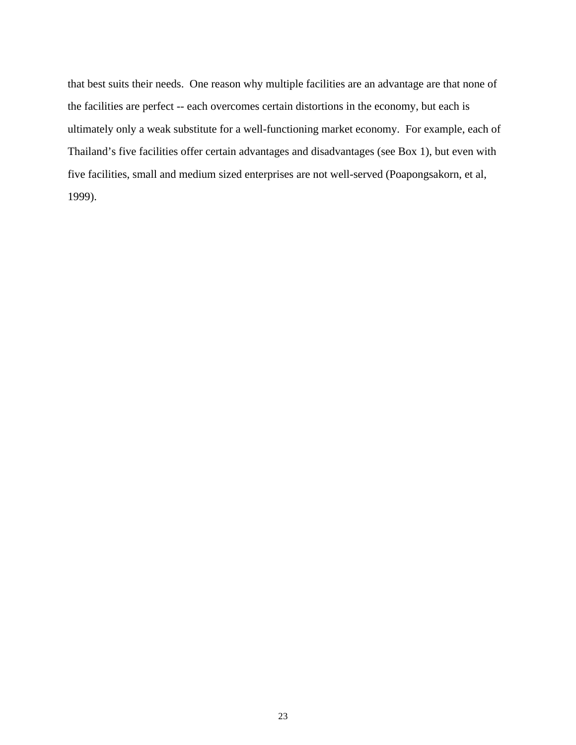that best suits their needs. One reason why multiple facilities are an advantage are that none of the facilities are perfect -- each overcomes certain distortions in the economy, but each is ultimately only a weak substitute for a well-functioning market economy. For example, each of Thailand's five facilities offer certain advantages and disadvantages (see Box 1), but even with five facilities, small and medium sized enterprises are not well-served (Poapongsakorn, et al, 1999).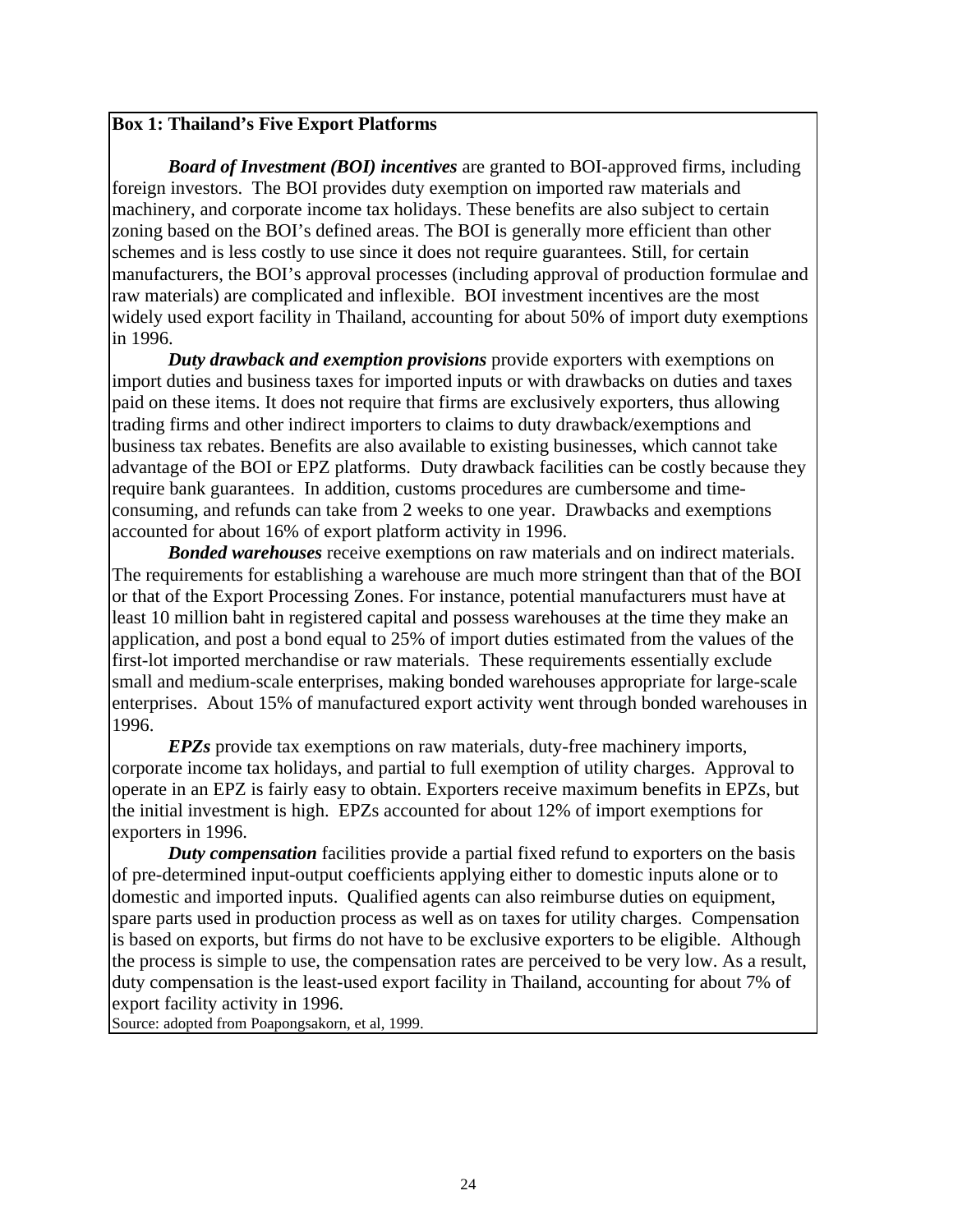**Box 1: Thailand's Five Export Platforms**

***Board of Investment (BOI) incentives*** are granted to BOI-approved firms, including foreign investors. The BOI provides duty exemption on imported raw materials and machinery, and corporate income tax holidays. These benefits are also subject to certain zoning based on the BOI's defined areas. The BOI is generally more efficient than other schemes and is less costly to use since it does not require guarantees. Still, for certain manufacturers, the BOI's approval processes (including approval of production formulae and raw materials) are complicated and inflexible. BOI investment incentives are the most widely used export facility in Thailand, accounting for about 50% of import duty exemptions in 1996.

***Duty drawback and exemption provisions*** provide exporters with exemptions on import duties and business taxes for imported inputs or with drawbacks on duties and taxes paid on these items. It does not require that firms are exclusively exporters, thus allowing trading firms and other indirect importers to claims to duty drawback/exemptions and business tax rebates. Benefits are also available to existing businesses, which cannot take advantage of the BOI or EPZ platforms. Duty drawback facilities can be costly because they require bank guarantees. In addition, customs procedures are cumbersome and time-consuming, and refunds can take from 2 weeks to one year. Drawbacks and exemptions accounted for about 16% of export platform activity in 1996.

***Bonded warehouses*** receive exemptions on raw materials and on indirect materials. The requirements for establishing a warehouse are much more stringent than that of the BOI or that of the Export Processing Zones. For instance, potential manufacturers must have at least 10 million baht in registered capital and possess warehouses at the time they make an application, and post a bond equal to 25% of import duties estimated from the values of the first-lot imported merchandise or raw materials. These requirements essentially exclude small and medium-scale enterprises, making bonded warehouses appropriate for large-scale enterprises. About 15% of manufactured export activity went through bonded warehouses in 1996.

***EPZs*** provide tax exemptions on raw materials, duty-free machinery imports, corporate income tax holidays, and partial to full exemption of utility charges. Approval to operate in an EPZ is fairly easy to obtain. Exporters receive maximum benefits in EPZs, but the initial investment is high. EPZs accounted for about 12% of import exemptions for exporters in 1996.

***Duty compensation*** facilities provide a partial fixed refund to exporters on the basis of pre-determined input-output coefficients applying either to domestic inputs alone or to domestic and imported inputs. Qualified agents can also reimburse duties on equipment, spare parts used in production process as well as on taxes for utility charges. Compensation is based on exports, but firms do not have to be exclusive exporters to be eligible. Although the process is simple to use, the compensation rates are perceived to be very low. As a result, duty compensation is the least-used export facility in Thailand, accounting for about 7% of export facility activity in 1996.

Source: adopted from Poapongsakorn, et al, 1999.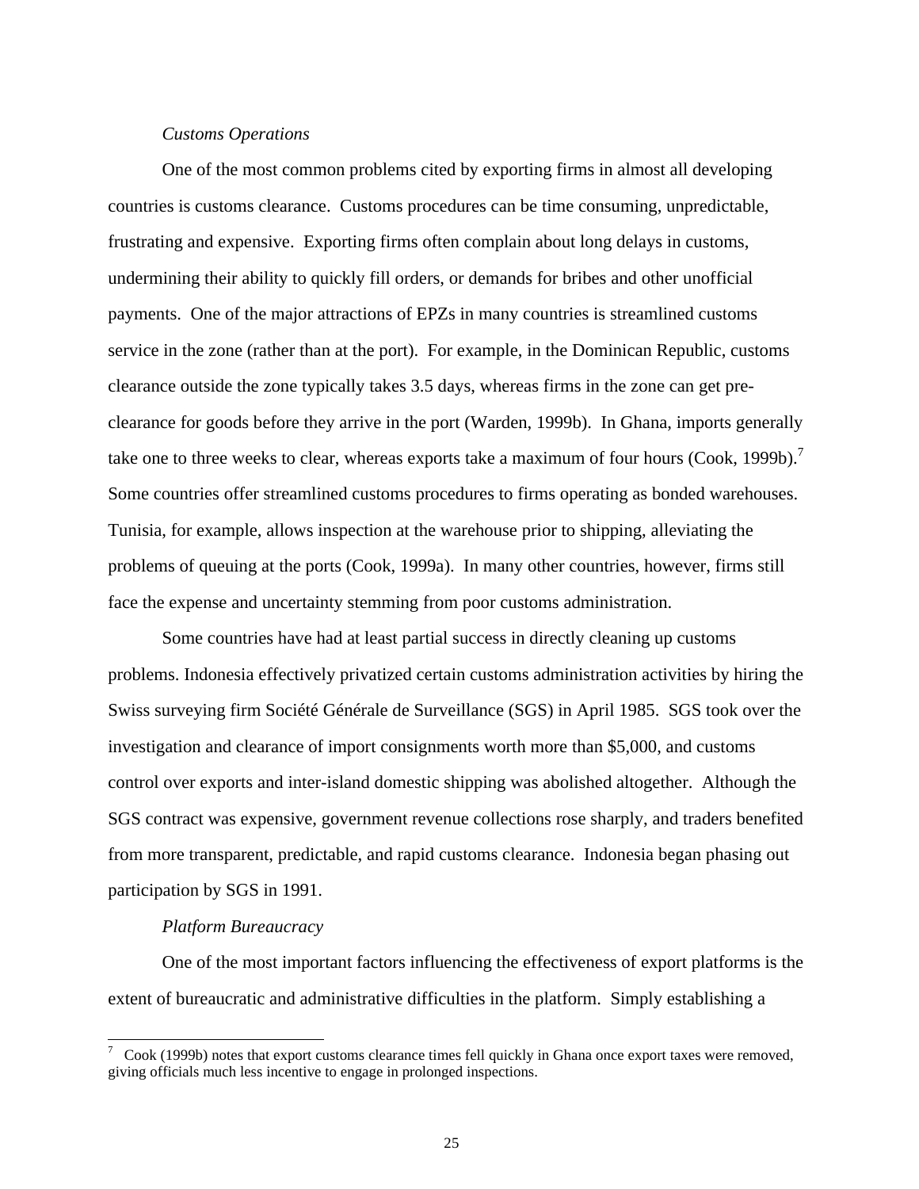*Customs Operations*

One of the most common problems cited by exporting firms in almost all developing countries is customs clearance. Customs procedures can be time consuming, unpredictable, frustrating and expensive. Exporting firms often complain about long delays in customs, undermining their ability to quickly fill orders, or demands for bribes and other unofficial payments. One of the major attractions of EPZs in many countries is streamlined customs service in the zone (rather than at the port). For example, in the Dominican Republic, customs clearance outside the zone typically takes 3.5 days, whereas firms in the zone can get pre-clearance for goods before they arrive in the port (Warden, 1999b). In Ghana, imports generally take one to three weeks to clear, whereas exports take a maximum of four hours (Cook, 1999b).[7] Some countries offer streamlined customs procedures to firms operating as bonded warehouses. Tunisia, for example, allows inspection at the warehouse prior to shipping, alleviating the problems of queuing at the ports (Cook, 1999a). In many other countries, however, firms still face the expense and uncertainty stemming from poor customs administration.

Some countries have had at least partial success in directly cleaning up customs problems. Indonesia effectively privatized certain customs administration activities by hiring the Swiss surveying firm Société Générale de Surveillance (SGS) in April 1985. SGS took over the investigation and clearance of import consignments worth more than $5,000, and customs control over exports and inter-island domestic shipping was abolished altogether. Although the SGS contract was expensive, government revenue collections rose sharply, and traders benefited from more transparent, predictable, and rapid customs clearance. Indonesia began phasing out participation by SGS in 1991.

*Platform Bureaucracy*

One of the most important factors influencing the effectiveness of export platforms is the extent of bureaucratic and administrative difficulties in the platform. Simply establishing a

---

[7] Cook (1999b) notes that export customs clearance times fell quickly in Ghana once export taxes were removed, giving officials much less incentive to engage in prolonged inspections.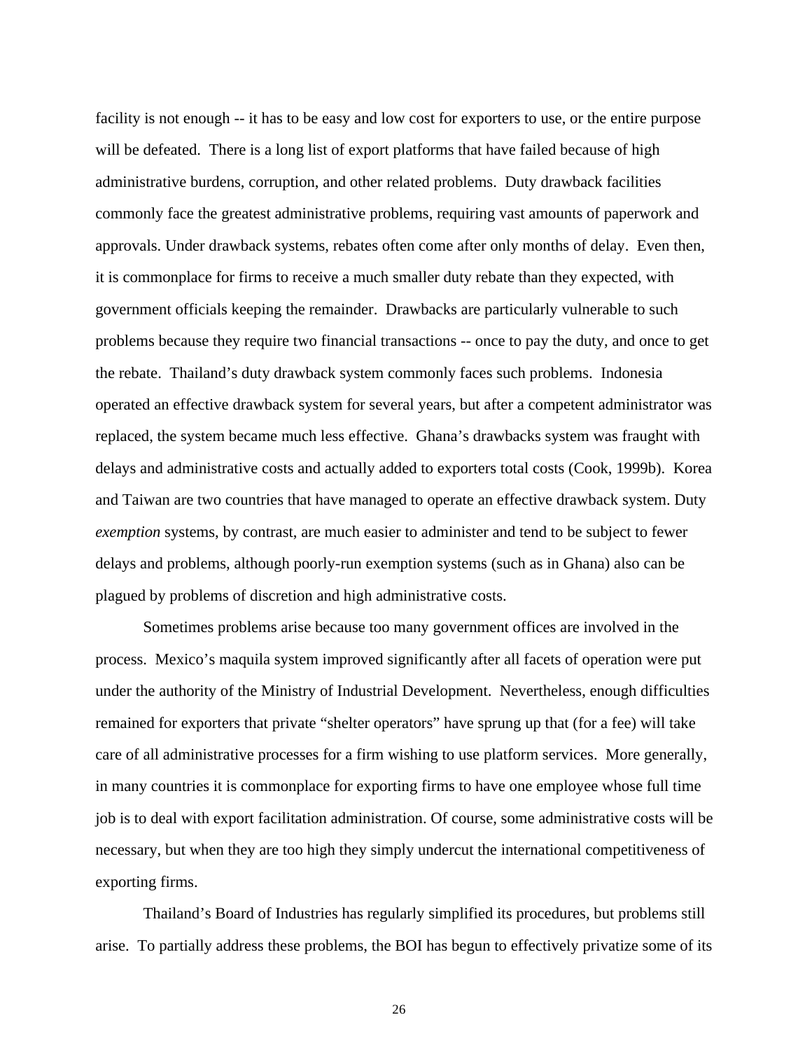facility is not enough -- it has to be easy and low cost for exporters to use, or the entire purpose will be defeated. There is a long list of export platforms that have failed because of high administrative burdens, corruption, and other related problems. Duty drawback facilities commonly face the greatest administrative problems, requiring vast amounts of paperwork and approvals. Under drawback systems, rebates often come after only months of delay. Even then, it is commonplace for firms to receive a much smaller duty rebate than they expected, with government officials keeping the remainder. Drawbacks are particularly vulnerable to such problems because they require two financial transactions -- once to pay the duty, and once to get the rebate. Thailand's duty drawback system commonly faces such problems. Indonesia operated an effective drawback system for several years, but after a competent administrator was replaced, the system became much less effective. Ghana's drawbacks system was fraught with delays and administrative costs and actually added to exporters total costs (Cook, 1999b). Korea and Taiwan are two countries that have managed to operate an effective drawback system. Duty *exemption* systems, by contrast, are much easier to administer and tend to be subject to fewer delays and problems, although poorly-run exemption systems (such as in Ghana) also can be plagued by problems of discretion and high administrative costs.

Sometimes problems arise because too many government offices are involved in the process. Mexico's maquila system improved significantly after all facets of operation were put under the authority of the Ministry of Industrial Development. Nevertheless, enough difficulties remained for exporters that private "shelter operators" have sprung up that (for a fee) will take care of all administrative processes for a firm wishing to use platform services. More generally, in many countries it is commonplace for exporting firms to have one employee whose full time job is to deal with export facilitation administration. Of course, some administrative costs will be necessary, but when they are too high they simply undercut the international competitiveness of exporting firms.

Thailand's Board of Industries has regularly simplified its procedures, but problems still arise. To partially address these problems, the BOI has begun to effectively privatize some of its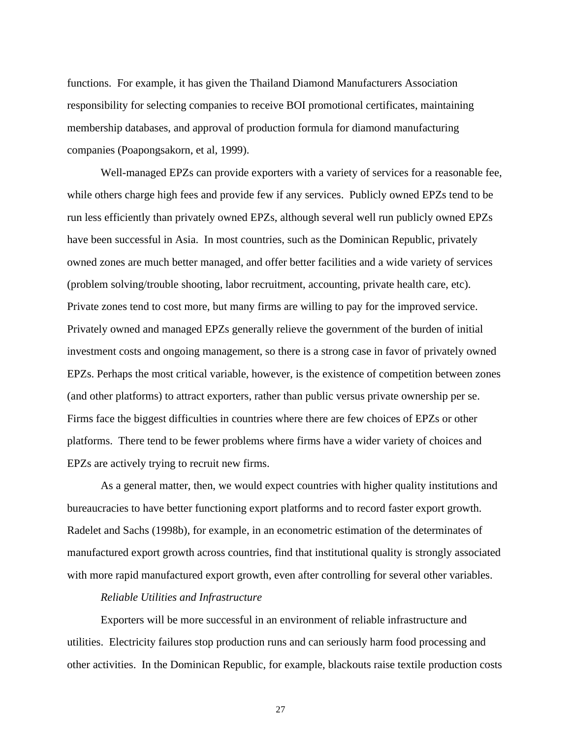functions. For example, it has given the Thailand Diamond Manufacturers Association responsibility for selecting companies to receive BOI promotional certificates, maintaining membership databases, and approval of production formula for diamond manufacturing companies (Poapongsakorn, et al, 1999).

Well-managed EPZs can provide exporters with a variety of services for a reasonable fee, while others charge high fees and provide few if any services. Publicly owned EPZs tend to be run less efficiently than privately owned EPZs, although several well run publicly owned EPZs have been successful in Asia. In most countries, such as the Dominican Republic, privately owned zones are much better managed, and offer better facilities and a wide variety of services (problem solving/trouble shooting, labor recruitment, accounting, private health care, etc). Private zones tend to cost more, but many firms are willing to pay for the improved service. Privately owned and managed EPZs generally relieve the government of the burden of initial investment costs and ongoing management, so there is a strong case in favor of privately owned EPZs. Perhaps the most critical variable, however, is the existence of competition between zones (and other platforms) to attract exporters, rather than public versus private ownership per se. Firms face the biggest difficulties in countries where there are few choices of EPZs or other platforms. There tend to be fewer problems where firms have a wider variety of choices and EPZs are actively trying to recruit new firms.

As a general matter, then, we would expect countries with higher quality institutions and bureaucracies to have better functioning export platforms and to record faster export growth. Radelet and Sachs (1998b), for example, in an econometric estimation of the determinates of manufactured export growth across countries, find that institutional quality is strongly associated with more rapid manufactured export growth, even after controlling for several other variables.

*Reliable Utilities and Infrastructure*

Exporters will be more successful in an environment of reliable infrastructure and utilities. Electricity failures stop production runs and can seriously harm food processing and other activities. In the Dominican Republic, for example, blackouts raise textile production costs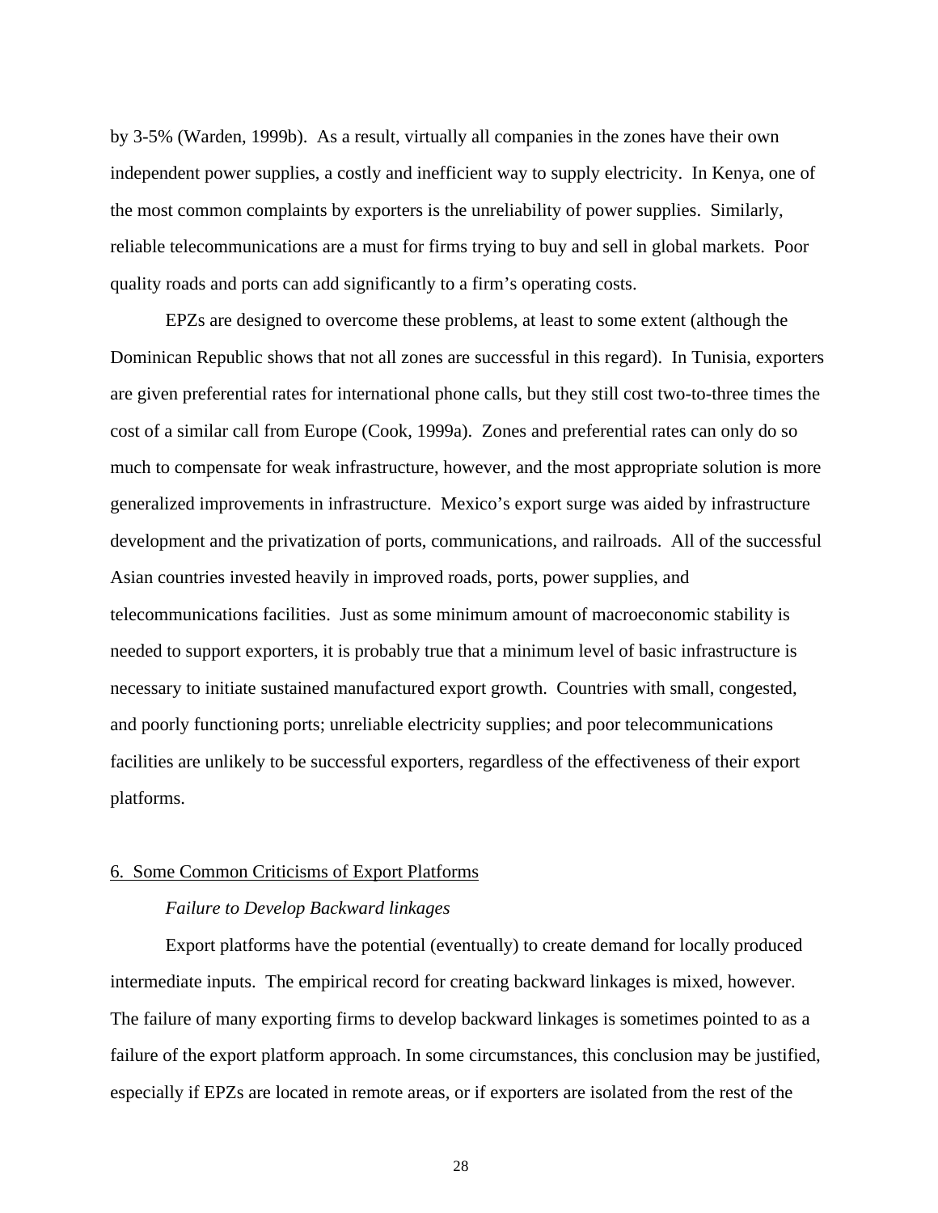by 3-5% (Warden, 1999b). As a result, virtually all companies in the zones have their own independent power supplies, a costly and inefficient way to supply electricity. In Kenya, one of the most common complaints by exporters is the unreliability of power supplies. Similarly, reliable telecommunications are a must for firms trying to buy and sell in global markets. Poor quality roads and ports can add significantly to a firm's operating costs.

EPZs are designed to overcome these problems, at least to some extent (although the Dominican Republic shows that not all zones are successful in this regard). In Tunisia, exporters are given preferential rates for international phone calls, but they still cost two-to-three times the cost of a similar call from Europe (Cook, 1999a). Zones and preferential rates can only do so much to compensate for weak infrastructure, however, and the most appropriate solution is more generalized improvements in infrastructure. Mexico's export surge was aided by infrastructure development and the privatization of ports, communications, and railroads. All of the successful Asian countries invested heavily in improved roads, ports, power supplies, and telecommunications facilities. Just as some minimum amount of macroeconomic stability is needed to support exporters, it is probably true that a minimum level of basic infrastructure is necessary to initiate sustained manufactured export growth. Countries with small, congested, and poorly functioning ports; unreliable electricity supplies; and poor telecommunications facilities are unlikely to be successful exporters, regardless of the effectiveness of their export platforms.

## 6. Some Common Criticisms of Export Platforms

### *Failure to Develop Backward linkages*

Export platforms have the potential (eventually) to create demand for locally produced intermediate inputs. The empirical record for creating backward linkages is mixed, however. The failure of many exporting firms to develop backward linkages is sometimes pointed to as a failure of the export platform approach. In some circumstances, this conclusion may be justified, especially if EPZs are located in remote areas, or if exporters are isolated from the rest of the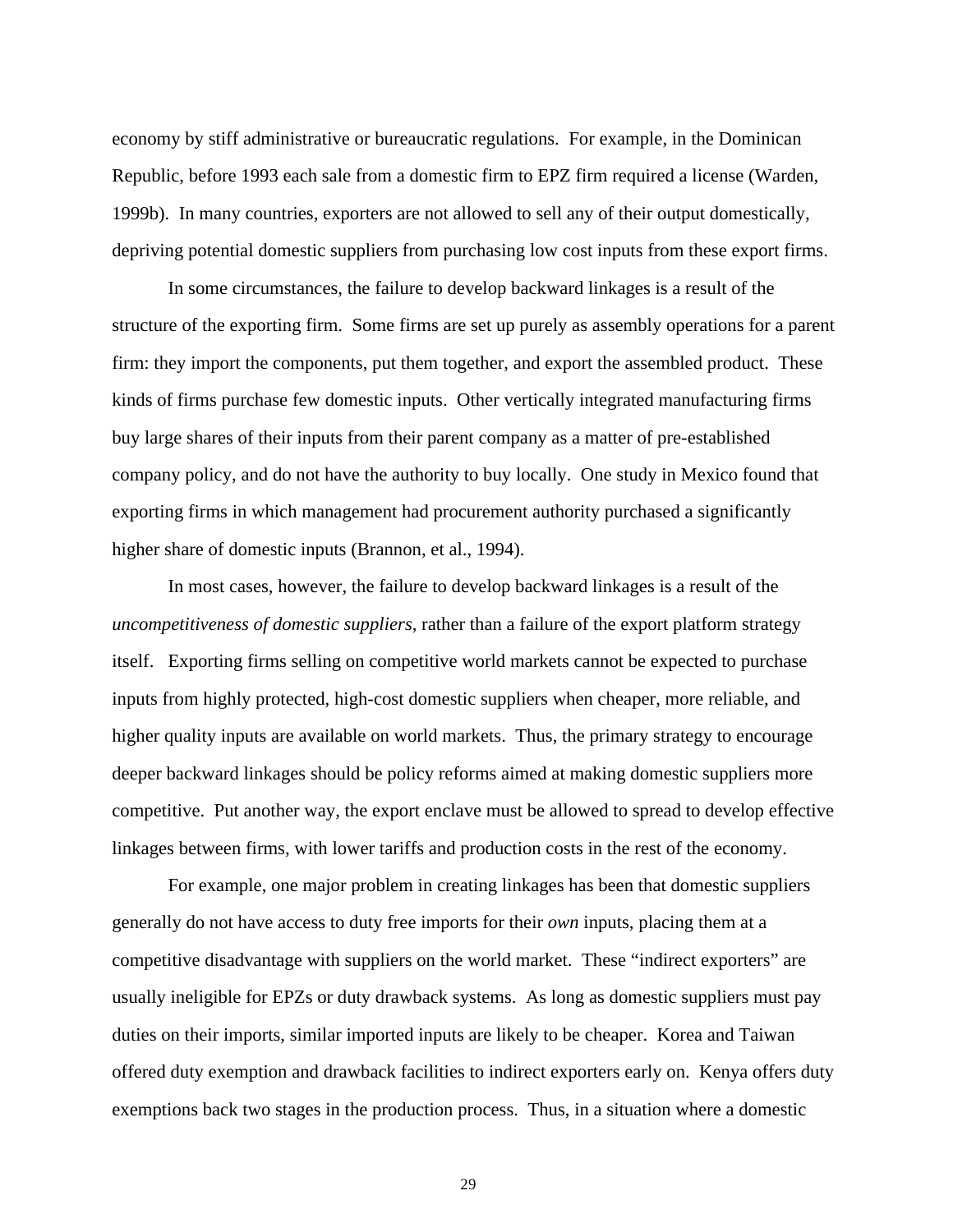economy by stiff administrative or bureaucratic regulations.  For example, in the Dominican Republic, before 1993 each sale from a domestic firm to EPZ firm required a license (Warden, 1999b).  In many countries, exporters are not allowed to sell any of their output domestically, depriving potential domestic suppliers from purchasing low cost inputs from these export firms.

In some circumstances, the failure to develop backward linkages is a result of the structure of the exporting firm.  Some firms are set up purely as assembly operations for a parent firm: they import the components, put them together, and export the assembled product.  These kinds of firms purchase few domestic inputs.  Other vertically integrated manufacturing firms buy large shares of their inputs from their parent company as a matter of pre-established company policy, and do not have the authority to buy locally.  One study in Mexico found that exporting firms in which management had procurement authority purchased a significantly higher share of domestic inputs (Brannon, et al., 1994).

In most cases, however, the failure to develop backward linkages is a result of the *uncompetitiveness of domestic suppliers*, rather than a failure of the export platform strategy itself.   Exporting firms selling on competitive world markets cannot be expected to purchase inputs from highly protected, high-cost domestic suppliers when cheaper, more reliable, and higher quality inputs are available on world markets.  Thus, the primary strategy to encourage deeper backward linkages should be policy reforms aimed at making domestic suppliers more competitive.  Put another way, the export enclave must be allowed to spread to develop effective linkages between firms, with lower tariffs and production costs in the rest of the economy.

For example, one major problem in creating linkages has been that domestic suppliers generally do not have access to duty free imports for their *own* inputs, placing them at a competitive disadvantage with suppliers on the world market.  These "indirect exporters" are usually ineligible for EPZs or duty drawback systems.  As long as domestic suppliers must pay duties on their imports, similar imported inputs are likely to be cheaper.  Korea and Taiwan offered duty exemption and drawback facilities to indirect exporters early on.  Kenya offers duty exemptions back two stages in the production process.  Thus, in a situation where a domestic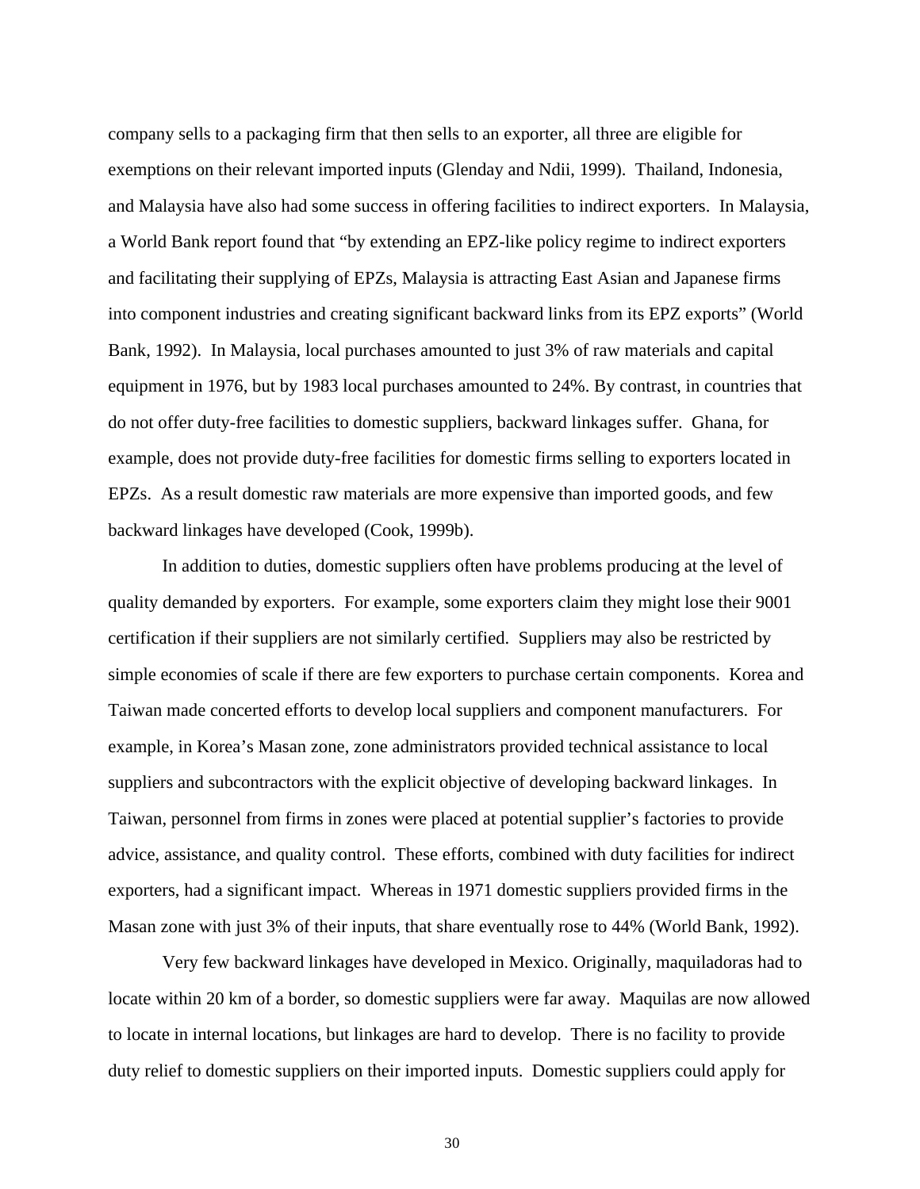company sells to a packaging firm that then sells to an exporter, all three are eligible for exemptions on their relevant imported inputs (Glenday and Ndii, 1999). Thailand, Indonesia, and Malaysia have also had some success in offering facilities to indirect exporters. In Malaysia, a World Bank report found that "by extending an EPZ-like policy regime to indirect exporters and facilitating their supplying of EPZs, Malaysia is attracting East Asian and Japanese firms into component industries and creating significant backward links from its EPZ exports" (World Bank, 1992). In Malaysia, local purchases amounted to just 3% of raw materials and capital equipment in 1976, but by 1983 local purchases amounted to 24%. By contrast, in countries that do not offer duty-free facilities to domestic suppliers, backward linkages suffer. Ghana, for example, does not provide duty-free facilities for domestic firms selling to exporters located in EPZs. As a result domestic raw materials are more expensive than imported goods, and few backward linkages have developed (Cook, 1999b).

In addition to duties, domestic suppliers often have problems producing at the level of quality demanded by exporters. For example, some exporters claim they might lose their 9001 certification if their suppliers are not similarly certified. Suppliers may also be restricted by simple economies of scale if there are few exporters to purchase certain components. Korea and Taiwan made concerted efforts to develop local suppliers and component manufacturers. For example, in Korea's Masan zone, zone administrators provided technical assistance to local suppliers and subcontractors with the explicit objective of developing backward linkages. In Taiwan, personnel from firms in zones were placed at potential supplier's factories to provide advice, assistance, and quality control. These efforts, combined with duty facilities for indirect exporters, had a significant impact. Whereas in 1971 domestic suppliers provided firms in the Masan zone with just 3% of their inputs, that share eventually rose to 44% (World Bank, 1992).

Very few backward linkages have developed in Mexico. Originally, maquiladoras had to locate within 20 km of a border, so domestic suppliers were far away. Maquilas are now allowed to locate in internal locations, but linkages are hard to develop. There is no facility to provide duty relief to domestic suppliers on their imported inputs. Domestic suppliers could apply for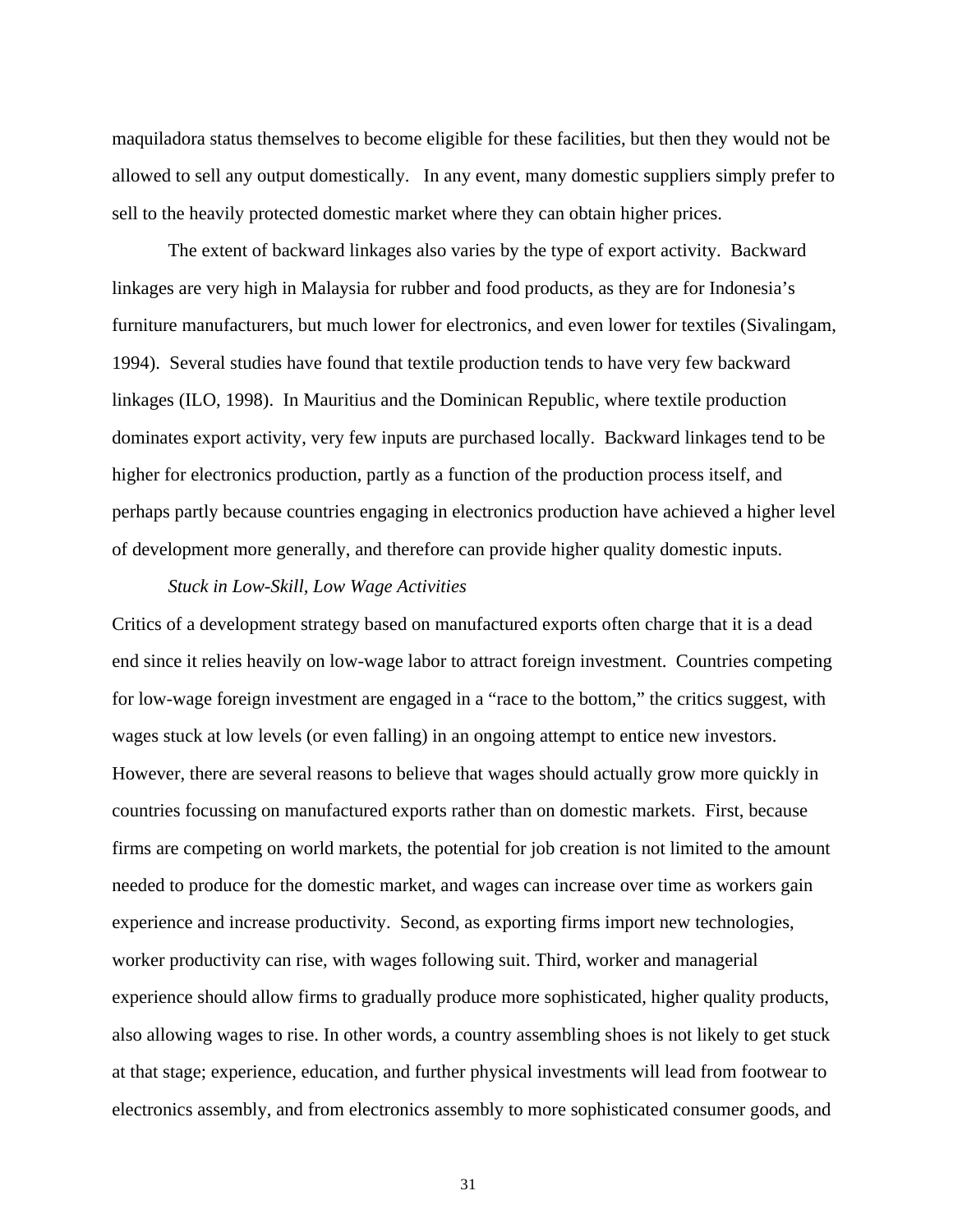maquiladora status themselves to become eligible for these facilities, but then they would not be allowed to sell any output domestically. In any event, many domestic suppliers simply prefer to sell to the heavily protected domestic market where they can obtain higher prices.

The extent of backward linkages also varies by the type of export activity. Backward linkages are very high in Malaysia for rubber and food products, as they are for Indonesia's furniture manufacturers, but much lower for electronics, and even lower for textiles (Sivalingam, 1994). Several studies have found that textile production tends to have very few backward linkages (ILO, 1998). In Mauritius and the Dominican Republic, where textile production dominates export activity, very few inputs are purchased locally. Backward linkages tend to be higher for electronics production, partly as a function of the production process itself, and perhaps partly because countries engaging in electronics production have achieved a higher level of development more generally, and therefore can provide higher quality domestic inputs.

*Stuck in Low-Skill, Low Wage Activities*

Critics of a development strategy based on manufactured exports often charge that it is a dead end since it relies heavily on low-wage labor to attract foreign investment. Countries competing for low-wage foreign investment are engaged in a "race to the bottom," the critics suggest, with wages stuck at low levels (or even falling) in an ongoing attempt to entice new investors. However, there are several reasons to believe that wages should actually grow more quickly in countries focussing on manufactured exports rather than on domestic markets. First, because firms are competing on world markets, the potential for job creation is not limited to the amount needed to produce for the domestic market, and wages can increase over time as workers gain experience and increase productivity. Second, as exporting firms import new technologies, worker productivity can rise, with wages following suit. Third, worker and managerial experience should allow firms to gradually produce more sophisticated, higher quality products, also allowing wages to rise. In other words, a country assembling shoes is not likely to get stuck at that stage; experience, education, and further physical investments will lead from footwear to electronics assembly, and from electronics assembly to more sophisticated consumer goods, and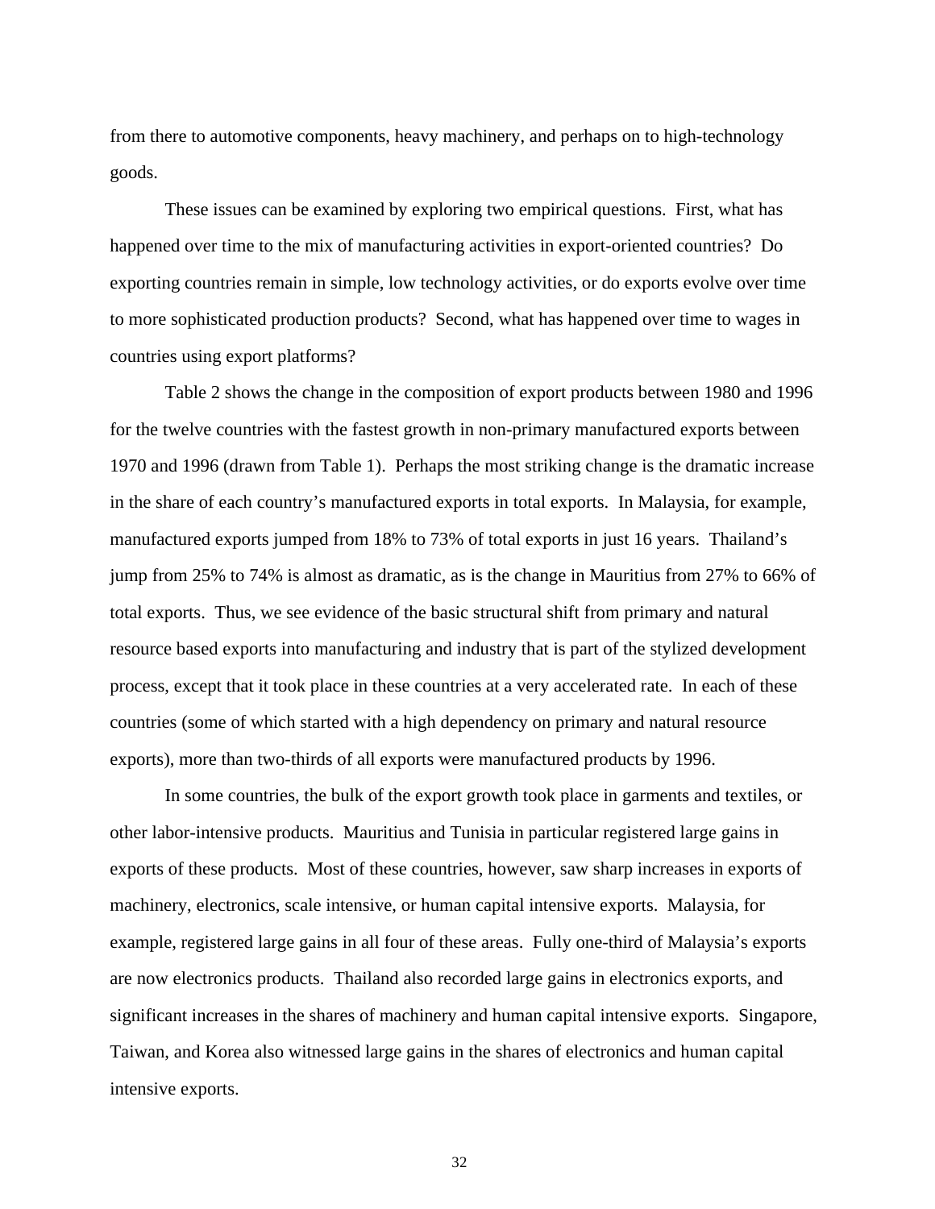from there to automotive components, heavy machinery, and perhaps on to high-technology goods.

These issues can be examined by exploring two empirical questions. First, what has happened over time to the mix of manufacturing activities in export-oriented countries? Do exporting countries remain in simple, low technology activities, or do exports evolve over time to more sophisticated production products? Second, what has happened over time to wages in countries using export platforms?

Table 2 shows the change in the composition of export products between 1980 and 1996 for the twelve countries with the fastest growth in non-primary manufactured exports between 1970 and 1996 (drawn from Table 1). Perhaps the most striking change is the dramatic increase in the share of each country's manufactured exports in total exports. In Malaysia, for example, manufactured exports jumped from 18% to 73% of total exports in just 16 years. Thailand's jump from 25% to 74% is almost as dramatic, as is the change in Mauritius from 27% to 66% of total exports. Thus, we see evidence of the basic structural shift from primary and natural resource based exports into manufacturing and industry that is part of the stylized development process, except that it took place in these countries at a very accelerated rate. In each of these countries (some of which started with a high dependency on primary and natural resource exports), more than two-thirds of all exports were manufactured products by 1996.

In some countries, the bulk of the export growth took place in garments and textiles, or other labor-intensive products. Mauritius and Tunisia in particular registered large gains in exports of these products. Most of these countries, however, saw sharp increases in exports of machinery, electronics, scale intensive, or human capital intensive exports. Malaysia, for example, registered large gains in all four of these areas. Fully one-third of Malaysia's exports are now electronics products. Thailand also recorded large gains in electronics exports, and significant increases in the shares of machinery and human capital intensive exports. Singapore, Taiwan, and Korea also witnessed large gains in the shares of electronics and human capital intensive exports.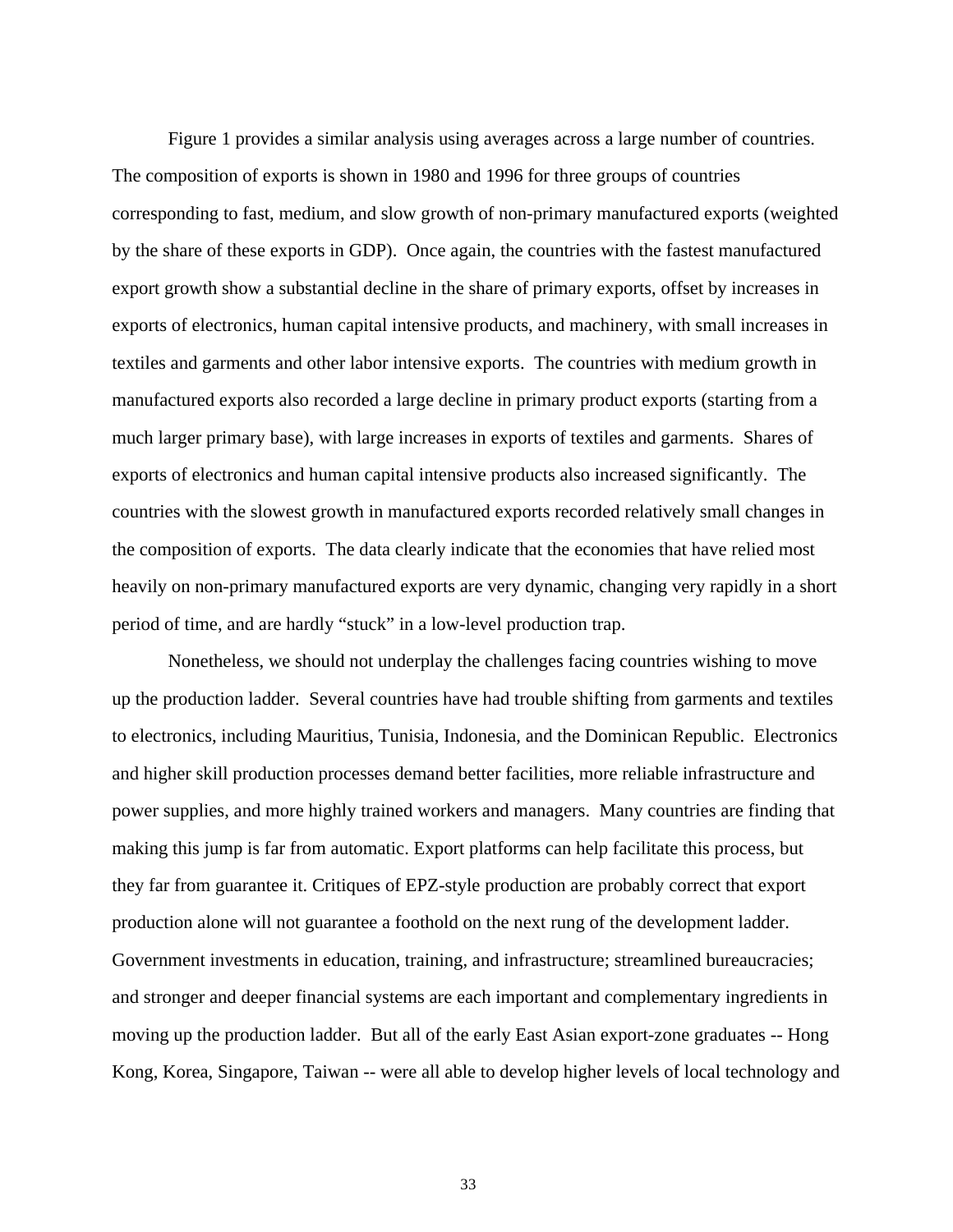Figure 1 provides a similar analysis using averages across a large number of countries. The composition of exports is shown in 1980 and 1996 for three groups of countries corresponding to fast, medium, and slow growth of non-primary manufactured exports (weighted by the share of these exports in GDP). Once again, the countries with the fastest manufactured export growth show a substantial decline in the share of primary exports, offset by increases in exports of electronics, human capital intensive products, and machinery, with small increases in textiles and garments and other labor intensive exports. The countries with medium growth in manufactured exports also recorded a large decline in primary product exports (starting from a much larger primary base), with large increases in exports of textiles and garments. Shares of exports of electronics and human capital intensive products also increased significantly. The countries with the slowest growth in manufactured exports recorded relatively small changes in the composition of exports. The data clearly indicate that the economies that have relied most heavily on non-primary manufactured exports are very dynamic, changing very rapidly in a short period of time, and are hardly "stuck" in a low-level production trap.

Nonetheless, we should not underplay the challenges facing countries wishing to move up the production ladder. Several countries have had trouble shifting from garments and textiles to electronics, including Mauritius, Tunisia, Indonesia, and the Dominican Republic. Electronics and higher skill production processes demand better facilities, more reliable infrastructure and power supplies, and more highly trained workers and managers. Many countries are finding that making this jump is far from automatic. Export platforms can help facilitate this process, but they far from guarantee it. Critiques of EPZ-style production are probably correct that export production alone will not guarantee a foothold on the next rung of the development ladder. Government investments in education, training, and infrastructure; streamlined bureaucracies; and stronger and deeper financial systems are each important and complementary ingredients in moving up the production ladder. But all of the early East Asian export-zone graduates -- Hong Kong, Korea, Singapore, Taiwan -- were all able to develop higher levels of local technology and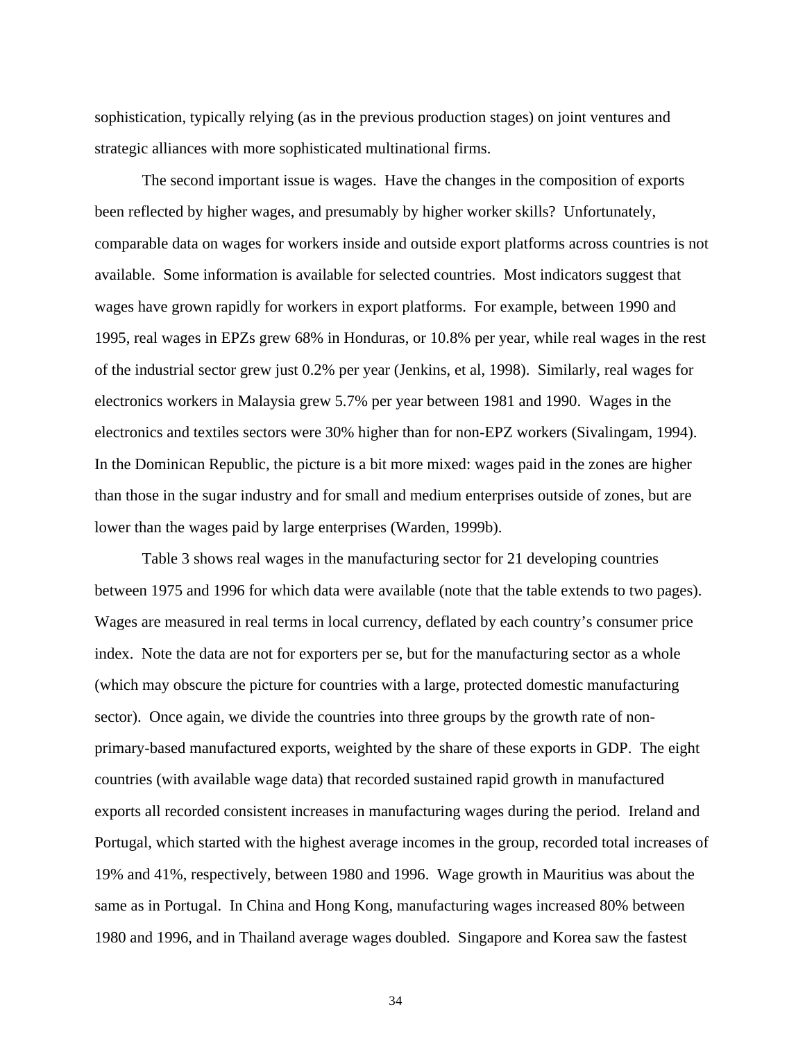sophistication, typically relying (as in the previous production stages) on joint ventures and strategic alliances with more sophisticated multinational firms.

The second important issue is wages. Have the changes in the composition of exports been reflected by higher wages, and presumably by higher worker skills? Unfortunately, comparable data on wages for workers inside and outside export platforms across countries is not available. Some information is available for selected countries. Most indicators suggest that wages have grown rapidly for workers in export platforms. For example, between 1990 and 1995, real wages in EPZs grew 68% in Honduras, or 10.8% per year, while real wages in the rest of the industrial sector grew just 0.2% per year (Jenkins, et al, 1998). Similarly, real wages for electronics workers in Malaysia grew 5.7% per year between 1981 and 1990. Wages in the electronics and textiles sectors were 30% higher than for non-EPZ workers (Sivalingam, 1994). In the Dominican Republic, the picture is a bit more mixed: wages paid in the zones are higher than those in the sugar industry and for small and medium enterprises outside of zones, but are lower than the wages paid by large enterprises (Warden, 1999b).

Table 3 shows real wages in the manufacturing sector for 21 developing countries between 1975 and 1996 for which data were available (note that the table extends to two pages). Wages are measured in real terms in local currency, deflated by each country's consumer price index. Note the data are not for exporters per se, but for the manufacturing sector as a whole (which may obscure the picture for countries with a large, protected domestic manufacturing sector). Once again, we divide the countries into three groups by the growth rate of non-primary-based manufactured exports, weighted by the share of these exports in GDP. The eight countries (with available wage data) that recorded sustained rapid growth in manufactured exports all recorded consistent increases in manufacturing wages during the period. Ireland and Portugal, which started with the highest average incomes in the group, recorded total increases of 19% and 41%, respectively, between 1980 and 1996. Wage growth in Mauritius was about the same as in Portugal. In China and Hong Kong, manufacturing wages increased 80% between 1980 and 1996, and in Thailand average wages doubled. Singapore and Korea saw the fastest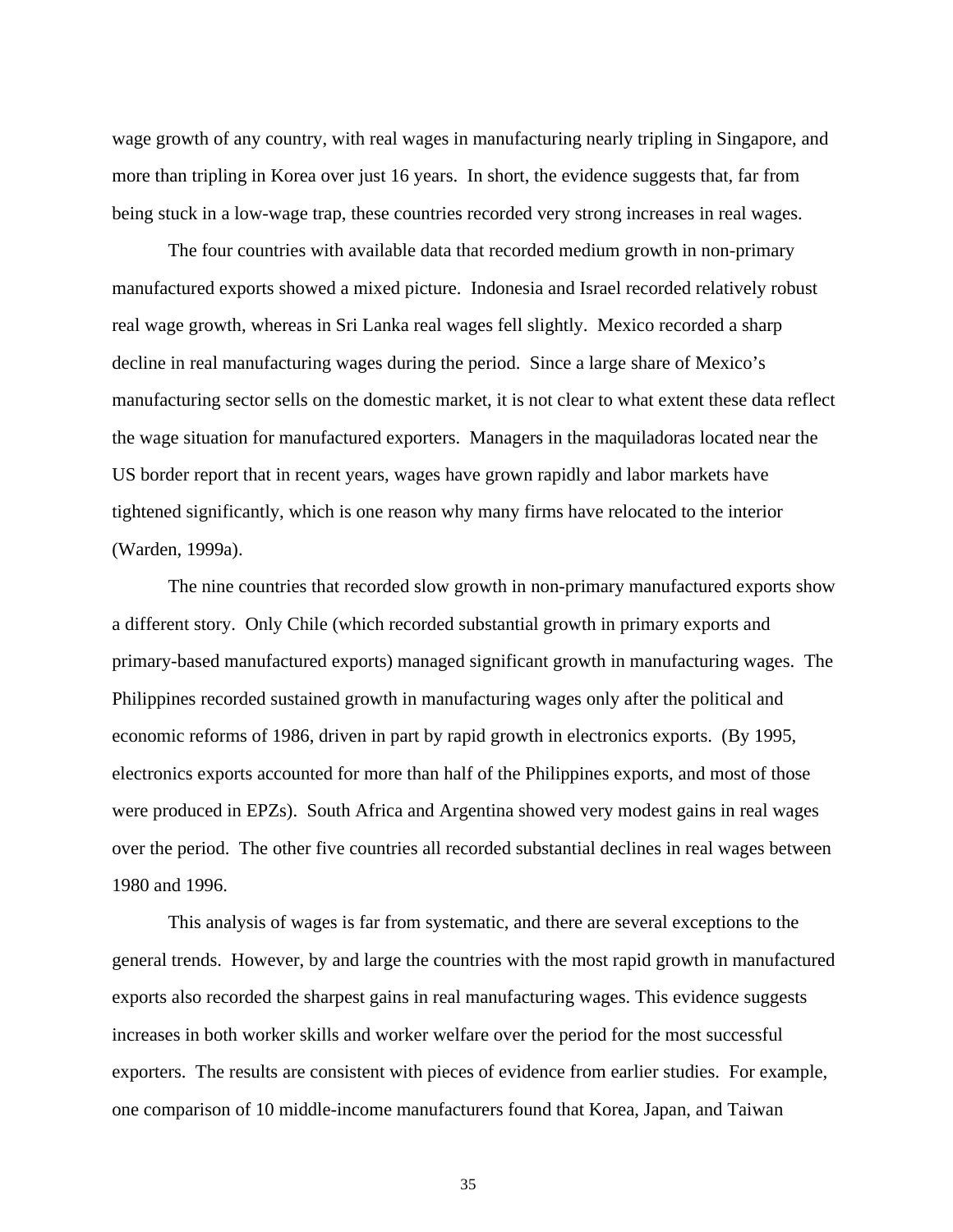wage growth of any country, with real wages in manufacturing nearly tripling in Singapore, and more than tripling in Korea over just 16 years. In short, the evidence suggests that, far from being stuck in a low-wage trap, these countries recorded very strong increases in real wages.

The four countries with available data that recorded medium growth in non-primary manufactured exports showed a mixed picture. Indonesia and Israel recorded relatively robust real wage growth, whereas in Sri Lanka real wages fell slightly. Mexico recorded a sharp decline in real manufacturing wages during the period. Since a large share of Mexico's manufacturing sector sells on the domestic market, it is not clear to what extent these data reflect the wage situation for manufactured exporters. Managers in the maquiladoras located near the US border report that in recent years, wages have grown rapidly and labor markets have tightened significantly, which is one reason why many firms have relocated to the interior (Warden, 1999a).

The nine countries that recorded slow growth in non-primary manufactured exports show a different story. Only Chile (which recorded substantial growth in primary exports and primary-based manufactured exports) managed significant growth in manufacturing wages. The Philippines recorded sustained growth in manufacturing wages only after the political and economic reforms of 1986, driven in part by rapid growth in electronics exports. (By 1995, electronics exports accounted for more than half of the Philippines exports, and most of those were produced in EPZs). South Africa and Argentina showed very modest gains in real wages over the period. The other five countries all recorded substantial declines in real wages between 1980 and 1996.

This analysis of wages is far from systematic, and there are several exceptions to the general trends. However, by and large the countries with the most rapid growth in manufactured exports also recorded the sharpest gains in real manufacturing wages. This evidence suggests increases in both worker skills and worker welfare over the period for the most successful exporters. The results are consistent with pieces of evidence from earlier studies. For example, one comparison of 10 middle-income manufacturers found that Korea, Japan, and Taiwan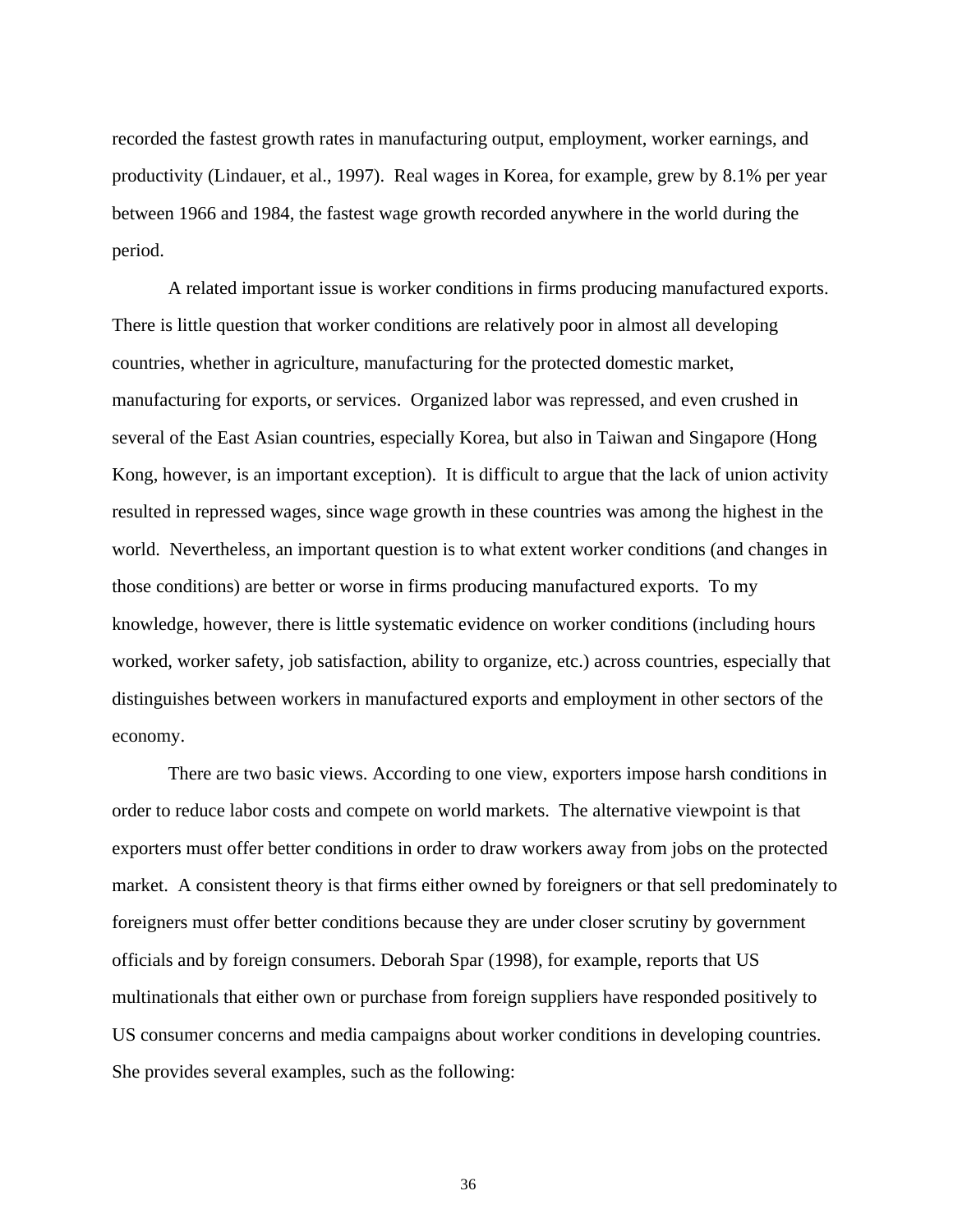recorded the fastest growth rates in manufacturing output, employment, worker earnings, and productivity (Lindauer, et al., 1997). Real wages in Korea, for example, grew by 8.1% per year between 1966 and 1984, the fastest wage growth recorded anywhere in the world during the period.

A related important issue is worker conditions in firms producing manufactured exports. There is little question that worker conditions are relatively poor in almost all developing countries, whether in agriculture, manufacturing for the protected domestic market, manufacturing for exports, or services. Organized labor was repressed, and even crushed in several of the East Asian countries, especially Korea, but also in Taiwan and Singapore (Hong Kong, however, is an important exception). It is difficult to argue that the lack of union activity resulted in repressed wages, since wage growth in these countries was among the highest in the world. Nevertheless, an important question is to what extent worker conditions (and changes in those conditions) are better or worse in firms producing manufactured exports. To my knowledge, however, there is little systematic evidence on worker conditions (including hours worked, worker safety, job satisfaction, ability to organize, etc.) across countries, especially that distinguishes between workers in manufactured exports and employment in other sectors of the economy.

There are two basic views. According to one view, exporters impose harsh conditions in order to reduce labor costs and compete on world markets. The alternative viewpoint is that exporters must offer better conditions in order to draw workers away from jobs on the protected market. A consistent theory is that firms either owned by foreigners or that sell predominately to foreigners must offer better conditions because they are under closer scrutiny by government officials and by foreign consumers. Deborah Spar (1998), for example, reports that US multinationals that either own or purchase from foreign suppliers have responded positively to US consumer concerns and media campaigns about worker conditions in developing countries. She provides several examples, such as the following: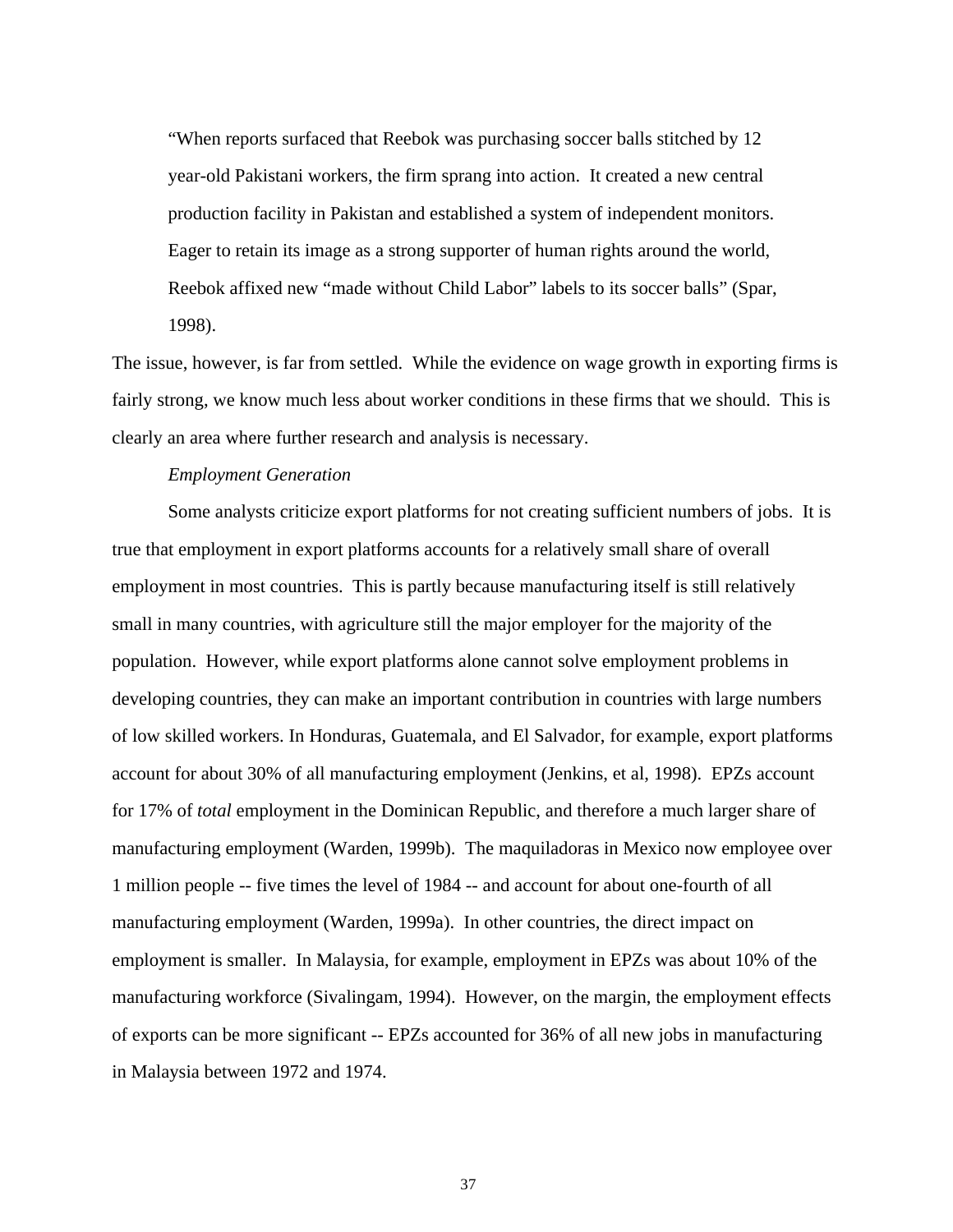> "When reports surfaced that Reebok was purchasing soccer balls stitched by 12 year-old Pakistani workers, the firm sprang into action. It created a new central production facility in Pakistan and established a system of independent monitors. Eager to retain its image as a strong supporter of human rights around the world, Reebok affixed new "made without Child Labor" labels to its soccer balls" (Spar, 1998).

The issue, however, is far from settled. While the evidence on wage growth in exporting firms is fairly strong, we know much less about worker conditions in these firms that we should. This is clearly an area where further research and analysis is necessary.

*Employment Generation*

Some analysts criticize export platforms for not creating sufficient numbers of jobs. It is true that employment in export platforms accounts for a relatively small share of overall employment in most countries. This is partly because manufacturing itself is still relatively small in many countries, with agriculture still the major employer for the majority of the population. However, while export platforms alone cannot solve employment problems in developing countries, they can make an important contribution in countries with large numbers of low skilled workers. In Honduras, Guatemala, and El Salvador, for example, export platforms account for about 30% of all manufacturing employment (Jenkins, et al, 1998). EPZs account for 17% of *total* employment in the Dominican Republic, and therefore a much larger share of manufacturing employment (Warden, 1999b). The maquiladoras in Mexico now employee over 1 million people -- five times the level of 1984 -- and account for about one-fourth of all manufacturing employment (Warden, 1999a). In other countries, the direct impact on employment is smaller. In Malaysia, for example, employment in EPZs was about 10% of the manufacturing workforce (Sivalingam, 1994). However, on the margin, the employment effects of exports can be more significant -- EPZs accounted for 36% of all new jobs in manufacturing in Malaysia between 1972 and 1974.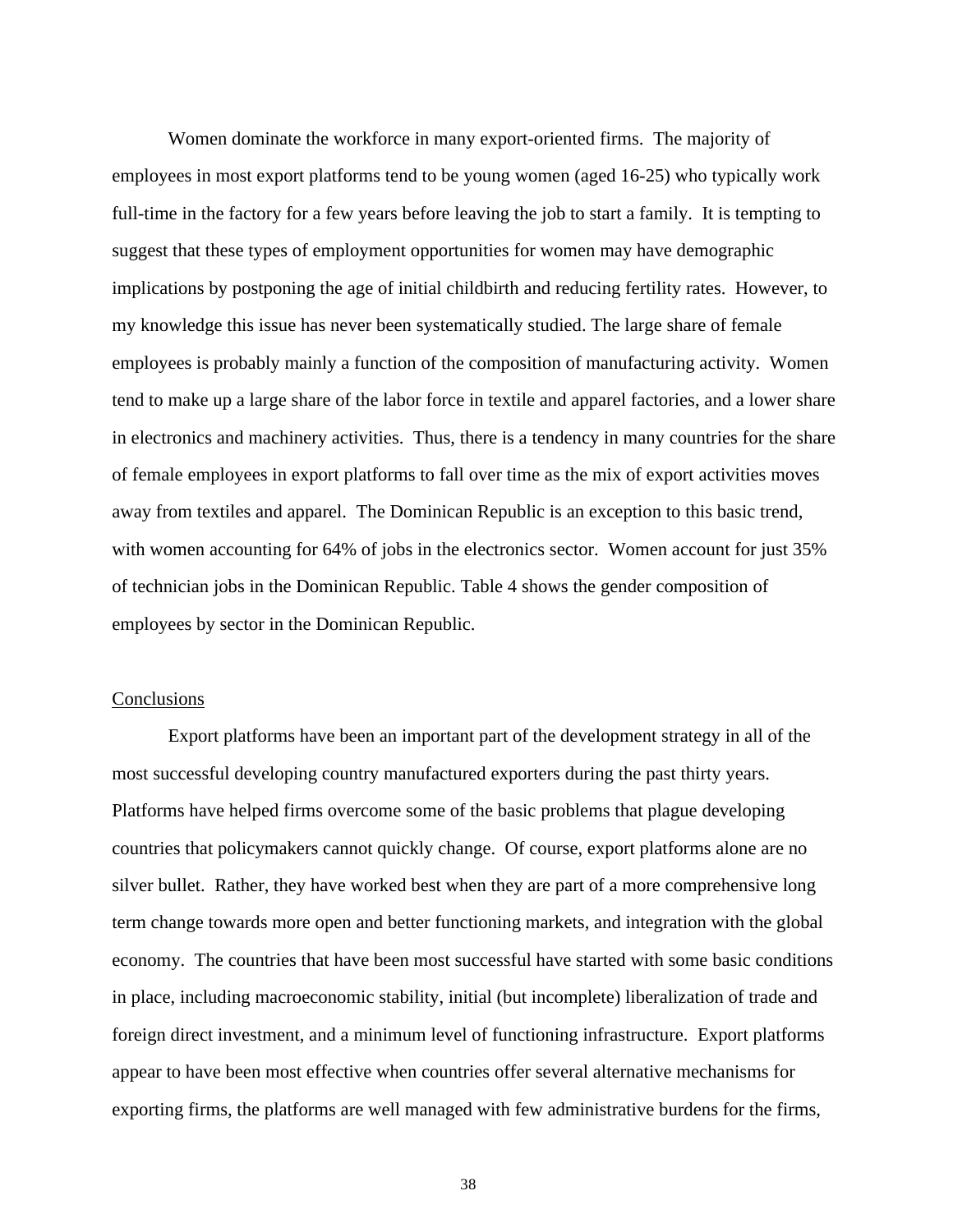Women dominate the workforce in many export-oriented firms. The majority of employees in most export platforms tend to be young women (aged 16-25) who typically work full-time in the factory for a few years before leaving the job to start a family. It is tempting to suggest that these types of employment opportunities for women may have demographic implications by postponing the age of initial childbirth and reducing fertility rates. However, to my knowledge this issue has never been systematically studied. The large share of female employees is probably mainly a function of the composition of manufacturing activity. Women tend to make up a large share of the labor force in textile and apparel factories, and a lower share in electronics and machinery activities. Thus, there is a tendency in many countries for the share of female employees in export platforms to fall over time as the mix of export activities moves away from textiles and apparel. The Dominican Republic is an exception to this basic trend, with women accounting for 64% of jobs in the electronics sector. Women account for just 35% of technician jobs in the Dominican Republic. Table 4 shows the gender composition of employees by sector in the Dominican Republic.

## Conclusions

Export platforms have been an important part of the development strategy in all of the most successful developing country manufactured exporters during the past thirty years. Platforms have helped firms overcome some of the basic problems that plague developing countries that policymakers cannot quickly change. Of course, export platforms alone are no silver bullet. Rather, they have worked best when they are part of a more comprehensive long term change towards more open and better functioning markets, and integration with the global economy. The countries that have been most successful have started with some basic conditions in place, including macroeconomic stability, initial (but incomplete) liberalization of trade and foreign direct investment, and a minimum level of functioning infrastructure. Export platforms appear to have been most effective when countries offer several alternative mechanisms for exporting firms, the platforms are well managed with few administrative burdens for the firms,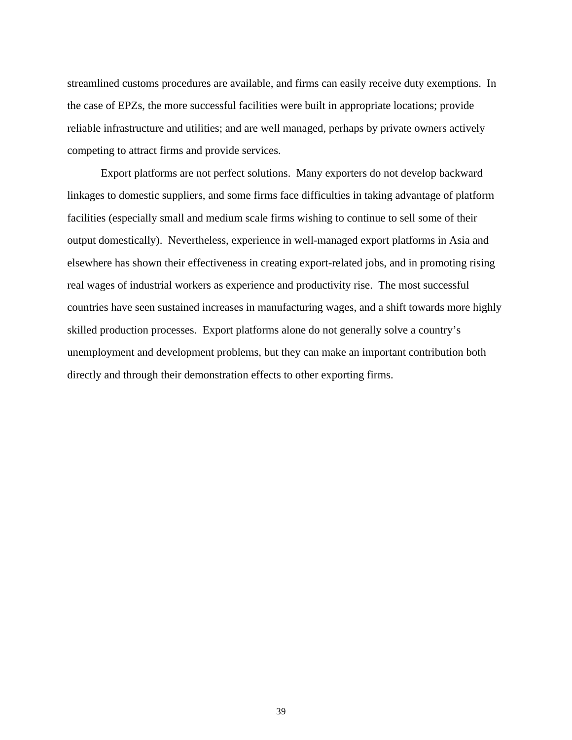streamlined customs procedures are available, and firms can easily receive duty exemptions. In the case of EPZs, the more successful facilities were built in appropriate locations; provide reliable infrastructure and utilities; and are well managed, perhaps by private owners actively competing to attract firms and provide services.

Export platforms are not perfect solutions. Many exporters do not develop backward linkages to domestic suppliers, and some firms face difficulties in taking advantage of platform facilities (especially small and medium scale firms wishing to continue to sell some of their output domestically). Nevertheless, experience in well-managed export platforms in Asia and elsewhere has shown their effectiveness in creating export-related jobs, and in promoting rising real wages of industrial workers as experience and productivity rise. The most successful countries have seen sustained increases in manufacturing wages, and a shift towards more highly skilled production processes. Export platforms alone do not generally solve a country's unemployment and development problems, but they can make an important contribution both directly and through their demonstration effects to other exporting firms.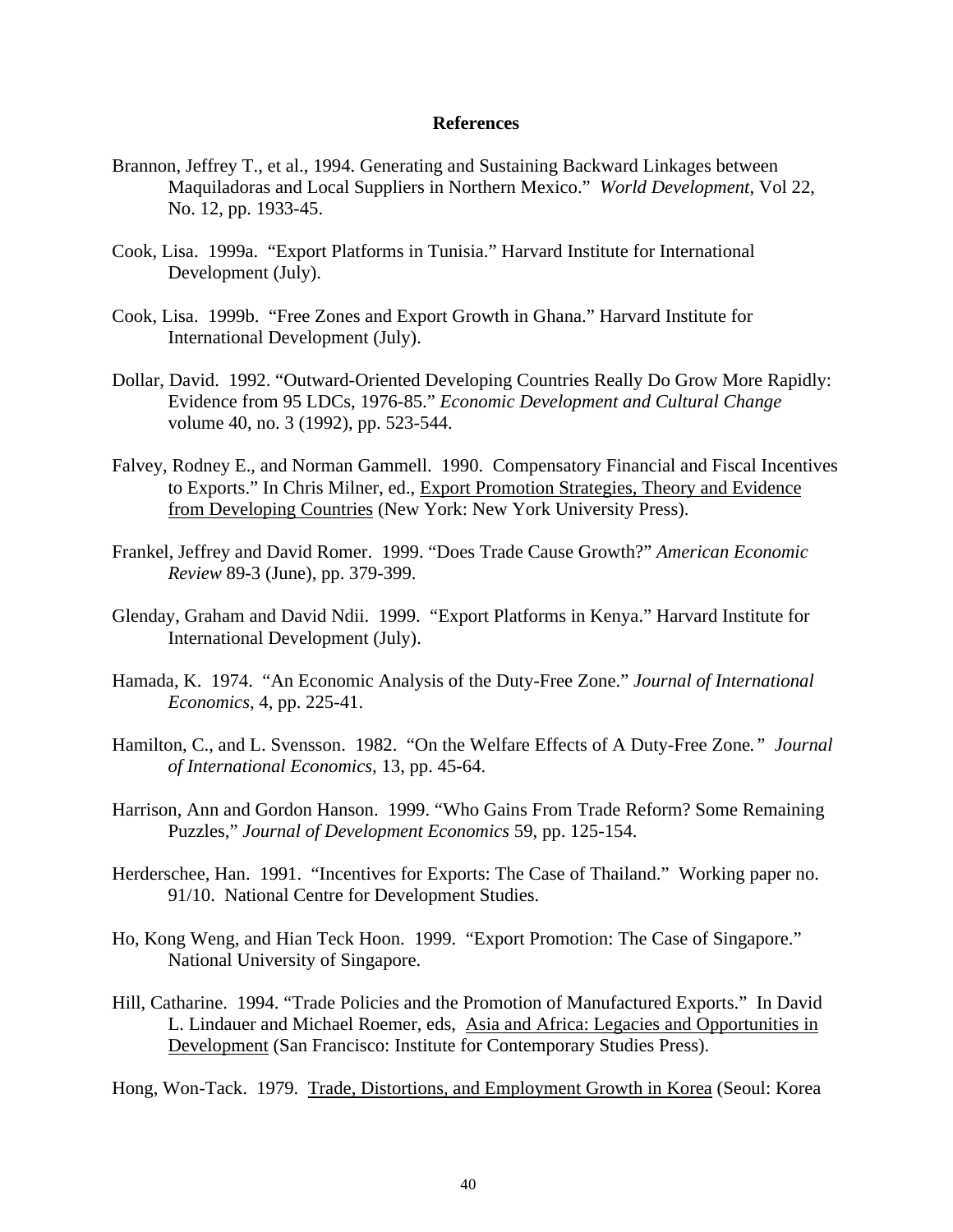**References**

Brannon, Jeffrey T., et al., 1994. Generating and Sustaining Backward Linkages between Maquiladoras and Local Suppliers in Northern Mexico." *World Development*, Vol 22, No. 12, pp. 1933-45.

Cook, Lisa. 1999a. "Export Platforms in Tunisia." Harvard Institute for International Development (July).

Cook, Lisa. 1999b. "Free Zones and Export Growth in Ghana." Harvard Institute for International Development (July).

Dollar, David. 1992. "Outward-Oriented Developing Countries Really Do Grow More Rapidly: Evidence from 95 LDCs, 1976-85." *Economic Development and Cultural Change* volume 40, no. 3 (1992), pp. 523-544.

Falvey, Rodney E., and Norman Gammell. 1990. Compensatory Financial and Fiscal Incentives to Exports." In Chris Milner, ed., Export Promotion Strategies, Theory and Evidence from Developing Countries (New York: New York University Press).

Frankel, Jeffrey and David Romer. 1999. "Does Trade Cause Growth?" *American Economic Review* 89-3 (June), pp. 379-399.

Glenday, Graham and David Ndii. 1999. "Export Platforms in Kenya." Harvard Institute for International Development (July).

Hamada, K. 1974. "An Economic Analysis of the Duty-Free Zone." *Journal of International Economics*, 4, pp. 225-41.

Hamilton, C., and L. Svensson. 1982. "On the Welfare Effects of A Duty-Free Zone." *Journal of International Economics*, 13, pp. 45-64.

Harrison, Ann and Gordon Hanson. 1999. "Who Gains From Trade Reform? Some Remaining Puzzles," *Journal of Development Economics* 59, pp. 125-154.

Herderschee, Han. 1991. "Incentives for Exports: The Case of Thailand." Working paper no. 91/10. National Centre for Development Studies.

Ho, Kong Weng, and Hian Teck Hoon. 1999. "Export Promotion: The Case of Singapore." National University of Singapore.

Hill, Catharine. 1994. "Trade Policies and the Promotion of Manufactured Exports." In David L. Lindauer and Michael Roemer, eds, Asia and Africa: Legacies and Opportunities in Development (San Francisco: Institute for Contemporary Studies Press).

Hong, Won-Tack. 1979. Trade, Distortions, and Employment Growth in Korea (Seoul: Korea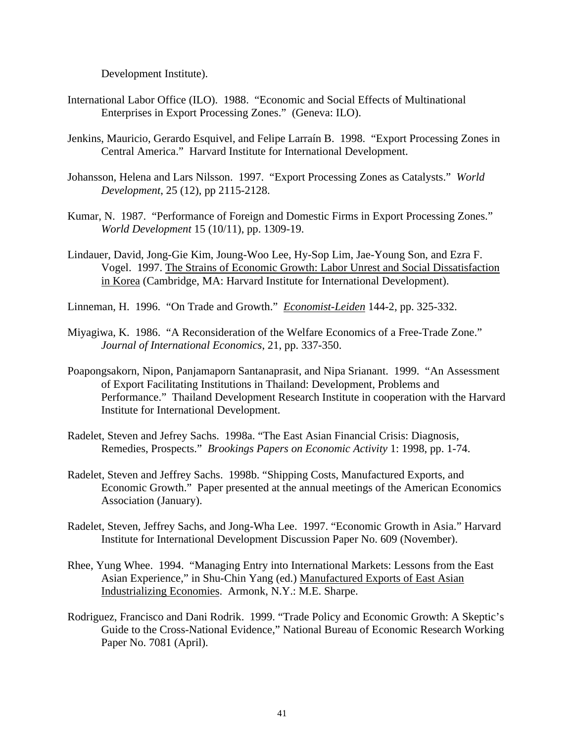Development Institute).

International Labor Office (ILO). 1988. "Economic and Social Effects of Multinational Enterprises in Export Processing Zones." (Geneva: ILO).

Jenkins, Mauricio, Gerardo Esquivel, and Felipe Larraín B. 1998. "Export Processing Zones in Central America." Harvard Institute for International Development.

Johansson, Helena and Lars Nilsson. 1997. "Export Processing Zones as Catalysts." *World Development*, 25 (12), pp 2115-2128.

Kumar, N. 1987. "Performance of Foreign and Domestic Firms in Export Processing Zones." *World Development* 15 (10/11), pp. 1309-19.

Lindauer, David, Jong-Gie Kim, Joung-Woo Lee, Hy-Sop Lim, Jae-Young Son, and Ezra F. Vogel. 1997. The Strains of Economic Growth: Labor Unrest and Social Dissatisfaction in Korea (Cambridge, MA: Harvard Institute for International Development).

Linneman, H. 1996. "On Trade and Growth." *Economist-Leiden* 144-2, pp. 325-332.

Miyagiwa, K. 1986. "A Reconsideration of the Welfare Economics of a Free-Trade Zone." *Journal of International Economics*, 21, pp. 337-350.

Poapongsakorn, Nipon, Panjamaporn Santanaprasit, and Nipa Srianant. 1999. "An Assessment of Export Facilitating Institutions in Thailand: Development, Problems and Performance." Thailand Development Research Institute in cooperation with the Harvard Institute for International Development.

Radelet, Steven and Jefrey Sachs. 1998a. "The East Asian Financial Crisis: Diagnosis, Remedies, Prospects." *Brookings Papers on Economic Activity* 1: 1998, pp. 1-74.

Radelet, Steven and Jeffrey Sachs. 1998b. "Shipping Costs, Manufactured Exports, and Economic Growth." Paper presented at the annual meetings of the American Economics Association (January).

Radelet, Steven, Jeffrey Sachs, and Jong-Wha Lee. 1997. "Economic Growth in Asia." Harvard Institute for International Development Discussion Paper No. 609 (November).

Rhee, Yung Whee. 1994. "Managing Entry into International Markets: Lessons from the East Asian Experience," in Shu-Chin Yang (ed.) Manufactured Exports of East Asian Industrializing Economies. Armonk, N.Y.: M.E. Sharpe.

Rodriguez, Francisco and Dani Rodrik. 1999. "Trade Policy and Economic Growth: A Skeptic's Guide to the Cross-National Evidence," National Bureau of Economic Research Working Paper No. 7081 (April).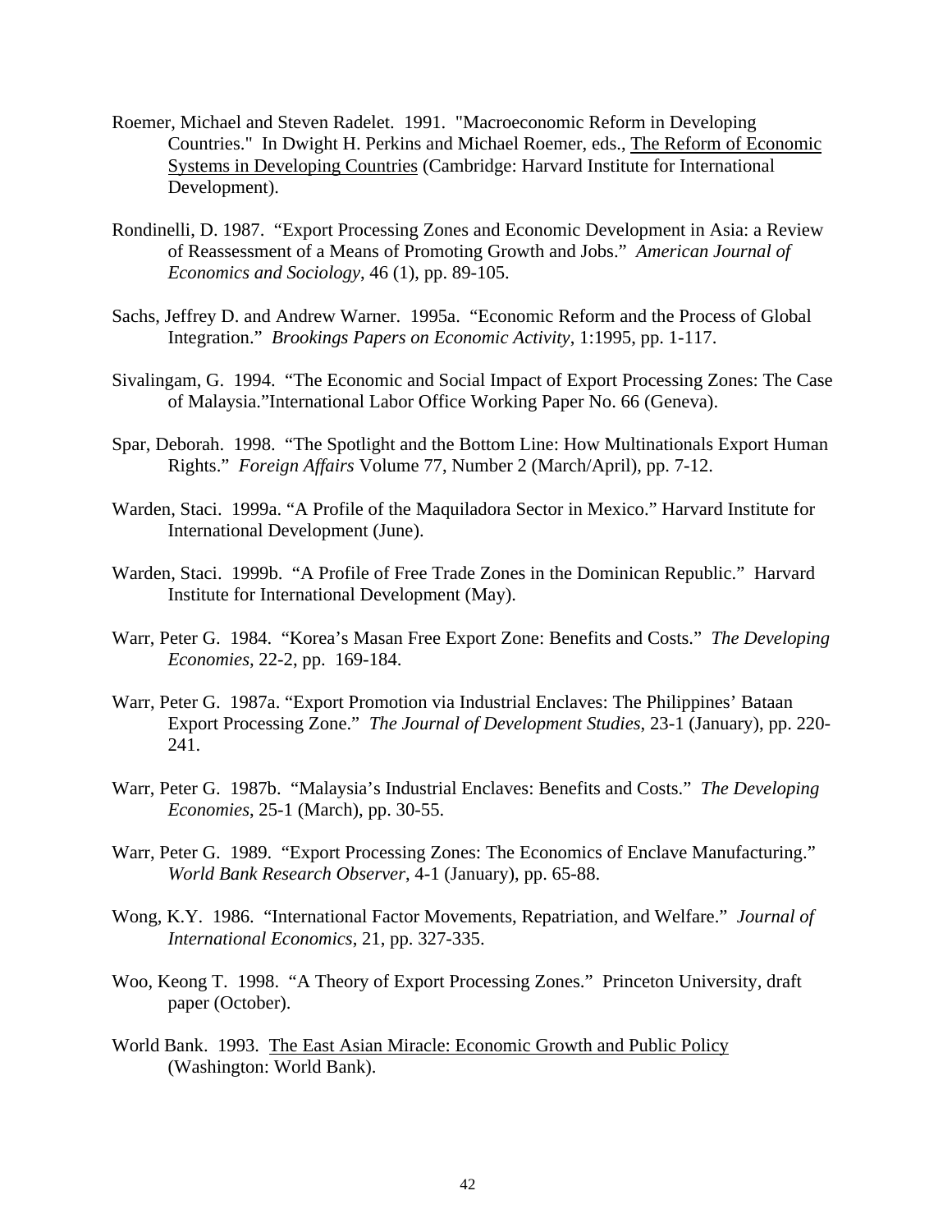Roemer, Michael and Steven Radelet. 1991. "Macroeconomic Reform in Developing Countries." In Dwight H. Perkins and Michael Roemer, eds., The Reform of Economic Systems in Developing Countries (Cambridge: Harvard Institute for International Development).

Rondinelli, D. 1987. "Export Processing Zones and Economic Development in Asia: a Review of Reassessment of a Means of Promoting Growth and Jobs." *American Journal of Economics and Sociology*, 46 (1), pp. 89-105.

Sachs, Jeffrey D. and Andrew Warner. 1995a. "Economic Reform and the Process of Global Integration." *Brookings Papers on Economic Activity*, 1:1995, pp. 1-117.

Sivalingam, G. 1994. "The Economic and Social Impact of Export Processing Zones: The Case of Malaysia."International Labor Office Working Paper No. 66 (Geneva).

Spar, Deborah. 1998. "The Spotlight and the Bottom Line: How Multinationals Export Human Rights." *Foreign Affairs* Volume 77, Number 2 (March/April), pp. 7-12.

Warden, Staci. 1999a. "A Profile of the Maquiladora Sector in Mexico." Harvard Institute for International Development (June).

Warden, Staci. 1999b. "A Profile of Free Trade Zones in the Dominican Republic." Harvard Institute for International Development (May).

Warr, Peter G. 1984. "Korea's Masan Free Export Zone: Benefits and Costs." *The Developing Economies*, 22-2, pp. 169-184.

Warr, Peter G. 1987a. "Export Promotion via Industrial Enclaves: The Philippines' Bataan Export Processing Zone." *The Journal of Development Studies*, 23-1 (January), pp. 220-241.

Warr, Peter G. 1987b. "Malaysia's Industrial Enclaves: Benefits and Costs." *The Developing Economies*, 25-1 (March), pp. 30-55.

Warr, Peter G. 1989. "Export Processing Zones: The Economics of Enclave Manufacturing." *World Bank Research Observer*, 4-1 (January), pp. 65-88.

Wong, K.Y. 1986. "International Factor Movements, Repatriation, and Welfare." *Journal of International Economics*, 21, pp. 327-335.

Woo, Keong T. 1998. "A Theory of Export Processing Zones." Princeton University, draft paper (October).

World Bank. 1993. The East Asian Miracle: Economic Growth and Public Policy (Washington: World Bank).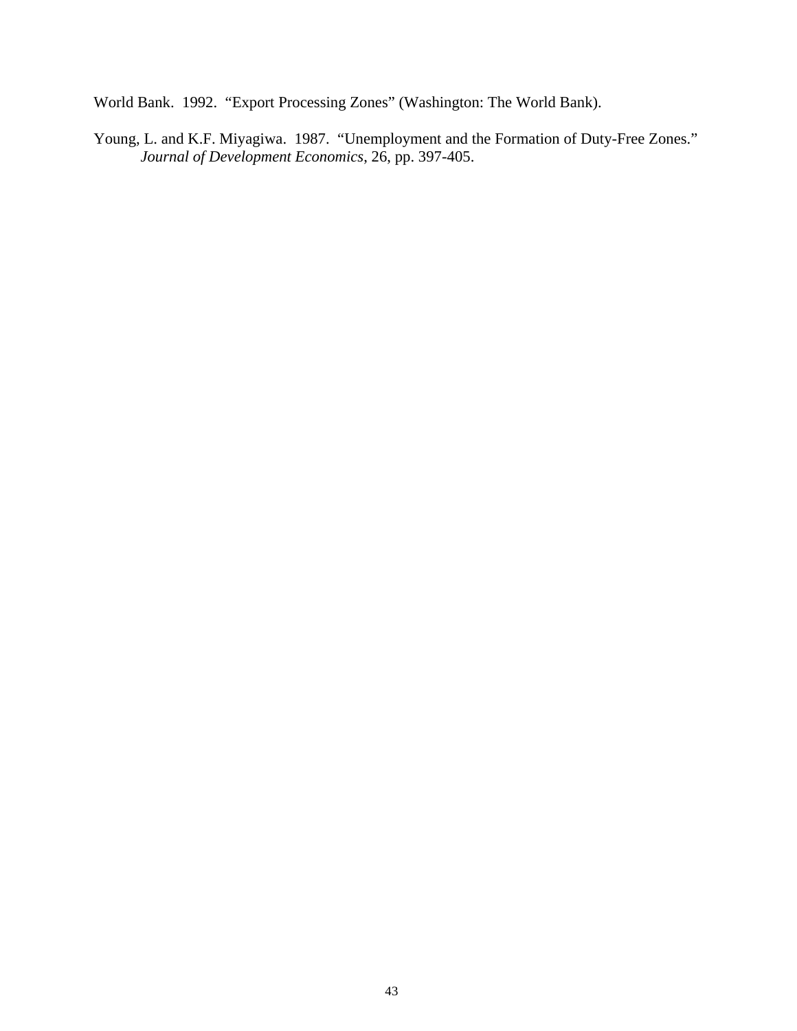World Bank. 1992. “Export Processing Zones” (Washington: The World Bank).

Young, L. and K.F. Miyagiwa. 1987. “Unemployment and the Formation of Duty-Free Zones.” *Journal of Development Economics*, 26, pp. 397-405.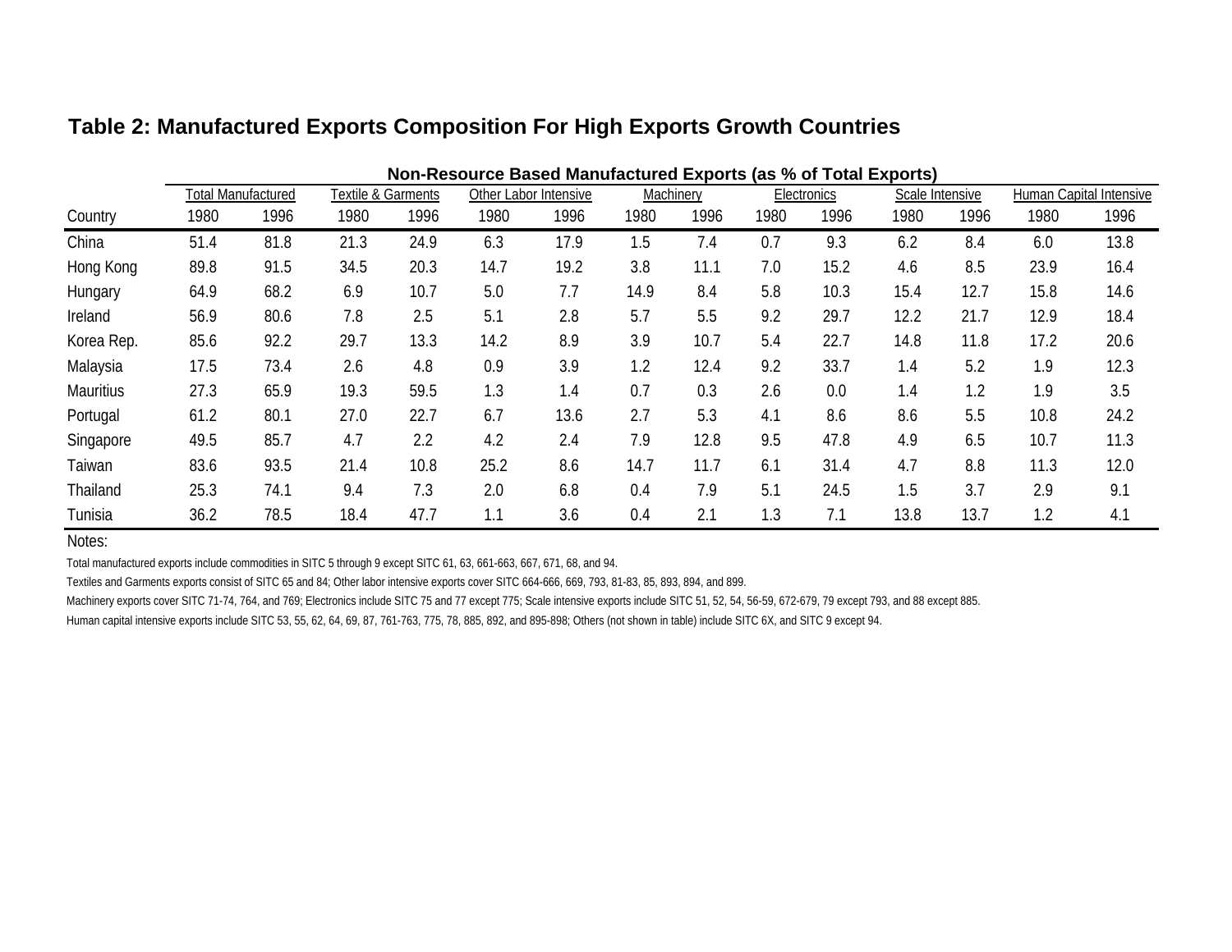## Table 2: Manufactured Exports Composition For High Exports Growth Countries

| | Non-Resource Based Manufactured Exports (as % of Total Exports) | | | | | | | | | | | | | |
|---|---|---|---|---|---|---|---|---|---|---|---|---|---|---|
| | Total Manufactured | | Textile & Garments | | Other Labor Intensive | | Machinery | | Electronics | | Scale Intensive | | Human Capital Intensive | |
| Country | 1980 | 1996 | 1980 | 1996 | 1980 | 1996 | 1980 | 1996 | 1980 | 1996 | 1980 | 1996 | 1980 | 1996 |
| China | 51.4 | 81.8 | 21.3 | 24.9 | 6.3 | 17.9 | 1.5 | 7.4 | 0.7 | 9.3 | 6.2 | 8.4 | 6.0 | 13.8 |
| Hong Kong | 89.8 | 91.5 | 34.5 | 20.3 | 14.7 | 19.2 | 3.8 | 11.1 | 7.0 | 15.2 | 4.6 | 8.5 | 23.9 | 16.4 |
| Hungary | 64.9 | 68.2 | 6.9 | 10.7 | 5.0 | 7.7 | 14.9 | 8.4 | 5.8 | 10.3 | 15.4 | 12.7 | 15.8 | 14.6 |
| Ireland | 56.9 | 80.6 | 7.8 | 2.5 | 5.1 | 2.8 | 5.7 | 5.5 | 9.2 | 29.7 | 12.2 | 21.7 | 12.9 | 18.4 |
| Korea Rep. | 85.6 | 92.2 | 29.7 | 13.3 | 14.2 | 8.9 | 3.9 | 10.7 | 5.4 | 22.7 | 14.8 | 11.8 | 17.2 | 20.6 |
| Malaysia | 17.5 | 73.4 | 2.6 | 4.8 | 0.9 | 3.9 | 1.2 | 12.4 | 9.2 | 33.7 | 1.4 | 5.2 | 1.9 | 12.3 |
| Mauritius | 27.3 | 65.9 | 19.3 | 59.5 | 1.3 | 1.4 | 0.7 | 0.3 | 2.6 | 0.0 | 1.4 | 1.2 | 1.9 | 3.5 |
| Portugal | 61.2 | 80.1 | 27.0 | 22.7 | 6.7 | 13.6 | 2.7 | 5.3 | 4.1 | 8.6 | 8.6 | 5.5 | 10.8 | 24.2 |
| Singapore | 49.5 | 85.7 | 4.7 | 2.2 | 4.2 | 2.4 | 7.9 | 12.8 | 9.5 | 47.8 | 4.9 | 6.5 | 10.7 | 11.3 |
| Taiwan | 83.6 | 93.5 | 21.4 | 10.8 | 25.2 | 8.6 | 14.7 | 11.7 | 6.1 | 31.4 | 4.7 | 8.8 | 11.3 | 12.0 |
| Thailand | 25.3 | 74.1 | 9.4 | 7.3 | 2.0 | 6.8 | 0.4 | 7.9 | 5.1 | 24.5 | 1.5 | 3.7 | 2.9 | 9.1 |
| Tunisia | 36.2 | 78.5 | 18.4 | 47.7 | 1.1 | 3.6 | 0.4 | 2.1 | 1.3 | 7.1 | 13.8 | 13.7 | 1.2 | 4.1 |

Notes:

Total manufactured exports include commodities in SITC 5 through 9 except SITC 61, 63, 661-663, 667, 671, 68, and 94.

Textiles and Garments exports consist of SITC 65 and 84; Other labor intensive exports cover SITC 664-666, 669, 793, 81-83, 85, 893, 894, and 899.

Machinery exports cover SITC 71-74, 764, and 769; Electronics include SITC 75 and 77 except 775; Scale intensive exports include SITC 51, 52, 54, 56-59, 672-679, 79 except 793, and 88 except 885.

Human capital intensive exports include SITC 53, 55, 62, 64, 69, 87, 761-763, 775, 78, 885, 892, and 895-898; Others (not shown in table) include SITC 6X, and SITC 9 except 94.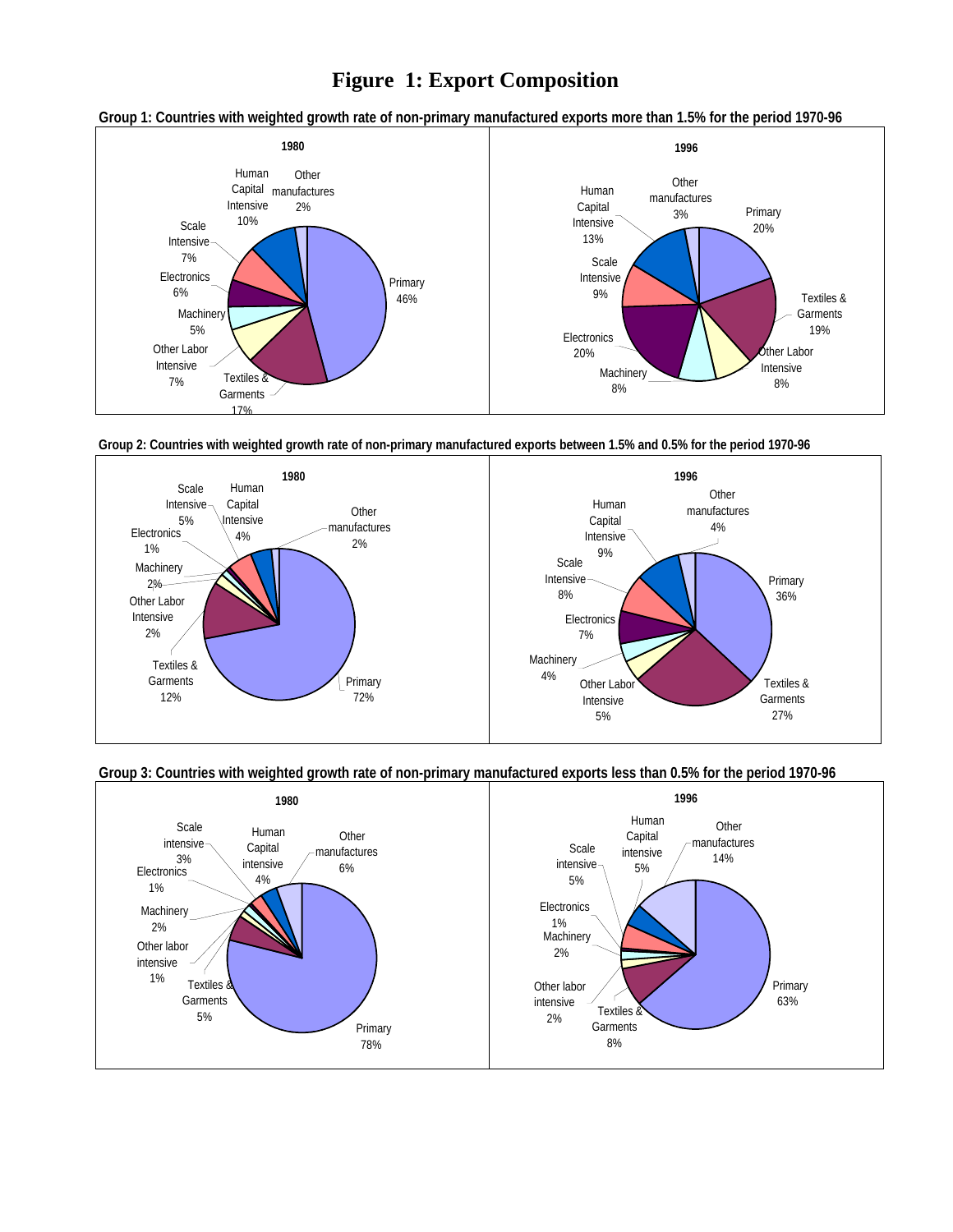# Figure 1: Export Composition

**Group 1: Countries with weighted growth rate of non-primary manufactured exports more than 1.5% for the period 1970-96**

| Category | 1980 | 1996 |
| --- | --- | --- |
| Primary | 46% | 20% |
| Textiles & Garments | 17% | 19% |
| Other Labor Intensive | 7% | 8% |
| Machinery | 5% | 8% |
| Electronics | 6% | 20% |
| Scale Intensive | 7% | 9% |
| Human Capital Intensive | 10% | 13% |
| Other manufactures | 2% | 3% |

**Group 2: Countries with weighted growth rate of non-primary manufactured exports between 1.5% and 0.5% for the period 1970-96**

| Category | 1980 | 1996 |
| --- | --- | --- |
| Primary | 72% | 36% |
| Textiles & Garments | 12% | 27% |
| Other Labor Intensive | 2% | 5% |
| Machinery | 2% | 4% |
| Electronics | 1% | 7% |
| Scale Intensive | 5% | 8% |
| Human Capital Intensive | 4% | 9% |
| Other manufactures | 2% | 4% |

**Group 3: Countries with weighted growth rate of non-primary manufactured exports less than 0.5% for the period 1970-96**

| Category | 1980 | 1996 |
| --- | --- | --- |
| Primary | 78% | 63% |
| Textiles & Garments | 5% | 8% |
| Other labor intensive | 1% | 2% |
| Machinery | 2% | 2% |
| Electronics | 1% | 1% |
| Scale intensive | 3% | 5% |
| Human Capital intensive | 4% | 5% |
| Other manufactures | 6% | 14% |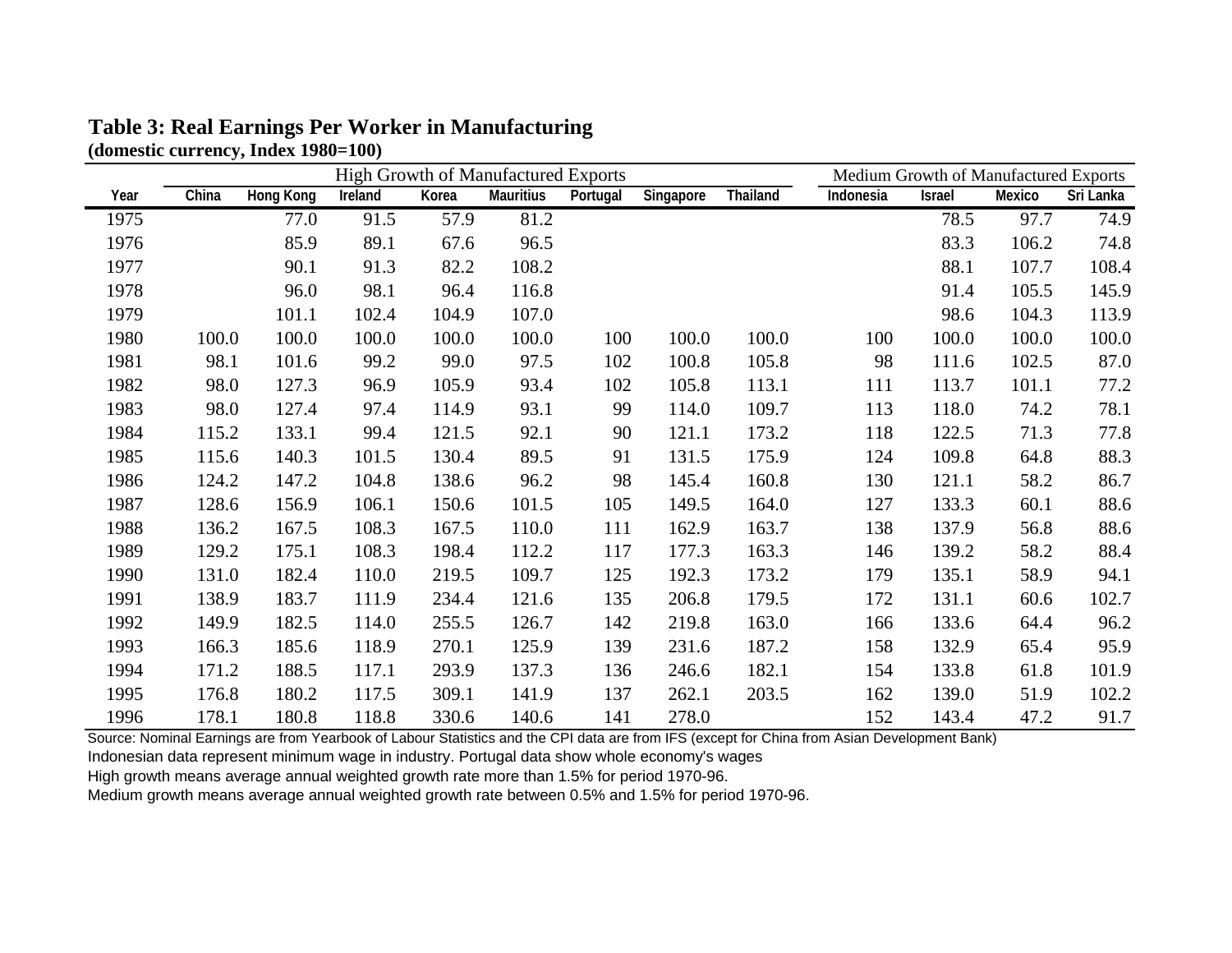**Table 3: Real Earnings Per Worker in Manufacturing**
**(domestic currency, Index 1980=100)**

| | High Growth of Manufactured Exports | | | | | | | | Medium Growth of Manufactured Exports | | | |
|---|---|---|---|---|---|---|---|---|---|---|---|---|
| Year | China | Hong Kong | Ireland | Korea | Mauritius | Portugal | Singapore | Thailand | Indonesia | Israel | Mexico | Sri Lanka |
| 1975 | | 77.0 | 91.5 | 57.9 | 81.2 | | | | | 78.5 | 97.7 | 74.9 |
| 1976 | | 85.9 | 89.1 | 67.6 | 96.5 | | | | | 83.3 | 106.2 | 74.8 |
| 1977 | | 90.1 | 91.3 | 82.2 | 108.2 | | | | | 88.1 | 107.7 | 108.4 |
| 1978 | | 96.0 | 98.1 | 96.4 | 116.8 | | | | | 91.4 | 105.5 | 145.9 |
| 1979 | | 101.1 | 102.4 | 104.9 | 107.0 | | | | | 98.6 | 104.3 | 113.9 |
| 1980 | 100.0 | 100.0 | 100.0 | 100.0 | 100.0 | 100 | 100.0 | 100.0 | 100 | 100.0 | 100.0 | 100.0 |
| 1981 | 98.1 | 101.6 | 99.2 | 99.0 | 97.5 | 102 | 100.8 | 105.8 | 98 | 111.6 | 102.5 | 87.0 |
| 1982 | 98.0 | 127.3 | 96.9 | 105.9 | 93.4 | 102 | 105.8 | 113.1 | 111 | 113.7 | 101.1 | 77.2 |
| 1983 | 98.0 | 127.4 | 97.4 | 114.9 | 93.1 | 99 | 114.0 | 109.7 | 113 | 118.0 | 74.2 | 78.1 |
| 1984 | 115.2 | 133.1 | 99.4 | 121.5 | 92.1 | 90 | 121.1 | 173.2 | 118 | 122.5 | 71.3 | 77.8 |
| 1985 | 115.6 | 140.3 | 101.5 | 130.4 | 89.5 | 91 | 131.5 | 175.9 | 124 | 109.8 | 64.8 | 88.3 |
| 1986 | 124.2 | 147.2 | 104.8 | 138.6 | 96.2 | 98 | 145.4 | 160.8 | 130 | 121.1 | 58.2 | 86.7 |
| 1987 | 128.6 | 156.9 | 106.1 | 150.6 | 101.5 | 105 | 149.5 | 164.0 | 127 | 133.3 | 60.1 | 88.6 |
| 1988 | 136.2 | 167.5 | 108.3 | 167.5 | 110.0 | 111 | 162.9 | 163.7 | 138 | 137.9 | 56.8 | 88.6 |
| 1989 | 129.2 | 175.1 | 108.3 | 198.4 | 112.2 | 117 | 177.3 | 163.3 | 146 | 139.2 | 58.2 | 88.4 |
| 1990 | 131.0 | 182.4 | 110.0 | 219.5 | 109.7 | 125 | 192.3 | 173.2 | 179 | 135.1 | 58.9 | 94.1 |
| 1991 | 138.9 | 183.7 | 111.9 | 234.4 | 121.6 | 135 | 206.8 | 179.5 | 172 | 131.1 | 60.6 | 102.7 |
| 1992 | 149.9 | 182.5 | 114.0 | 255.5 | 126.7 | 142 | 219.8 | 163.0 | 166 | 133.6 | 64.4 | 96.2 |
| 1993 | 166.3 | 185.6 | 118.9 | 270.1 | 125.9 | 139 | 231.6 | 187.2 | 158 | 132.9 | 65.4 | 95.9 |
| 1994 | 171.2 | 188.5 | 117.1 | 293.9 | 137.3 | 136 | 246.6 | 182.1 | 154 | 133.8 | 61.8 | 101.9 |
| 1995 | 176.8 | 180.2 | 117.5 | 309.1 | 141.9 | 137 | 262.1 | 203.5 | 162 | 139.0 | 51.9 | 102.2 |
| 1996 | 178.1 | 180.8 | 118.8 | 330.6 | 140.6 | 141 | 278.0 | | 152 | 143.4 | 47.2 | 91.7 |

Source: Nominal Earnings are from Yearbook of Labour Statistics and the CPI data are from IFS (except for China from Asian Development Bank)
Indonesian data represent minimum wage in industry. Portugal data show whole economy's wages
High growth means average annual weighted growth rate more than 1.5% for period 1970-96.
Medium growth means average annual weighted growth rate between 0.5% and 1.5% for period 1970-96.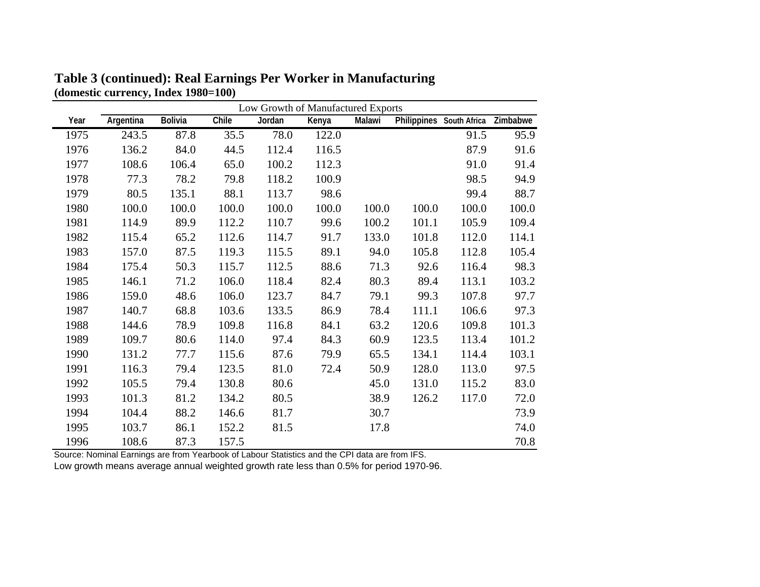**Table 3 (continued): Real Earnings Per Worker in Manufacturing**
**(domestic currency, Index 1980=100)**

| | Low Growth of Manufactured Exports | | | | | | | | |
|---|---|---|---|---|---|---|---|---|---|
| Year | Argentina | Bolivia | Chile | Jordan | Kenya | Malawi | Philippines | South Africa | Zimbabwe |
| 1975 | 243.5 | 87.8 | 35.5 | 78.0 | 122.0 | | | 91.5 | 95.9 |
| 1976 | 136.2 | 84.0 | 44.5 | 112.4 | 116.5 | | | 87.9 | 91.6 |
| 1977 | 108.6 | 106.4 | 65.0 | 100.2 | 112.3 | | | 91.0 | 91.4 |
| 1978 | 77.3 | 78.2 | 79.8 | 118.2 | 100.9 | | | 98.5 | 94.9 |
| 1979 | 80.5 | 135.1 | 88.1 | 113.7 | 98.6 | | | 99.4 | 88.7 |
| 1980 | 100.0 | 100.0 | 100.0 | 100.0 | 100.0 | 100.0 | 100.0 | 100.0 | 100.0 |
| 1981 | 114.9 | 89.9 | 112.2 | 110.7 | 99.6 | 100.2 | 101.1 | 105.9 | 109.4 |
| 1982 | 115.4 | 65.2 | 112.6 | 114.7 | 91.7 | 133.0 | 101.8 | 112.0 | 114.1 |
| 1983 | 157.0 | 87.5 | 119.3 | 115.5 | 89.1 | 94.0 | 105.8 | 112.8 | 105.4 |
| 1984 | 175.4 | 50.3 | 115.7 | 112.5 | 88.6 | 71.3 | 92.6 | 116.4 | 98.3 |
| 1985 | 146.1 | 71.2 | 106.0 | 118.4 | 82.4 | 80.3 | 89.4 | 113.1 | 103.2 |
| 1986 | 159.0 | 48.6 | 106.0 | 123.7 | 84.7 | 79.1 | 99.3 | 107.8 | 97.7 |
| 1987 | 140.7 | 68.8 | 103.6 | 133.5 | 86.9 | 78.4 | 111.1 | 106.6 | 97.3 |
| 1988 | 144.6 | 78.9 | 109.8 | 116.8 | 84.1 | 63.2 | 120.6 | 109.8 | 101.3 |
| 1989 | 109.7 | 80.6 | 114.0 | 97.4 | 84.3 | 60.9 | 123.5 | 113.4 | 101.2 |
| 1990 | 131.2 | 77.7 | 115.6 | 87.6 | 79.9 | 65.5 | 134.1 | 114.4 | 103.1 |
| 1991 | 116.3 | 79.4 | 123.5 | 81.0 | 72.4 | 50.9 | 128.0 | 113.0 | 97.5 |
| 1992 | 105.5 | 79.4 | 130.8 | 80.6 | | 45.0 | 131.0 | 115.2 | 83.0 |
| 1993 | 101.3 | 81.2 | 134.2 | 80.5 | | 38.9 | 126.2 | 117.0 | 72.0 |
| 1994 | 104.4 | 88.2 | 146.6 | 81.7 | | 30.7 | | | 73.9 |
| 1995 | 103.7 | 86.1 | 152.2 | 81.5 | | 17.8 | | | 74.0 |
| 1996 | 108.6 | 87.3 | 157.5 | | | | | | 70.8 |

Source: Nominal Earnings are from Yearbook of Labour Statistics and the CPI data are from IFS.
Low growth means average annual weighted growth rate less than 0.5% for period 1970-96.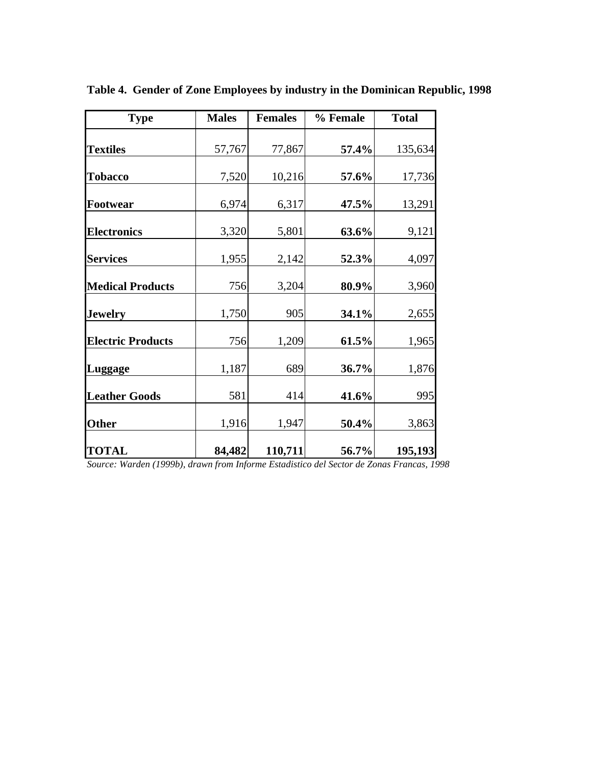**Table 4. Gender of Zone Employees by industry in the Dominican Republic, 1998**

| Type | Males | Females | % Female | Total |
|---|---|---|---|---|
| **Textiles** | 57,767 | 77,867 | **57.4%** | 135,634 |
| **Tobacco** | 7,520 | 10,216 | **57.6%** | 17,736 |
| **Footwear** | 6,974 | 6,317 | **47.5%** | 13,291 |
| **Electronics** | 3,320 | 5,801 | **63.6%** | 9,121 |
| **Services** | 1,955 | 2,142 | **52.3%** | 4,097 |
| **Medical Products** | 756 | 3,204 | **80.9%** | 3,960 |
| **Jewelry** | 1,750 | 905 | **34.1%** | 2,655 |
| **Electric Products** | 756 | 1,209 | **61.5%** | 1,965 |
| **Luggage** | 1,187 | 689 | **36.7%** | 1,876 |
| **Leather Goods** | 581 | 414 | **41.6%** | 995 |
| **Other** | 1,916 | 1,947 | **50.4%** | 3,863 |
| **TOTAL** | **84,482** | **110,711** | **56.7%** | **195,193** |

*Source: Warden (1999b), drawn from Informe Estadistico del Sector de Zonas Francas, 1998*